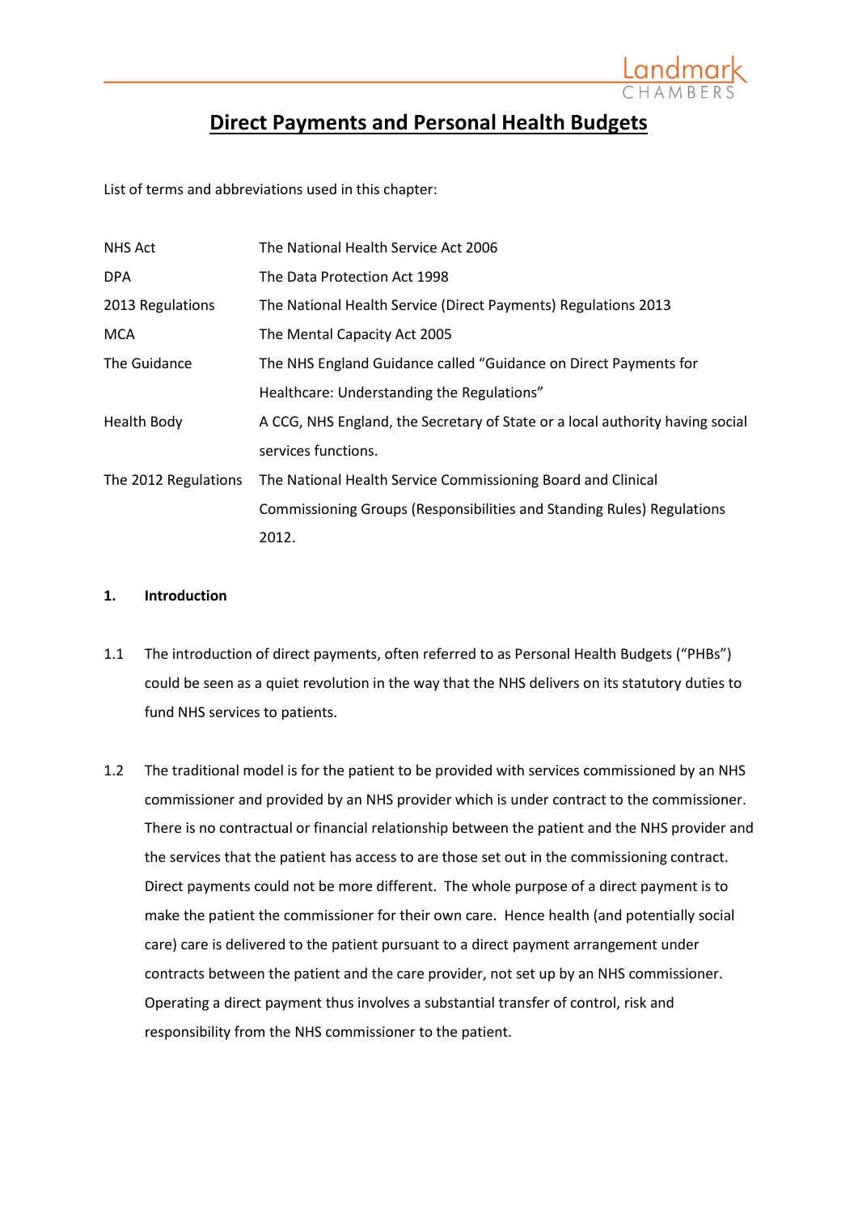# Direct Payments and Personal Health Budgets

List of terms and abbreviations used in this chapter:

| | |
|---|---|
| NHS Act | The National Health Service Act 2006 |
| DPA | The Data Protection Act 1998 |
| 2013 Regulations | The National Health Service (Direct Payments) Regulations 2013 |
| MCA | The Mental Capacity Act 2005 |
| The Guidance | The NHS England Guidance called "Guidance on Direct Payments for Healthcare: Understanding the Regulations" |
| Health Body | A CCG, NHS England, the Secretary of State or a local authority having social services functions. |
| The 2012 Regulations | The National Health Service Commissioning Board and Clinical Commissioning Groups (Responsibilities and Standing Rules) Regulations 2012. |

## 1. Introduction

1.1 The introduction of direct payments, often referred to as Personal Health Budgets ("PHBs") could be seen as a quiet revolution in the way that the NHS delivers on its statutory duties to fund NHS services to patients.

1.2 The traditional model is for the patient to be provided with services commissioned by an NHS commissioner and provided by an NHS provider which is under contract to the commissioner. There is no contractual or financial relationship between the patient and the NHS provider and the services that the patient has access to are those set out in the commissioning contract. Direct payments could not be more different. The whole purpose of a direct payment is to make the patient the commissioner for their own care. Hence health (and potentially social care) care is delivered to the patient pursuant to a direct payment arrangement under contracts between the patient and the care provider, not set up by an NHS commissioner. Operating a direct payment thus involves a substantial transfer of control, risk and responsibility from the NHS commissioner to the patient.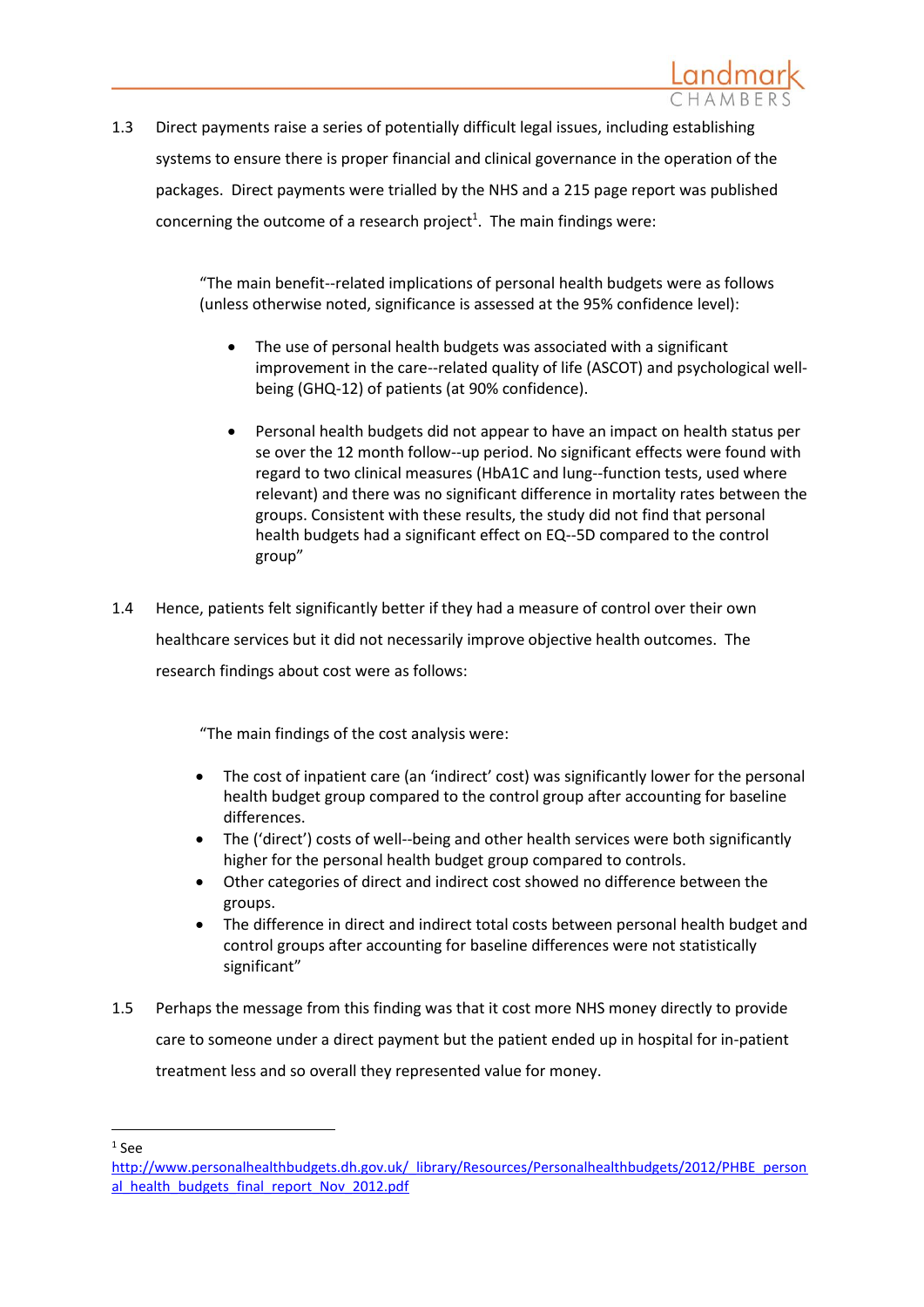1.3 Direct payments raise a series of potentially difficult legal issues, including establishing systems to ensure there is proper financial and clinical governance in the operation of the packages. Direct payments were trialled by the NHS and a 215 page report was published concerning the outcome of a research project[1]. The main findings were:

> "The main benefit--related implications of personal health budgets were as follows (unless otherwise noted, significance is assessed at the 95% confidence level):
>
> - The use of personal health budgets was associated with a significant improvement in the care--related quality of life (ASCOT) and psychological well-being (GHQ-12) of patients (at 90% confidence).
>
> - Personal health budgets did not appear to have an impact on health status per se over the 12 month follow--up period. No significant effects were found with regard to two clinical measures (HbA1C and lung--function tests, used where relevant) and there was no significant difference in mortality rates between the groups. Consistent with these results, the study did not find that personal health budgets had a significant effect on EQ--5D compared to the control group"

1.4 Hence, patients felt significantly better if they had a measure of control over their own healthcare services but it did not necessarily improve objective health outcomes. The research findings about cost were as follows:

> "The main findings of the cost analysis were:
>
> - The cost of inpatient care (an 'indirect' cost) was significantly lower for the personal health budget group compared to the control group after accounting for baseline differences.
> - The ('direct') costs of well--being and other health services were both significantly higher for the personal health budget group compared to controls.
> - Other categories of direct and indirect cost showed no difference between the groups.
> - The difference in direct and indirect total costs between personal health budget and control groups after accounting for baseline differences were not statistically significant"

1.5 Perhaps the message from this finding was that it cost more NHS money directly to provide care to someone under a direct payment but the patient ended up in hospital for in-patient treatment less and so overall they represented value for money.

---

[1] See http://www.personalhealthbudgets.dh.gov.uk/_library/Resources/Personalhealthbudgets/2012/PHBE_personal_health_budgets_final_report_Nov_2012.pdf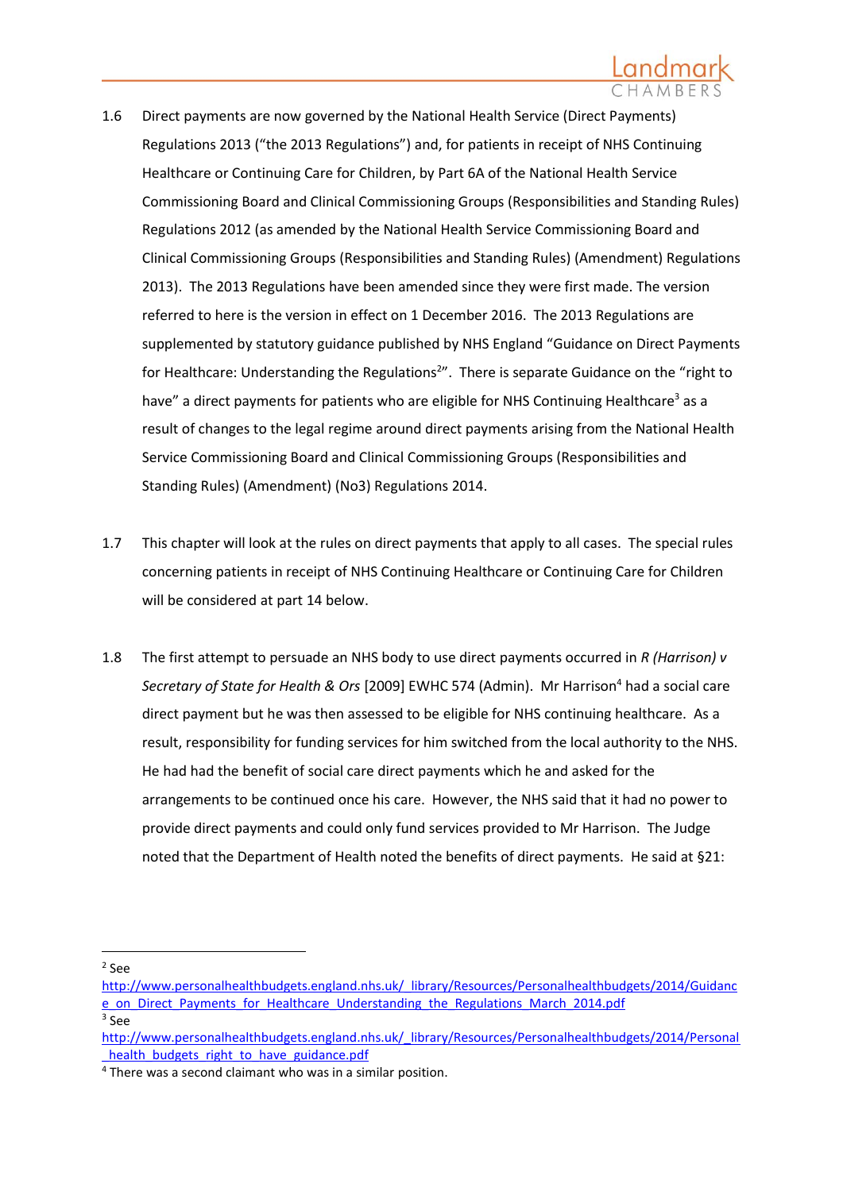1.6 Direct payments are now governed by the National Health Service (Direct Payments) Regulations 2013 ("the 2013 Regulations") and, for patients in receipt of NHS Continuing Healthcare or Continuing Care for Children, by Part 6A of the National Health Service Commissioning Board and Clinical Commissioning Groups (Responsibilities and Standing Rules) Regulations 2012 (as amended by the National Health Service Commissioning Board and Clinical Commissioning Groups (Responsibilities and Standing Rules) (Amendment) Regulations 2013). The 2013 Regulations have been amended since they were first made. The version referred to here is the version in effect on 1 December 2016. The 2013 Regulations are supplemented by statutory guidance published by NHS England "Guidance on Direct Payments for Healthcare: Understanding the Regulations[2]". There is separate Guidance on the "right to have" a direct payments for patients who are eligible for NHS Continuing Healthcare[3] as a result of changes to the legal regime around direct payments arising from the National Health Service Commissioning Board and Clinical Commissioning Groups (Responsibilities and Standing Rules) (Amendment) (No3) Regulations 2014.

1.7 This chapter will look at the rules on direct payments that apply to all cases. The special rules concerning patients in receipt of NHS Continuing Healthcare or Continuing Care for Children will be considered at part 14 below.

1.8 The first attempt to persuade an NHS body to use direct payments occurred in *R (Harrison) v Secretary of State for Health & Ors* [2009] EWHC 574 (Admin). Mr Harrison[4] had a social care direct payment but he was then assessed to be eligible for NHS continuing healthcare. As a result, responsibility for funding services for him switched from the local authority to the NHS. He had had the benefit of social care direct payments which he and asked for the arrangements to be continued once his care. However, the NHS said that it had no power to provide direct payments and could only fund services provided to Mr Harrison. The Judge noted that the Department of Health noted the benefits of direct payments. He said at §21:

---

[2] See http://www.personalhealthbudgets.england.nhs.uk/_library/Resources/Personalhealthbudgets/2014/Guidance_on_Direct_Payments_for_Healthcare_Understanding_the_Regulations_March_2014.pdf

[3] See http://www.personalhealthbudgets.england.nhs.uk/_library/Resources/Personalhealthbudgets/2014/Personal_health_budgets_right_to_have_guidance.pdf

[4] There was a second claimant who was in a similar position.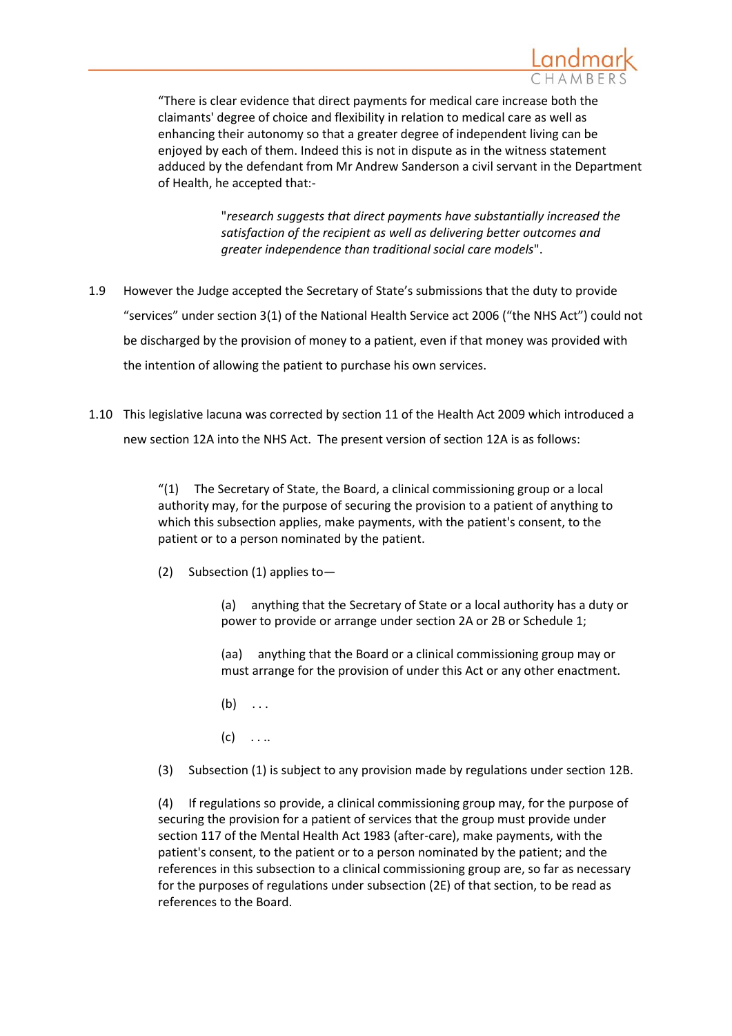> "There is clear evidence that direct payments for medical care increase both the claimants' degree of choice and flexibility in relation to medical care as well as enhancing their autonomy so that a greater degree of independent living can be enjoyed by each of them. Indeed this is not in dispute as in the witness statement adduced by the defendant from Mr Andrew Sanderson a civil servant in the Department of Health, he accepted that:-
>
> > "*research suggests that direct payments have substantially increased the satisfaction of the recipient as well as delivering better outcomes and greater independence than traditional social care models*".

1.9 However the Judge accepted the Secretary of State's submissions that the duty to provide "services" under section 3(1) of the National Health Service act 2006 ("the NHS Act") could not be discharged by the provision of money to a patient, even if that money was provided with the intention of allowing the patient to purchase his own services.

1.10 This legislative lacuna was corrected by section 11 of the Health Act 2009 which introduced a new section 12A into the NHS Act. The present version of section 12A is as follows:

> "(1) The Secretary of State, the Board, a clinical commissioning group or a local authority may, for the purpose of securing the provision to a patient of anything to which this subsection applies, make payments, with the patient's consent, to the patient or to a person nominated by the patient.
>
> (2) Subsection (1) applies to—
>
> > (a) anything that the Secretary of State or a local authority has a duty or power to provide or arrange under section 2A or 2B or Schedule 1;
> >
> > (aa) anything that the Board or a clinical commissioning group may or must arrange for the provision of under this Act or any other enactment.
> >
> > (b) . . .
> >
> > (c) . . ..
>
> (3) Subsection (1) is subject to any provision made by regulations under section 12B.
>
> (4) If regulations so provide, a clinical commissioning group may, for the purpose of securing the provision for a patient of services that the group must provide under section 117 of the Mental Health Act 1983 (after-care), make payments, with the patient's consent, to the patient or to a person nominated by the patient; and the references in this subsection to a clinical commissioning group are, so far as necessary for the purposes of regulations under subsection (2E) of that section, to be read as references to the Board.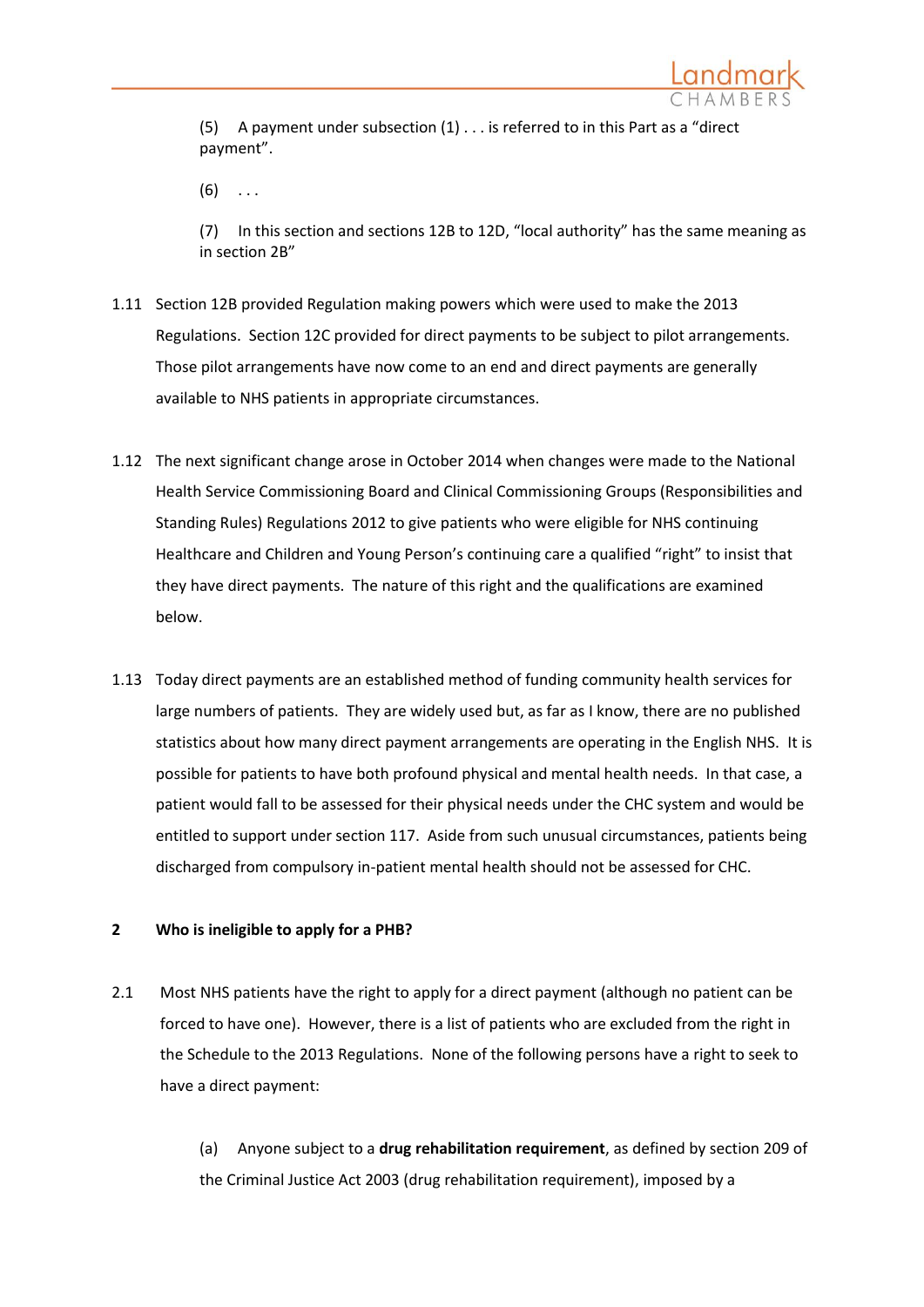> (5) A payment under subsection (1) . . . is referred to in this Part as a "direct payment".
>
> (6) . . .
>
> (7) In this section and sections 12B to 12D, "local authority" has the same meaning as in section 2B"

1.11 Section 12B provided Regulation making powers which were used to make the 2013 Regulations. Section 12C provided for direct payments to be subject to pilot arrangements. Those pilot arrangements have now come to an end and direct payments are generally available to NHS patients in appropriate circumstances.

1.12 The next significant change arose in October 2014 when changes were made to the National Health Service Commissioning Board and Clinical Commissioning Groups (Responsibilities and Standing Rules) Regulations 2012 to give patients who were eligible for NHS continuing Healthcare and Children and Young Person's continuing care a qualified "right" to insist that they have direct payments. The nature of this right and the qualifications are examined below.

1.13 Today direct payments are an established method of funding community health services for large numbers of patients. They are widely used but, as far as I know, there are no published statistics about how many direct payment arrangements are operating in the English NHS. It is possible for patients to have both profound physical and mental health needs. In that case, a patient would fall to be assessed for their physical needs under the CHC system and would be entitled to support under section 117. Aside from such unusual circumstances, patients being discharged from compulsory in-patient mental health should not be assessed for CHC.

## 2 Who is ineligible to apply for a PHB?

2.1 Most NHS patients have the right to apply for a direct payment (although no patient can be forced to have one). However, there is a list of patients who are excluded from the right in the Schedule to the 2013 Regulations. None of the following persons have a right to seek to have a direct payment:

(a) Anyone subject to a **drug rehabilitation requirement**, as defined by section 209 of the Criminal Justice Act 2003 (drug rehabilitation requirement), imposed by a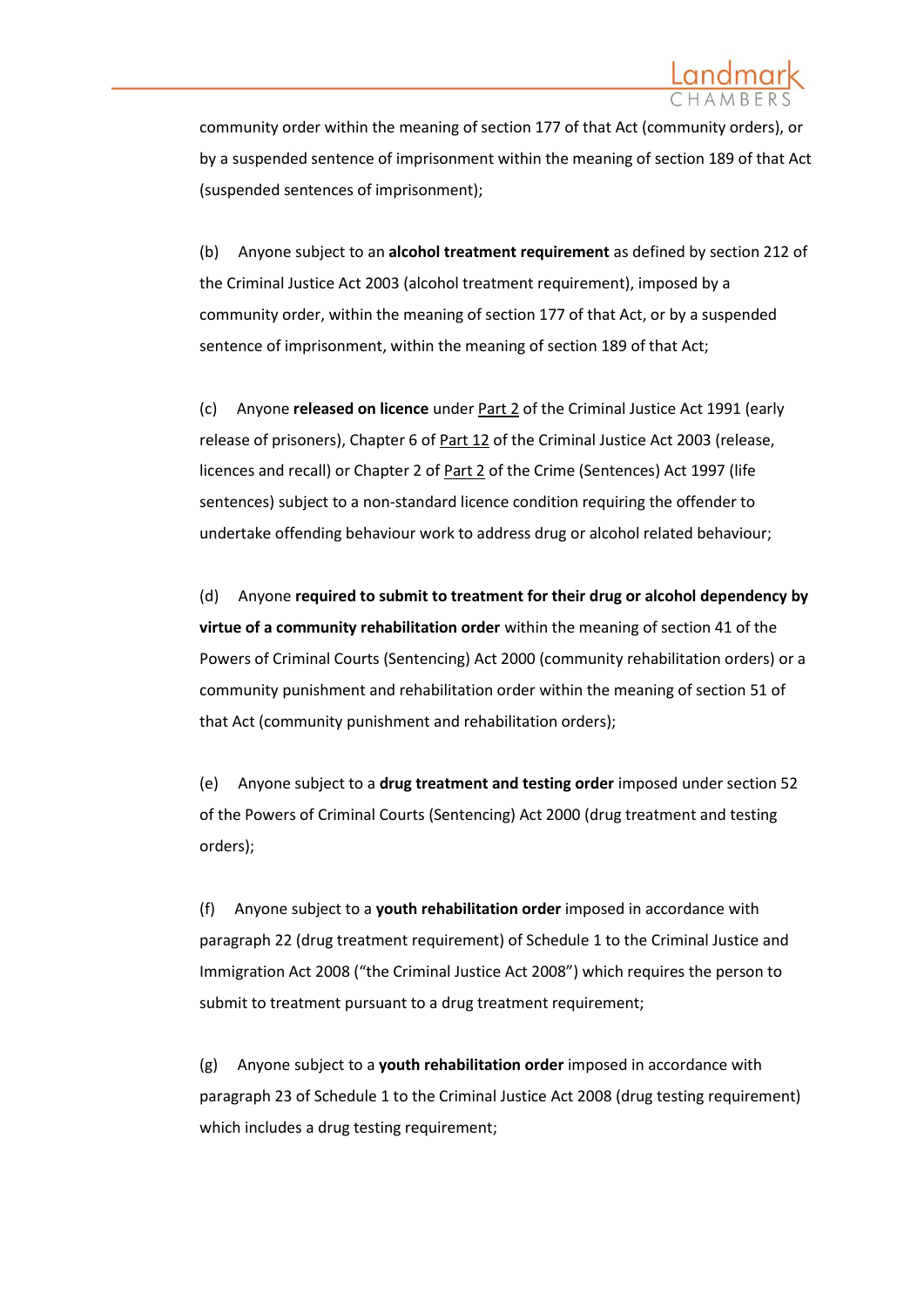community order within the meaning of section 177 of that Act (community orders), or by a suspended sentence of imprisonment within the meaning of section 189 of that Act (suspended sentences of imprisonment);

(b) Anyone subject to an **alcohol treatment requirement** as defined by section 212 of the Criminal Justice Act 2003 (alcohol treatment requirement), imposed by a community order, within the meaning of section 177 of that Act, or by a suspended sentence of imprisonment, within the meaning of section 189 of that Act;

(c) Anyone **released on licence** under Part 2 of the Criminal Justice Act 1991 (early release of prisoners), Chapter 6 of Part 12 of the Criminal Justice Act 2003 (release, licences and recall) or Chapter 2 of Part 2 of the Crime (Sentences) Act 1997 (life sentences) subject to a non-standard licence condition requiring the offender to undertake offending behaviour work to address drug or alcohol related behaviour;

(d) Anyone **required to submit to treatment for their drug or alcohol dependency by virtue of a community rehabilitation order** within the meaning of section 41 of the Powers of Criminal Courts (Sentencing) Act 2000 (community rehabilitation orders) or a community punishment and rehabilitation order within the meaning of section 51 of that Act (community punishment and rehabilitation orders);

(e) Anyone subject to a **drug treatment and testing order** imposed under section 52 of the Powers of Criminal Courts (Sentencing) Act 2000 (drug treatment and testing orders);

(f) Anyone subject to a **youth rehabilitation order** imposed in accordance with paragraph 22 (drug treatment requirement) of Schedule 1 to the Criminal Justice and Immigration Act 2008 ("the Criminal Justice Act 2008") which requires the person to submit to treatment pursuant to a drug treatment requirement;

(g) Anyone subject to a **youth rehabilitation order** imposed in accordance with paragraph 23 of Schedule 1 to the Criminal Justice Act 2008 (drug testing requirement) which includes a drug testing requirement;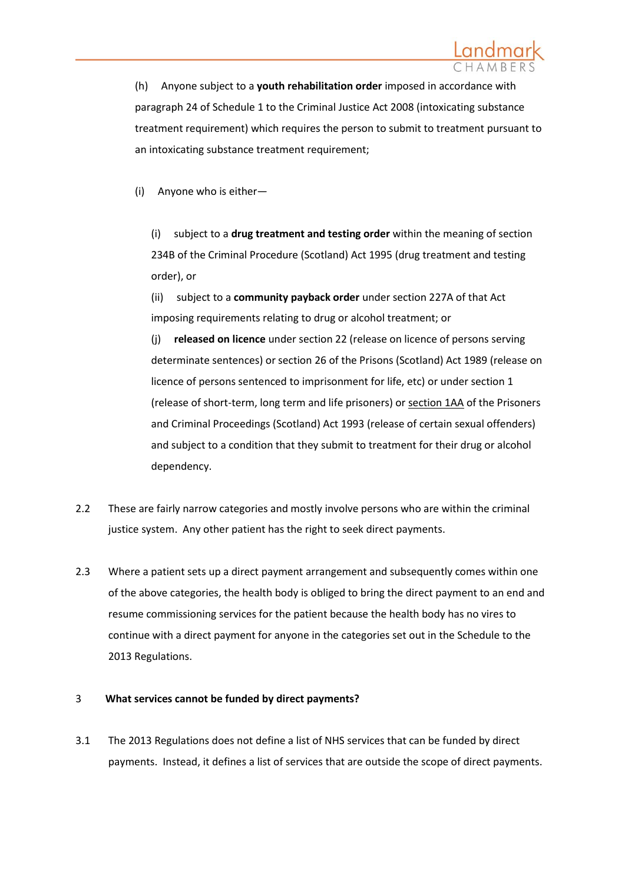(h) Anyone subject to a **youth rehabilitation order** imposed in accordance with paragraph 24 of Schedule 1 to the Criminal Justice Act 2008 (intoxicating substance treatment requirement) which requires the person to submit to treatment pursuant to an intoxicating substance treatment requirement;

(i) Anyone who is either—

(i) subject to a **drug treatment and testing order** within the meaning of section 234B of the Criminal Procedure (Scotland) Act 1995 (drug treatment and testing order), or

(ii) subject to a **community payback order** under section 227A of that Act imposing requirements relating to drug or alcohol treatment; or

(j) **released on licence** under section 22 (release on licence of persons serving determinate sentences) or section 26 of the Prisons (Scotland) Act 1989 (release on licence of persons sentenced to imprisonment for life, etc) or under section 1 (release of short-term, long term and life prisoners) or section 1AA of the Prisoners and Criminal Proceedings (Scotland) Act 1993 (release of certain sexual offenders) and subject to a condition that they submit to treatment for their drug or alcohol dependency.

2.2 These are fairly narrow categories and mostly involve persons who are within the criminal justice system. Any other patient has the right to seek direct payments.

2.3 Where a patient sets up a direct payment arrangement and subsequently comes within one of the above categories, the health body is obliged to bring the direct payment to an end and resume commissioning services for the patient because the health body has no vires to continue with a direct payment for anyone in the categories set out in the Schedule to the 2013 Regulations.

## 3 What services cannot be funded by direct payments?

3.1 The 2013 Regulations does not define a list of NHS services that can be funded by direct payments. Instead, it defines a list of services that are outside the scope of direct payments.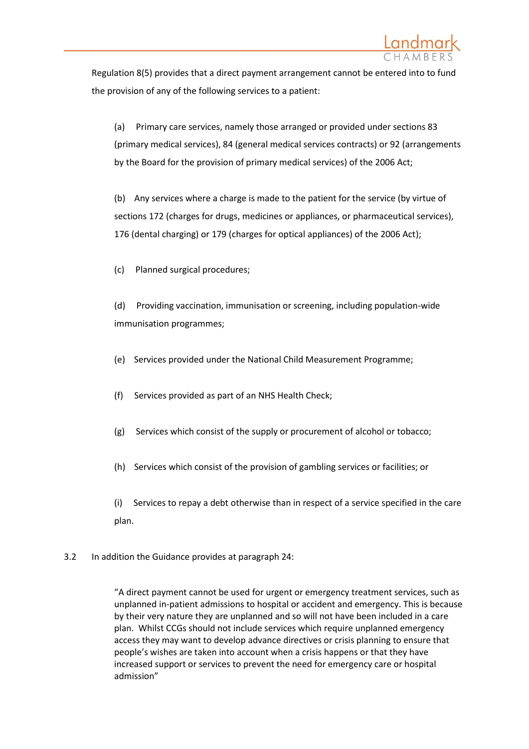Regulation 8(5) provides that a direct payment arrangement cannot be entered into to fund the provision of any of the following services to a patient:

(a) Primary care services, namely those arranged or provided under sections 83 (primary medical services), 84 (general medical services contracts) or 92 (arrangements by the Board for the provision of primary medical services) of the 2006 Act;

(b) Any services where a charge is made to the patient for the service (by virtue of sections 172 (charges for drugs, medicines or appliances, or pharmaceutical services), 176 (dental charging) or 179 (charges for optical appliances) of the 2006 Act);

(c) Planned surgical procedures;

(d) Providing vaccination, immunisation or screening, including population-wide immunisation programmes;

(e) Services provided under the National Child Measurement Programme;

(f) Services provided as part of an NHS Health Check;

(g) Services which consist of the supply or procurement of alcohol or tobacco;

(h) Services which consist of the provision of gambling services or facilities; or

(i) Services to repay a debt otherwise than in respect of a service specified in the care plan.

3.2 In addition the Guidance provides at paragraph 24:

> "A direct payment cannot be used for urgent or emergency treatment services, such as unplanned in-patient admissions to hospital or accident and emergency. This is because by their very nature they are unplanned and so will not have been included in a care plan. Whilst CCGs should not include services which require unplanned emergency access they may want to develop advance directives or crisis planning to ensure that people's wishes are taken into account when a crisis happens or that they have increased support or services to prevent the need for emergency care or hospital admission"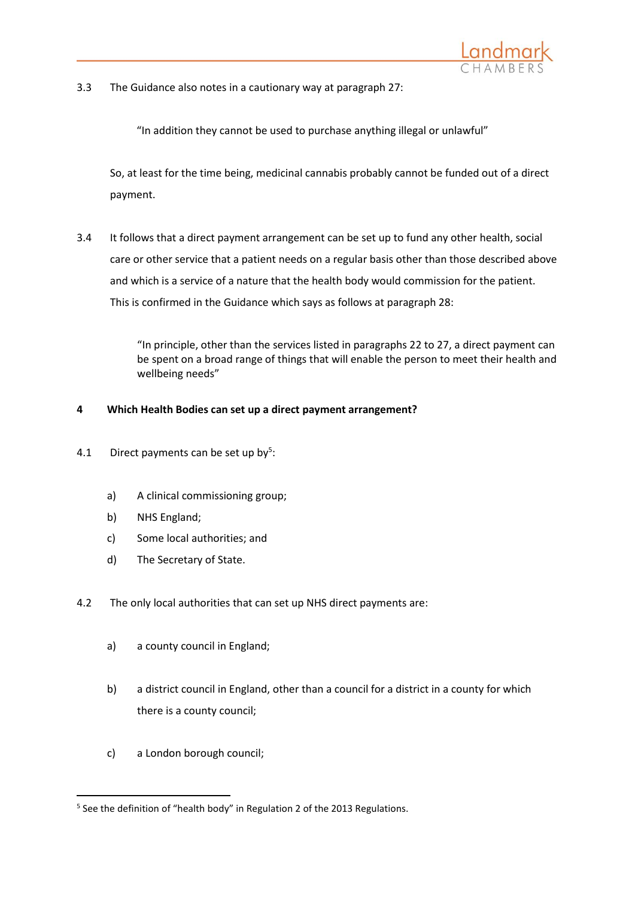3.3 The Guidance also notes in a cautionary way at paragraph 27:

> "In addition they cannot be used to purchase anything illegal or unlawful"

So, at least for the time being, medicinal cannabis probably cannot be funded out of a direct payment.

3.4 It follows that a direct payment arrangement can be set up to fund any other health, social care or other service that a patient needs on a regular basis other than those described above and which is a service of a nature that the health body would commission for the patient. This is confirmed in the Guidance which says as follows at paragraph 28:

> "In principle, other than the services listed in paragraphs 22 to 27, a direct payment can be spent on a broad range of things that will enable the person to meet their health and wellbeing needs"

**4 Which Health Bodies can set up a direct payment arrangement?**

4.1 Direct payments can be set up by[5]:

a) A clinical commissioning group;

b) NHS England;

c) Some local authorities; and

d) The Secretary of State.

4.2 The only local authorities that can set up NHS direct payments are:

a) a county council in England;

b) a district council in England, other than a council for a district in a county for which there is a county council;

c) a London borough council;

---

[5] See the definition of "health body" in Regulation 2 of the 2013 Regulations.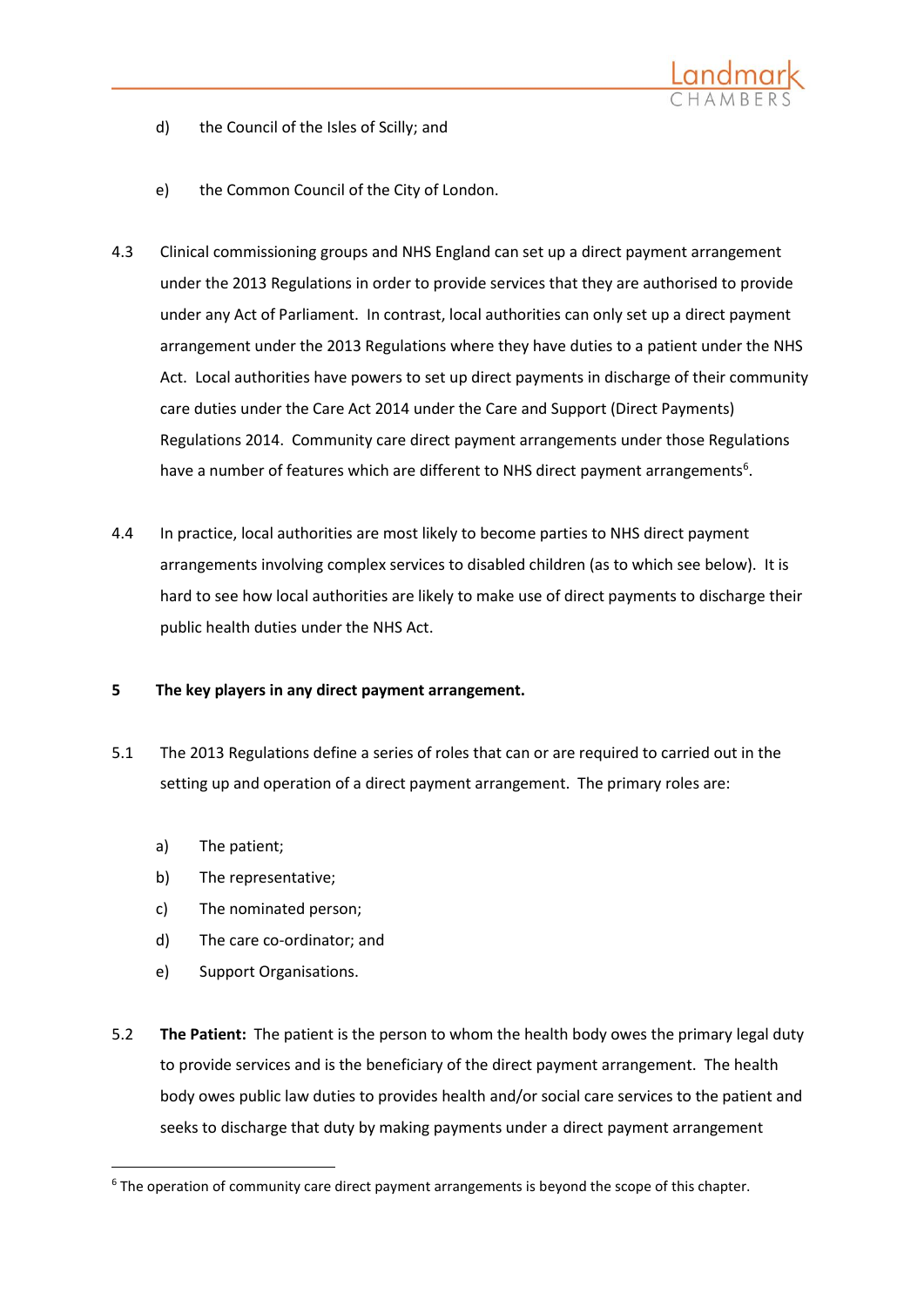d) the Council of the Isles of Scilly; and

e) the Common Council of the City of London.

4.3 Clinical commissioning groups and NHS England can set up a direct payment arrangement under the 2013 Regulations in order to provide services that they are authorised to provide under any Act of Parliament. In contrast, local authorities can only set up a direct payment arrangement under the 2013 Regulations where they have duties to a patient under the NHS Act. Local authorities have powers to set up direct payments in discharge of their community care duties under the Care Act 2014 under the Care and Support (Direct Payments) Regulations 2014. Community care direct payment arrangements under those Regulations have a number of features which are different to NHS direct payment arrangements[6].

4.4 In practice, local authorities are most likely to become parties to NHS direct payment arrangements involving complex services to disabled children (as to which see below). It is hard to see how local authorities are likely to make use of direct payments to discharge their public health duties under the NHS Act.

**5 The key players in any direct payment arrangement.**

5.1 The 2013 Regulations define a series of roles that can or are required to carried out in the setting up and operation of a direct payment arrangement. The primary roles are:

a) The patient;
b) The representative;
c) The nominated person;
d) The care co-ordinator; and
e) Support Organisations.

5.2 **The Patient:** The patient is the person to whom the health body owes the primary legal duty to provide services and is the beneficiary of the direct payment arrangement. The health body owes public law duties to provides health and/or social care services to the patient and seeks to discharge that duty by making payments under a direct payment arrangement

[6] The operation of community care direct payment arrangements is beyond the scope of this chapter.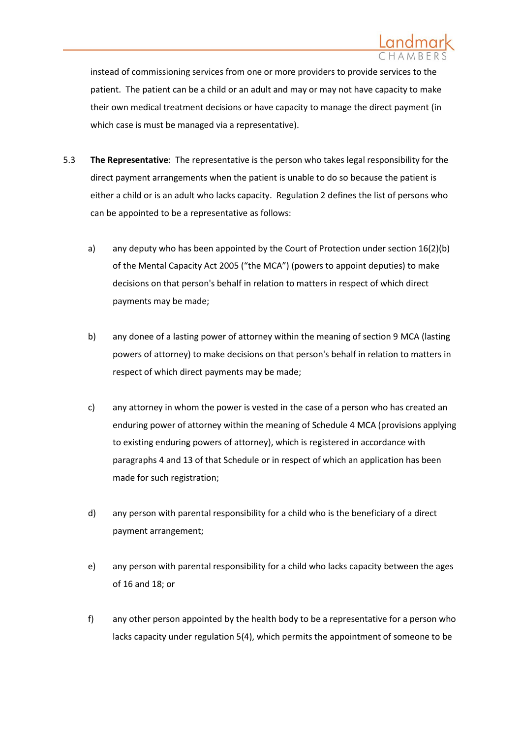instead of commissioning services from one or more providers to provide services to the patient. The patient can be a child or an adult and may or may not have capacity to make their own medical treatment decisions or have capacity to manage the direct payment (in which case is must be managed via a representative).

5.3 **The Representative**: The representative is the person who takes legal responsibility for the direct payment arrangements when the patient is unable to do so because the patient is either a child or is an adult who lacks capacity. Regulation 2 defines the list of persons who can be appointed to be a representative as follows:

a) any deputy who has been appointed by the Court of Protection under section 16(2)(b) of the Mental Capacity Act 2005 ("the MCA") (powers to appoint deputies) to make decisions on that person's behalf in relation to matters in respect of which direct payments may be made;

b) any donee of a lasting power of attorney within the meaning of section 9 MCA (lasting powers of attorney) to make decisions on that person's behalf in relation to matters in respect of which direct payments may be made;

c) any attorney in whom the power is vested in the case of a person who has created an enduring power of attorney within the meaning of Schedule 4 MCA (provisions applying to existing enduring powers of attorney), which is registered in accordance with paragraphs 4 and 13 of that Schedule or in respect of which an application has been made for such registration;

d) any person with parental responsibility for a child who is the beneficiary of a direct payment arrangement;

e) any person with parental responsibility for a child who lacks capacity between the ages of 16 and 18; or

f) any other person appointed by the health body to be a representative for a person who lacks capacity under regulation 5(4), which permits the appointment of someone to be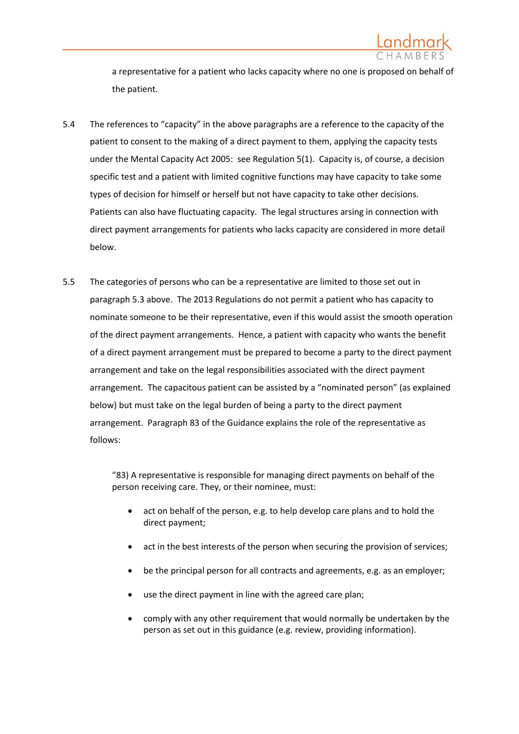a representative for a patient who lacks capacity where no one is proposed on behalf of the patient.

5.4 The references to "capacity" in the above paragraphs are a reference to the capacity of the patient to consent to the making of a direct payment to them, applying the capacity tests under the Mental Capacity Act 2005: see Regulation 5(1). Capacity is, of course, a decision specific test and a patient with limited cognitive functions may have capacity to take some types of decision for himself or herself but not have capacity to take other decisions. Patients can also have fluctuating capacity. The legal structures arsing in connection with direct payment arrangements for patients who lacks capacity are considered in more detail below.

5.5 The categories of persons who can be a representative are limited to those set out in paragraph 5.3 above. The 2013 Regulations do not permit a patient who has capacity to nominate someone to be their representative, even if this would assist the smooth operation of the direct payment arrangements. Hence, a patient with capacity who wants the benefit of a direct payment arrangement must be prepared to become a party to the direct payment arrangement and take on the legal responsibilities associated with the direct payment arrangement. The capacitous patient can be assisted by a "nominated person" (as explained below) but must take on the legal burden of being a party to the direct payment arrangement. Paragraph 83 of the Guidance explains the role of the representative as follows:

> "83) A representative is responsible for managing direct payments on behalf of the person receiving care. They, or their nominee, must:
>
> - act on behalf of the person, e.g. to help develop care plans and to hold the direct payment;
> - act in the best interests of the person when securing the provision of services;
> - be the principal person for all contracts and agreements, e.g. as an employer;
> - use the direct payment in line with the agreed care plan;
> - comply with any other requirement that would normally be undertaken by the person as set out in this guidance (e.g. review, providing information).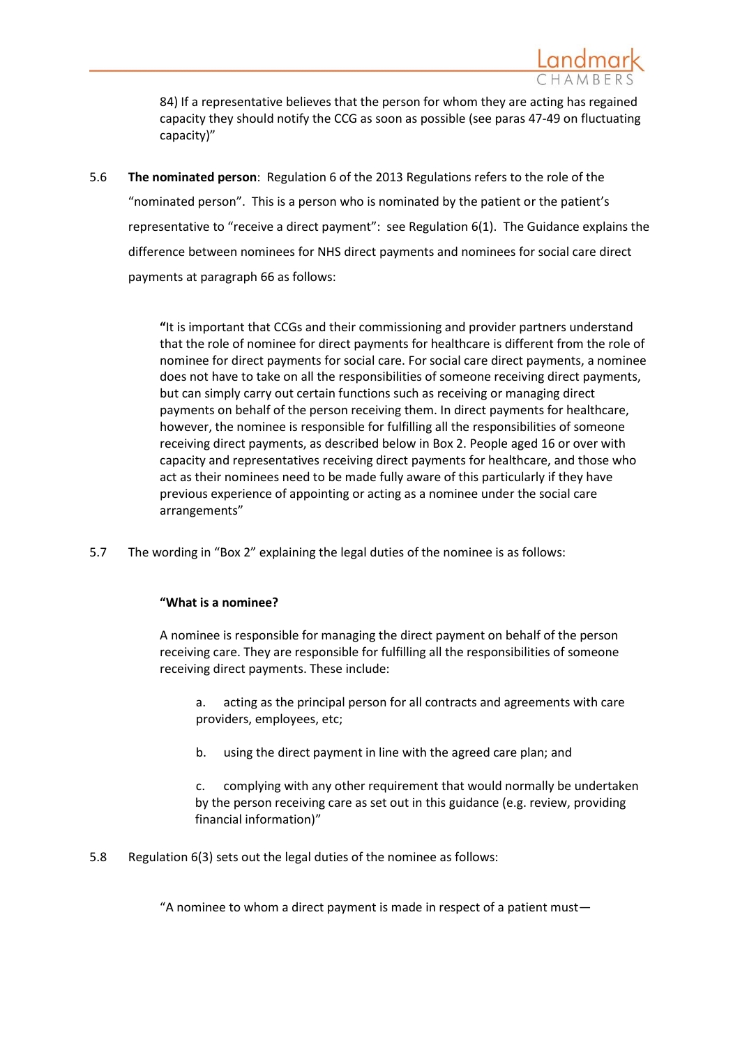> 84) If a representative believes that the person for whom they are acting has regained capacity they should notify the CCG as soon as possible (see paras 47-49 on fluctuating capacity)"

5.6 **The nominated person**: Regulation 6 of the 2013 Regulations refers to the role of the "nominated person". This is a person who is nominated by the patient or the patient's representative to "receive a direct payment": see Regulation 6(1). The Guidance explains the difference between nominees for NHS direct payments and nominees for social care direct payments at paragraph 66 as follows:

> **"**It is important that CCGs and their commissioning and provider partners understand that the role of nominee for direct payments for healthcare is different from the role of nominee for direct payments for social care. For social care direct payments, a nominee does not have to take on all the responsibilities of someone receiving direct payments, but can simply carry out certain functions such as receiving or managing direct payments on behalf of the person receiving them. In direct payments for healthcare, however, the nominee is responsible for fulfilling all the responsibilities of someone receiving direct payments, as described below in Box 2. People aged 16 or over with capacity and representatives receiving direct payments for healthcare, and those who act as their nominees need to be made fully aware of this particularly if they have previous experience of appointing or acting as a nominee under the social care arrangements"

5.7 The wording in "Box 2" explaining the legal duties of the nominee is as follows:

> **"What is a nominee?**
>
> A nominee is responsible for managing the direct payment on behalf of the person receiving care. They are responsible for fulfilling all the responsibilities of someone receiving direct payments. These include:
>
> a. acting as the principal person for all contracts and agreements with care providers, employees, etc;
>
> b. using the direct payment in line with the agreed care plan; and
>
> c. complying with any other requirement that would normally be undertaken by the person receiving care as set out in this guidance (e.g. review, providing financial information)"

5.8 Regulation 6(3) sets out the legal duties of the nominee as follows:

> "A nominee to whom a direct payment is made in respect of a patient must—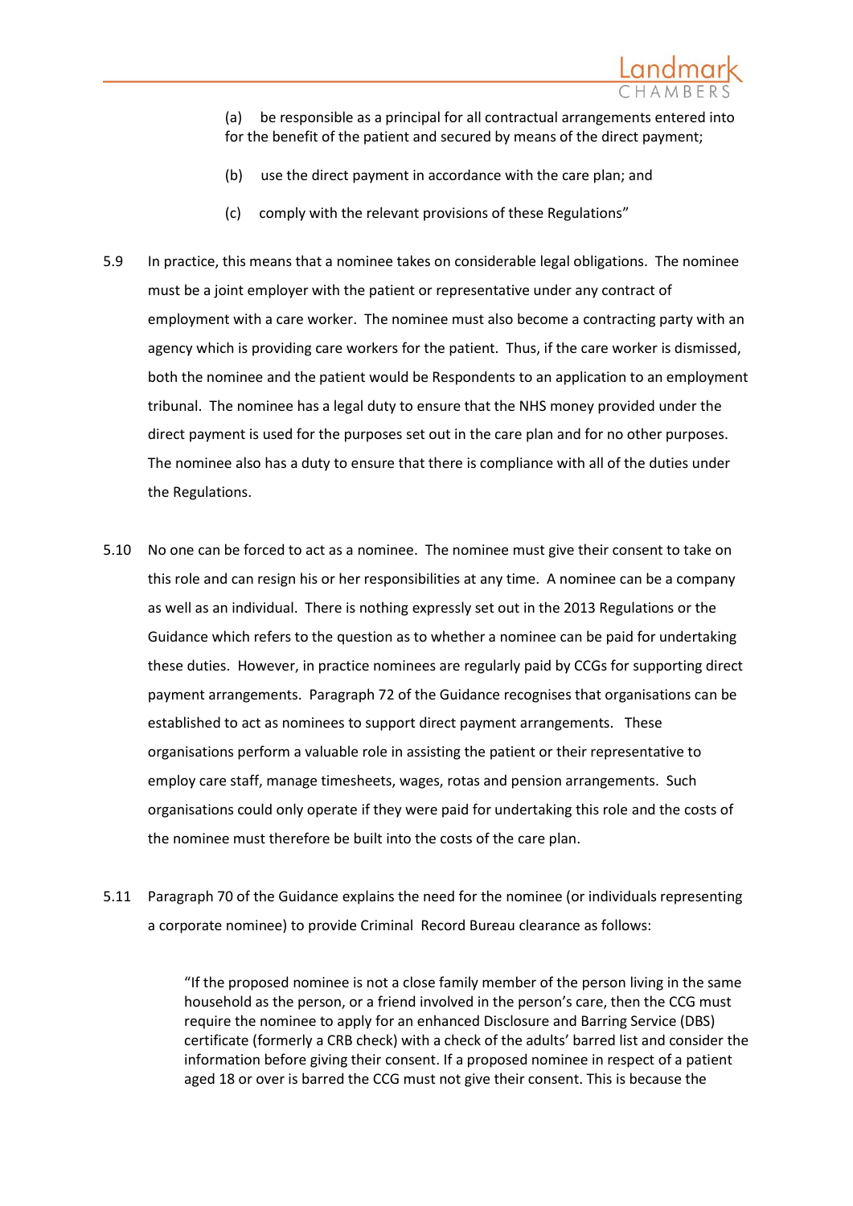(a) be responsible as a principal for all contractual arrangements entered into for the benefit of the patient and secured by means of the direct payment;

(b) use the direct payment in accordance with the care plan; and

(c) comply with the relevant provisions of these Regulations"

5.9 In practice, this means that a nominee takes on considerable legal obligations. The nominee must be a joint employer with the patient or representative under any contract of employment with a care worker. The nominee must also become a contracting party with an agency which is providing care workers for the patient. Thus, if the care worker is dismissed, both the nominee and the patient would be Respondents to an application to an employment tribunal. The nominee has a legal duty to ensure that the NHS money provided under the direct payment is used for the purposes set out in the care plan and for no other purposes. The nominee also has a duty to ensure that there is compliance with all of the duties under the Regulations.

5.10 No one can be forced to act as a nominee. The nominee must give their consent to take on this role and can resign his or her responsibilities at any time. A nominee can be a company as well as an individual. There is nothing expressly set out in the 2013 Regulations or the Guidance which refers to the question as to whether a nominee can be paid for undertaking these duties. However, in practice nominees are regularly paid by CCGs for supporting direct payment arrangements. Paragraph 72 of the Guidance recognises that organisations can be established to act as nominees to support direct payment arrangements. These organisations perform a valuable role in assisting the patient or their representative to employ care staff, manage timesheets, wages, rotas and pension arrangements. Such organisations could only operate if they were paid for undertaking this role and the costs of the nominee must therefore be built into the costs of the care plan.

5.11 Paragraph 70 of the Guidance explains the need for the nominee (or individuals representing a corporate nominee) to provide Criminal Record Bureau clearance as follows:

> "If the proposed nominee is not a close family member of the person living in the same household as the person, or a friend involved in the person's care, then the CCG must require the nominee to apply for an enhanced Disclosure and Barring Service (DBS) certificate (formerly a CRB check) with a check of the adults' barred list and consider the information before giving their consent. If a proposed nominee in respect of a patient aged 18 or over is barred the CCG must not give their consent. This is because the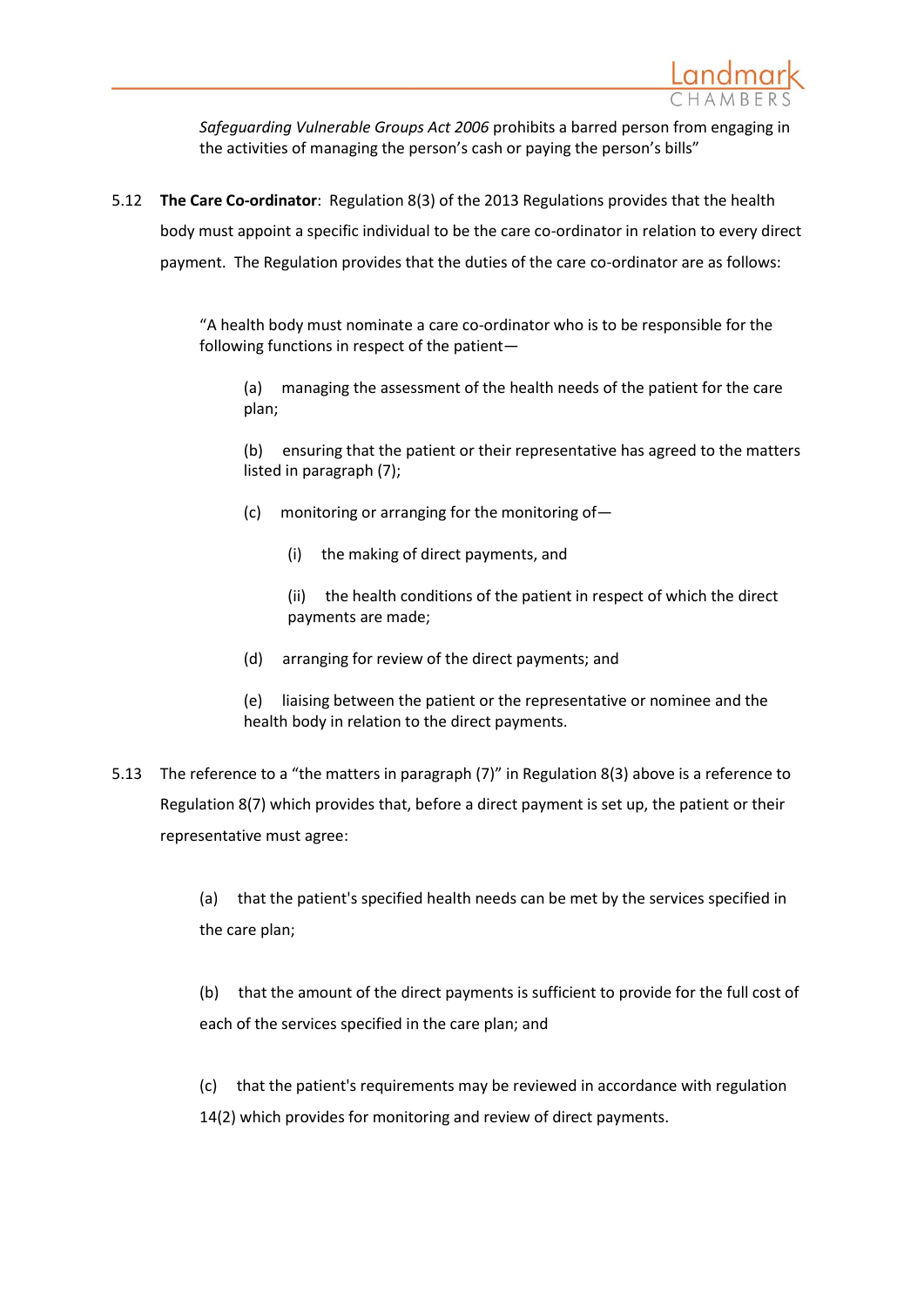*Safeguarding Vulnerable Groups Act 2006* prohibits a barred person from engaging in the activities of managing the person's cash or paying the person's bills"

5.12 **The Care Co-ordinator**: Regulation 8(3) of the 2013 Regulations provides that the health body must appoint a specific individual to be the care co-ordinator in relation to every direct payment. The Regulation provides that the duties of the care co-ordinator are as follows:

> "A health body must nominate a care co-ordinator who is to be responsible for the following functions in respect of the patient—
>
> (a) managing the assessment of the health needs of the patient for the care plan;
>
> (b) ensuring that the patient or their representative has agreed to the matters listed in paragraph (7);
>
> (c) monitoring or arranging for the monitoring of—
>
> (i) the making of direct payments, and
>
> (ii) the health conditions of the patient in respect of which the direct payments are made;
>
> (d) arranging for review of the direct payments; and
>
> (e) liaising between the patient or the representative or nominee and the health body in relation to the direct payments.

5.13 The reference to a "the matters in paragraph (7)" in Regulation 8(3) above is a reference to Regulation 8(7) which provides that, before a direct payment is set up, the patient or their representative must agree:

> (a) that the patient's specified health needs can be met by the services specified in the care plan;
>
> (b) that the amount of the direct payments is sufficient to provide for the full cost of each of the services specified in the care plan; and
>
> (c) that the patient's requirements may be reviewed in accordance with regulation 14(2) which provides for monitoring and review of direct payments.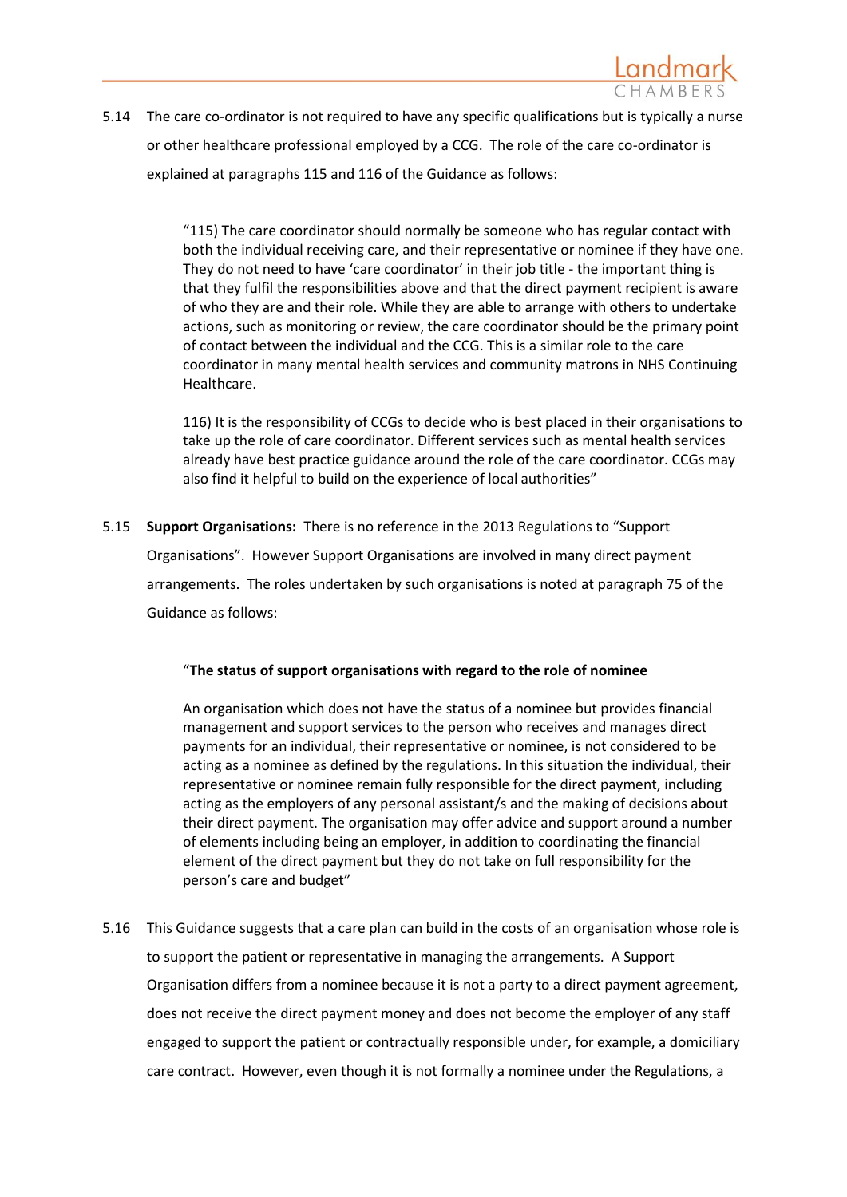5.14 The care co-ordinator is not required to have any specific qualifications but is typically a nurse or other healthcare professional employed by a CCG. The role of the care co-ordinator is explained at paragraphs 115 and 116 of the Guidance as follows:

> "115) The care coordinator should normally be someone who has regular contact with both the individual receiving care, and their representative or nominee if they have one. They do not need to have 'care coordinator' in their job title - the important thing is that they fulfil the responsibilities above and that the direct payment recipient is aware of who they are and their role. While they are able to arrange with others to undertake actions, such as monitoring or review, the care coordinator should be the primary point of contact between the individual and the CCG. This is a similar role to the care coordinator in many mental health services and community matrons in NHS Continuing Healthcare.
>
> 116) It is the responsibility of CCGs to decide who is best placed in their organisations to take up the role of care coordinator. Different services such as mental health services already have best practice guidance around the role of the care coordinator. CCGs may also find it helpful to build on the experience of local authorities"

5.15 **Support Organisations:** There is no reference in the 2013 Regulations to "Support Organisations". However Support Organisations are involved in many direct payment arrangements. The roles undertaken by such organisations is noted at paragraph 75 of the Guidance as follows:

> "**The status of support organisations with regard to the role of nominee**
>
> An organisation which does not have the status of a nominee but provides financial management and support services to the person who receives and manages direct payments for an individual, their representative or nominee, is not considered to be acting as a nominee as defined by the regulations. In this situation the individual, their representative or nominee remain fully responsible for the direct payment, including acting as the employers of any personal assistant/s and the making of decisions about their direct payment. The organisation may offer advice and support around a number of elements including being an employer, in addition to coordinating the financial element of the direct payment but they do not take on full responsibility for the person's care and budget"

5.16 This Guidance suggests that a care plan can build in the costs of an organisation whose role is to support the patient or representative in managing the arrangements. A Support Organisation differs from a nominee because it is not a party to a direct payment agreement, does not receive the direct payment money and does not become the employer of any staff engaged to support the patient or contractually responsible under, for example, a domiciliary care contract. However, even though it is not formally a nominee under the Regulations, a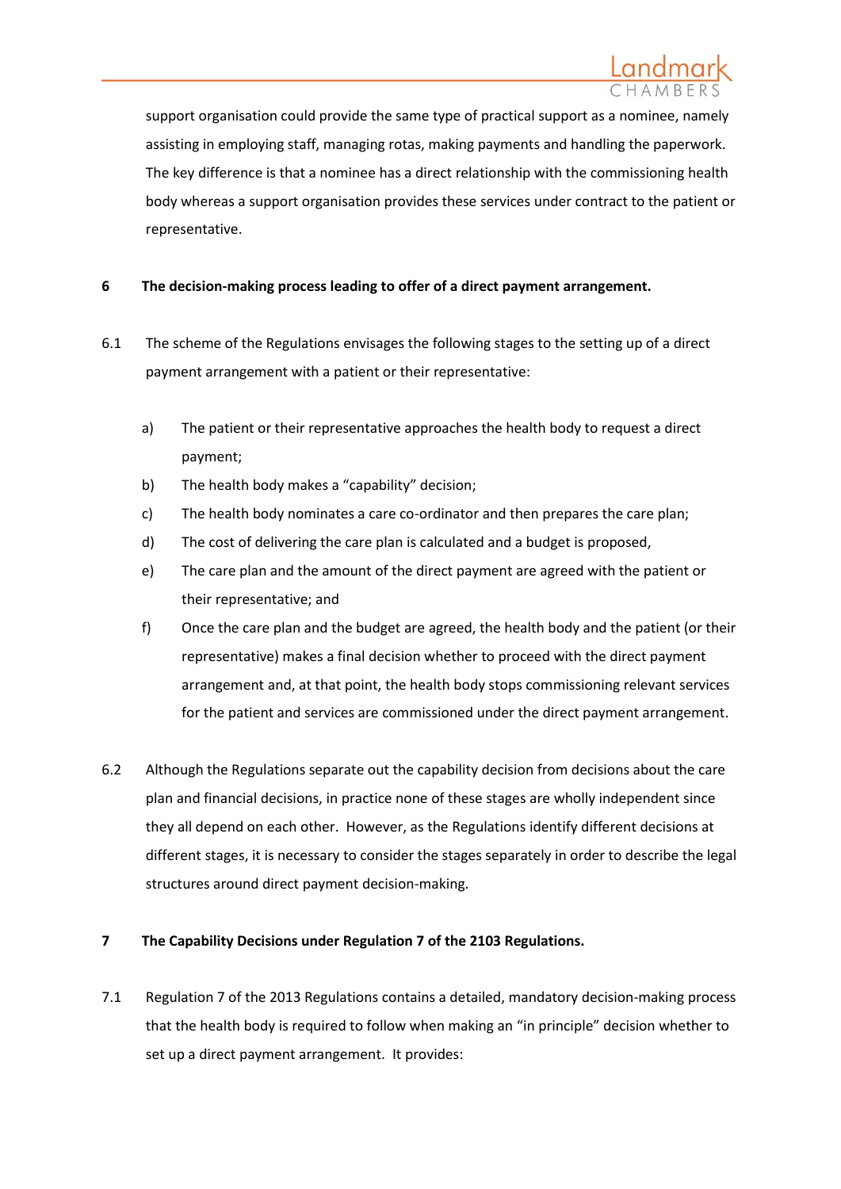support organisation could provide the same type of practical support as a nominee, namely assisting in employing staff, managing rotas, making payments and handling the paperwork. The key difference is that a nominee has a direct relationship with the commissioning health body whereas a support organisation provides these services under contract to the patient or representative.

## 6 The decision-making process leading to offer of a direct payment arrangement.

6.1 The scheme of the Regulations envisages the following stages to the setting up of a direct payment arrangement with a patient or their representative:

a) The patient or their representative approaches the health body to request a direct payment;

b) The health body makes a "capability" decision;

c) The health body nominates a care co-ordinator and then prepares the care plan;

d) The cost of delivering the care plan is calculated and a budget is proposed,

e) The care plan and the amount of the direct payment are agreed with the patient or their representative; and

f) Once the care plan and the budget are agreed, the health body and the patient (or their representative) makes a final decision whether to proceed with the direct payment arrangement and, at that point, the health body stops commissioning relevant services for the patient and services are commissioned under the direct payment arrangement.

6.2 Although the Regulations separate out the capability decision from decisions about the care plan and financial decisions, in practice none of these stages are wholly independent since they all depend on each other. However, as the Regulations identify different decisions at different stages, it is necessary to consider the stages separately in order to describe the legal structures around direct payment decision-making.

## 7 The Capability Decisions under Regulation 7 of the 2103 Regulations.

7.1 Regulation 7 of the 2013 Regulations contains a detailed, mandatory decision-making process that the health body is required to follow when making an "in principle" decision whether to set up a direct payment arrangement. It provides: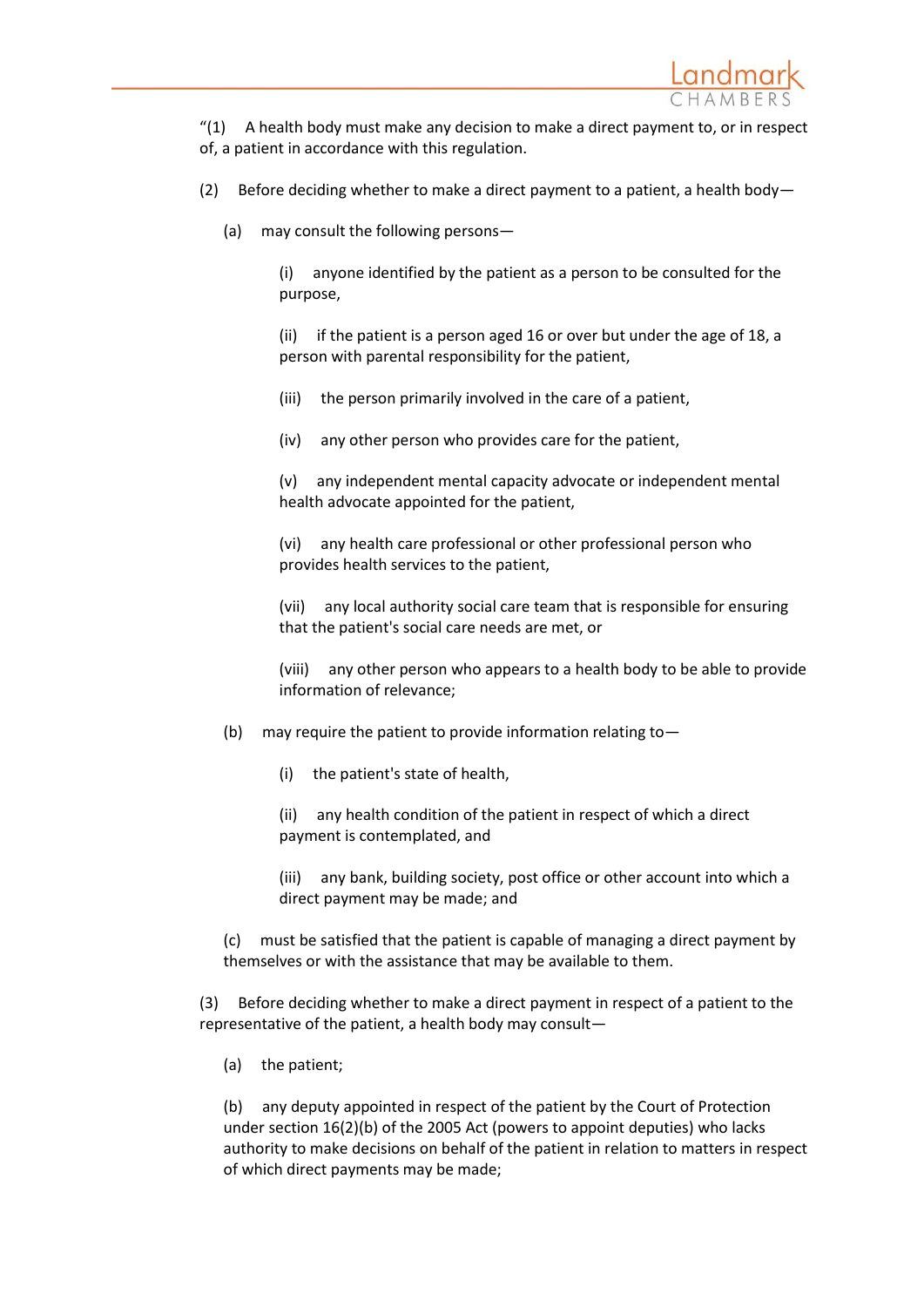"(1) A health body must make any decision to make a direct payment to, or in respect of, a patient in accordance with this regulation.

(2) Before deciding whether to make a direct payment to a patient, a health body—

(a) may consult the following persons—

(i) anyone identified by the patient as a person to be consulted for the purpose,

(ii) if the patient is a person aged 16 or over but under the age of 18, a person with parental responsibility for the patient,

(iii) the person primarily involved in the care of a patient,

(iv) any other person who provides care for the patient,

(v) any independent mental capacity advocate or independent mental health advocate appointed for the patient,

(vi) any health care professional or other professional person who provides health services to the patient,

(vii) any local authority social care team that is responsible for ensuring that the patient's social care needs are met, or

(viii) any other person who appears to a health body to be able to provide information of relevance;

(b) may require the patient to provide information relating to—

(i) the patient's state of health,

(ii) any health condition of the patient in respect of which a direct payment is contemplated, and

(iii) any bank, building society, post office or other account into which a direct payment may be made; and

(c) must be satisfied that the patient is capable of managing a direct payment by themselves or with the assistance that may be available to them.

(3) Before deciding whether to make a direct payment in respect of a patient to the representative of the patient, a health body may consult—

(a) the patient;

(b) any deputy appointed in respect of the patient by the Court of Protection under section 16(2)(b) of the 2005 Act (powers to appoint deputies) who lacks authority to make decisions on behalf of the patient in relation to matters in respect of which direct payments may be made;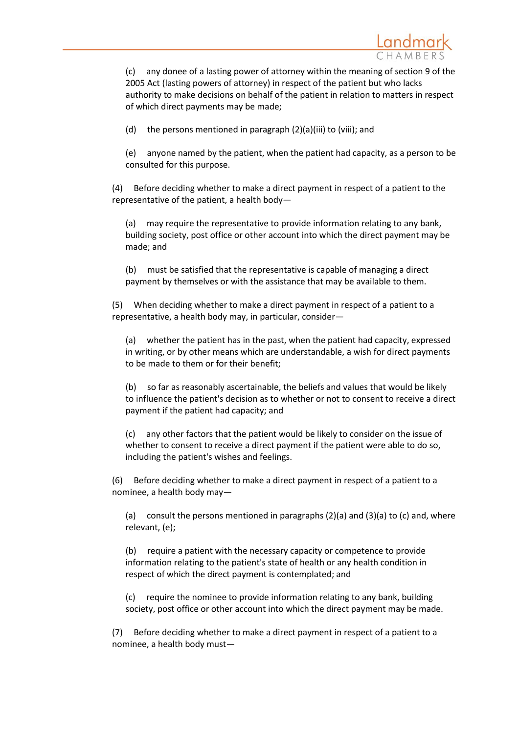(c) any donee of a lasting power of attorney within the meaning of section 9 of the 2005 Act (lasting powers of attorney) in respect of the patient but who lacks authority to make decisions on behalf of the patient in relation to matters in respect of which direct payments may be made;

(d) the persons mentioned in paragraph (2)(a)(iii) to (viii); and

(e) anyone named by the patient, when the patient had capacity, as a person to be consulted for this purpose.

(4) Before deciding whether to make a direct payment in respect of a patient to the representative of the patient, a health body—

(a) may require the representative to provide information relating to any bank, building society, post office or other account into which the direct payment may be made; and

(b) must be satisfied that the representative is capable of managing a direct payment by themselves or with the assistance that may be available to them.

(5) When deciding whether to make a direct payment in respect of a patient to a representative, a health body may, in particular, consider—

(a) whether the patient has in the past, when the patient had capacity, expressed in writing, or by other means which are understandable, a wish for direct payments to be made to them or for their benefit;

(b) so far as reasonably ascertainable, the beliefs and values that would be likely to influence the patient's decision as to whether or not to consent to receive a direct payment if the patient had capacity; and

(c) any other factors that the patient would be likely to consider on the issue of whether to consent to receive a direct payment if the patient were able to do so, including the patient's wishes and feelings.

(6) Before deciding whether to make a direct payment in respect of a patient to a nominee, a health body may—

(a) consult the persons mentioned in paragraphs (2)(a) and (3)(a) to (c) and, where relevant, (e);

(b) require a patient with the necessary capacity or competence to provide information relating to the patient's state of health or any health condition in respect of which the direct payment is contemplated; and

(c) require the nominee to provide information relating to any bank, building society, post office or other account into which the direct payment may be made.

(7) Before deciding whether to make a direct payment in respect of a patient to a nominee, a health body must—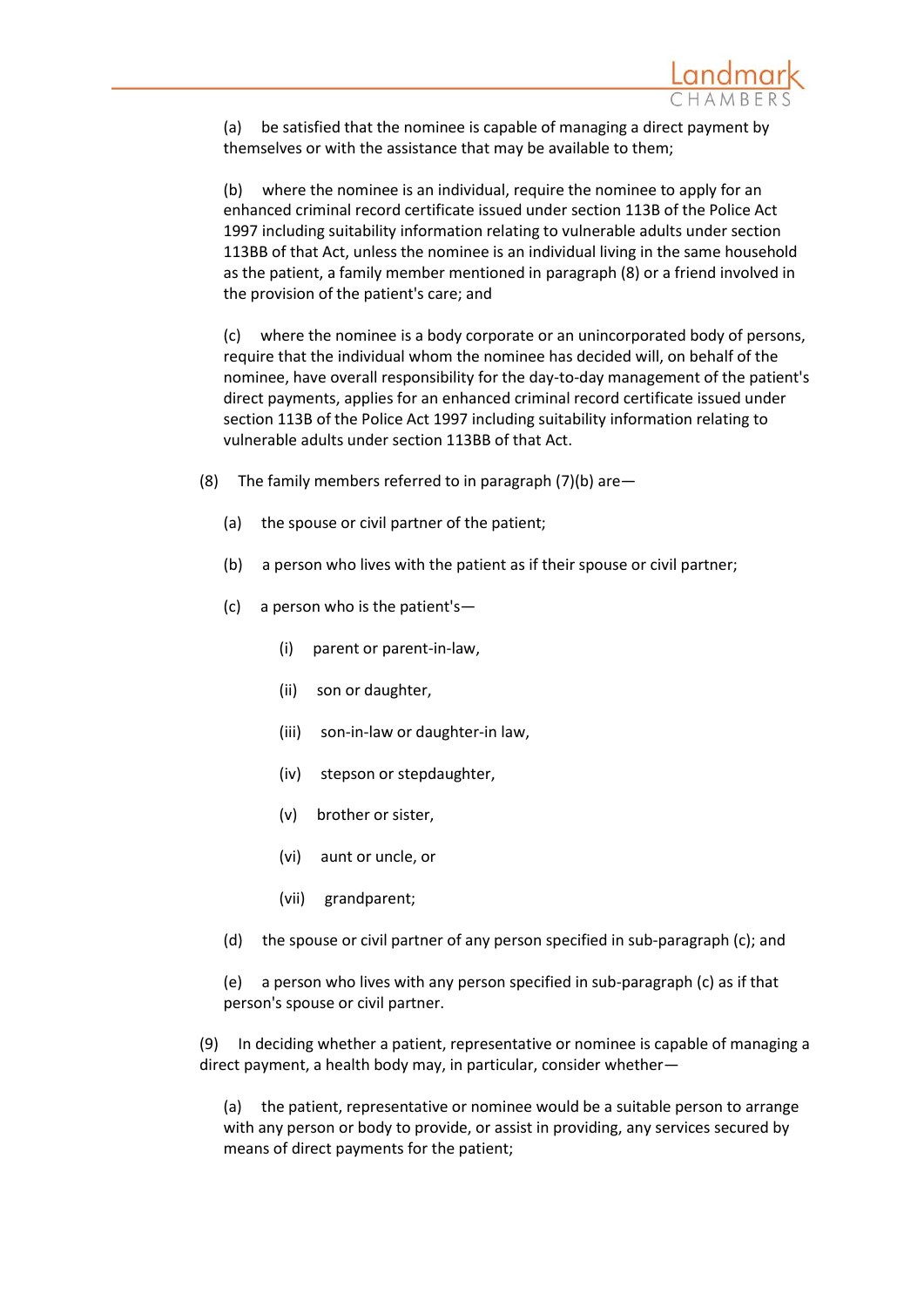(a) be satisfied that the nominee is capable of managing a direct payment by themselves or with the assistance that may be available to them;

(b) where the nominee is an individual, require the nominee to apply for an enhanced criminal record certificate issued under section 113B of the Police Act 1997 including suitability information relating to vulnerable adults under section 113BB of that Act, unless the nominee is an individual living in the same household as the patient, a family member mentioned in paragraph (8) or a friend involved in the provision of the patient's care; and

(c) where the nominee is a body corporate or an unincorporated body of persons, require that the individual whom the nominee has decided will, on behalf of the nominee, have overall responsibility for the day-to-day management of the patient's direct payments, applies for an enhanced criminal record certificate issued under section 113B of the Police Act 1997 including suitability information relating to vulnerable adults under section 113BB of that Act.

(8) The family members referred to in paragraph (7)(b) are—

(a) the spouse or civil partner of the patient;

(b) a person who lives with the patient as if their spouse or civil partner;

(c) a person who is the patient's—

(i) parent or parent-in-law,

(ii) son or daughter,

(iii) son-in-law or daughter-in law,

(iv) stepson or stepdaughter,

(v) brother or sister,

(vi) aunt or uncle, or

(vii) grandparent;

(d) the spouse or civil partner of any person specified in sub-paragraph (c); and

(e) a person who lives with any person specified in sub-paragraph (c) as if that person's spouse or civil partner.

(9) In deciding whether a patient, representative or nominee is capable of managing a direct payment, a health body may, in particular, consider whether—

(a) the patient, representative or nominee would be a suitable person to arrange with any person or body to provide, or assist in providing, any services secured by means of direct payments for the patient;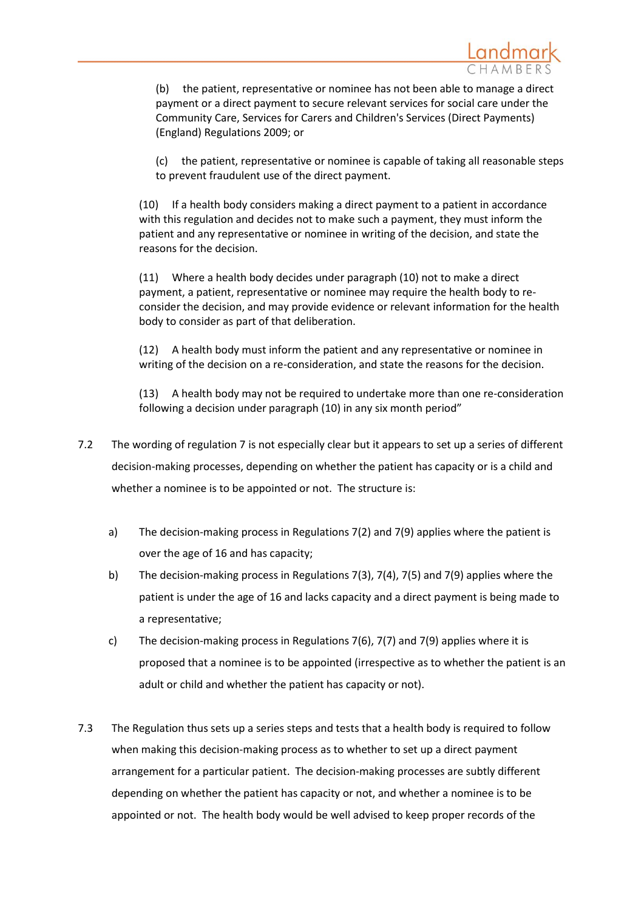(b) the patient, representative or nominee has not been able to manage a direct payment or a direct payment to secure relevant services for social care under the Community Care, Services for Carers and Children's Services (Direct Payments) (England) Regulations 2009; or

(c) the patient, representative or nominee is capable of taking all reasonable steps to prevent fraudulent use of the direct payment.

(10) If a health body considers making a direct payment to a patient in accordance with this regulation and decides not to make such a payment, they must inform the patient and any representative or nominee in writing of the decision, and state the reasons for the decision.

(11) Where a health body decides under paragraph (10) not to make a direct payment, a patient, representative or nominee may require the health body to re-consider the decision, and may provide evidence or relevant information for the health body to consider as part of that deliberation.

(12) A health body must inform the patient and any representative or nominee in writing of the decision on a re-consideration, and state the reasons for the decision.

(13) A health body may not be required to undertake more than one re-consideration following a decision under paragraph (10) in any six month period"

7.2 The wording of regulation 7 is not especially clear but it appears to set up a series of different decision-making processes, depending on whether the patient has capacity or is a child and whether a nominee is to be appointed or not. The structure is:

a) The decision-making process in Regulations 7(2) and 7(9) applies where the patient is over the age of 16 and has capacity;

b) The decision-making process in Regulations 7(3), 7(4), 7(5) and 7(9) applies where the patient is under the age of 16 and lacks capacity and a direct payment is being made to a representative;

c) The decision-making process in Regulations 7(6), 7(7) and 7(9) applies where it is proposed that a nominee is to be appointed (irrespective as to whether the patient is an adult or child and whether the patient has capacity or not).

7.3 The Regulation thus sets up a series steps and tests that a health body is required to follow when making this decision-making process as to whether to set up a direct payment arrangement for a particular patient. The decision-making processes are subtly different depending on whether the patient has capacity or not, and whether a nominee is to be appointed or not. The health body would be well advised to keep proper records of the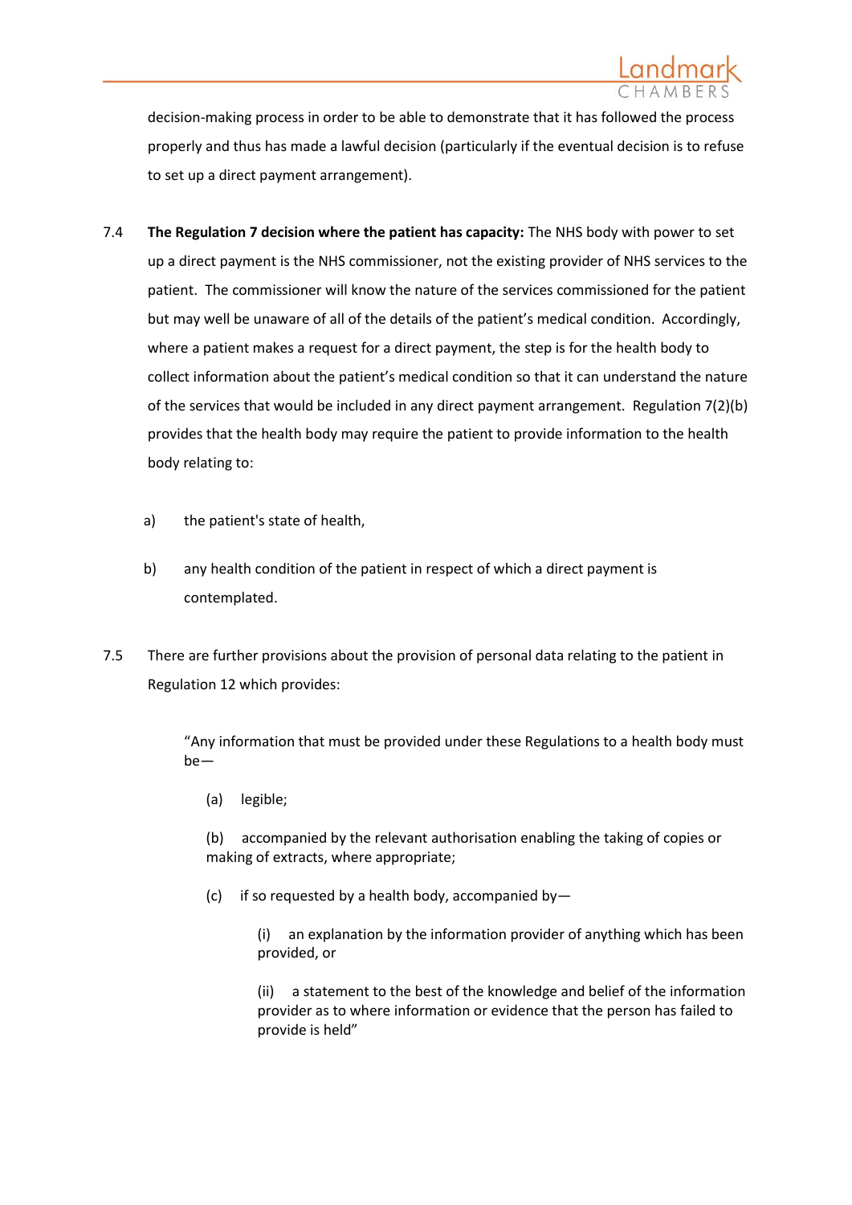decision-making process in order to be able to demonstrate that it has followed the process properly and thus has made a lawful decision (particularly if the eventual decision is to refuse to set up a direct payment arrangement).

7.4 **The Regulation 7 decision where the patient has capacity:** The NHS body with power to set up a direct payment is the NHS commissioner, not the existing provider of NHS services to the patient. The commissioner will know the nature of the services commissioned for the patient but may well be unaware of all of the details of the patient's medical condition. Accordingly, where a patient makes a request for a direct payment, the step is for the health body to collect information about the patient's medical condition so that it can understand the nature of the services that would be included in any direct payment arrangement. Regulation 7(2)(b) provides that the health body may require the patient to provide information to the health body relating to:

a) the patient's state of health,

b) any health condition of the patient in respect of which a direct payment is contemplated.

7.5 There are further provisions about the provision of personal data relating to the patient in Regulation 12 which provides:

> "Any information that must be provided under these Regulations to a health body must be—
>
> (a) legible;
>
> (b) accompanied by the relevant authorisation enabling the taking of copies or making of extracts, where appropriate;
>
> (c) if so requested by a health body, accompanied by—
>
> (i) an explanation by the information provider of anything which has been provided, or
>
> (ii) a statement to the best of the knowledge and belief of the information provider as to where information or evidence that the person has failed to provide is held"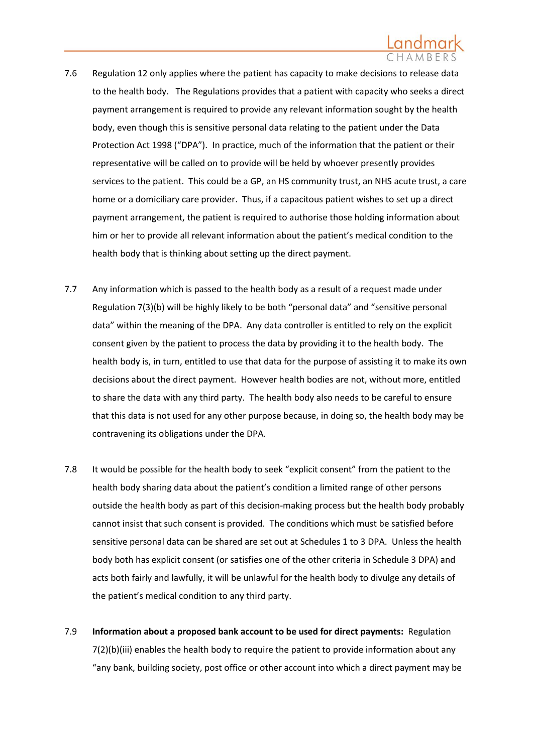7.6 Regulation 12 only applies where the patient has capacity to make decisions to release data to the health body. The Regulations provides that a patient with capacity who seeks a direct payment arrangement is required to provide any relevant information sought by the health body, even though this is sensitive personal data relating to the patient under the Data Protection Act 1998 ("DPA"). In practice, much of the information that the patient or their representative will be called on to provide will be held by whoever presently provides services to the patient. This could be a GP, an HS community trust, an NHS acute trust, a care home or a domiciliary care provider. Thus, if a capacitous patient wishes to set up a direct payment arrangement, the patient is required to authorise those holding information about him or her to provide all relevant information about the patient's medical condition to the health body that is thinking about setting up the direct payment.

7.7 Any information which is passed to the health body as a result of a request made under Regulation 7(3)(b) will be highly likely to be both "personal data" and "sensitive personal data" within the meaning of the DPA. Any data controller is entitled to rely on the explicit consent given by the patient to process the data by providing it to the health body. The health body is, in turn, entitled to use that data for the purpose of assisting it to make its own decisions about the direct payment. However health bodies are not, without more, entitled to share the data with any third party. The health body also needs to be careful to ensure that this data is not used for any other purpose because, in doing so, the health body may be contravening its obligations under the DPA.

7.8 It would be possible for the health body to seek "explicit consent" from the patient to the health body sharing data about the patient's condition a limited range of other persons outside the health body as part of this decision-making process but the health body probably cannot insist that such consent is provided. The conditions which must be satisfied before sensitive personal data can be shared are set out at Schedules 1 to 3 DPA. Unless the health body both has explicit consent (or satisfies one of the other criteria in Schedule 3 DPA) and acts both fairly and lawfully, it will be unlawful for the health body to divulge any details of the patient's medical condition to any third party.

7.9 **Information about a proposed bank account to be used for direct payments:** Regulation 7(2)(b)(iii) enables the health body to require the patient to provide information about any "any bank, building society, post office or other account into which a direct payment may be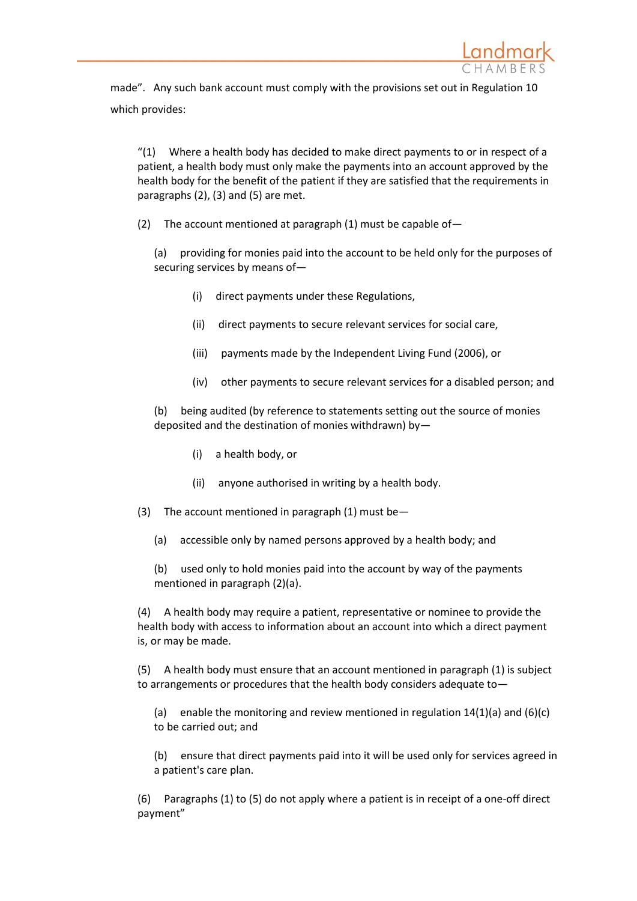made". Any such bank account must comply with the provisions set out in Regulation 10 which provides:

> "(1) Where a health body has decided to make direct payments to or in respect of a patient, a health body must only make the payments into an account approved by the health body for the benefit of the patient if they are satisfied that the requirements in paragraphs (2), (3) and (5) are met.
>
> (2) The account mentioned at paragraph (1) must be capable of—
>
> (a) providing for monies paid into the account to be held only for the purposes of securing services by means of—
>
> (i) direct payments under these Regulations,
>
> (ii) direct payments to secure relevant services for social care,
>
> (iii) payments made by the Independent Living Fund (2006), or
>
> (iv) other payments to secure relevant services for a disabled person; and
>
> (b) being audited (by reference to statements setting out the source of monies deposited and the destination of monies withdrawn) by—
>
> (i) a health body, or
>
> (ii) anyone authorised in writing by a health body.
>
> (3) The account mentioned in paragraph (1) must be—
>
> (a) accessible only by named persons approved by a health body; and
>
> (b) used only to hold monies paid into the account by way of the payments mentioned in paragraph (2)(a).
>
> (4) A health body may require a patient, representative or nominee to provide the health body with access to information about an account into which a direct payment is, or may be made.
>
> (5) A health body must ensure that an account mentioned in paragraph (1) is subject to arrangements or procedures that the health body considers adequate to—
>
> (a) enable the monitoring and review mentioned in regulation 14(1)(a) and (6)(c) to be carried out; and
>
> (b) ensure that direct payments paid into it will be used only for services agreed in a patient's care plan.
>
> (6) Paragraphs (1) to (5) do not apply where a patient is in receipt of a one-off direct payment"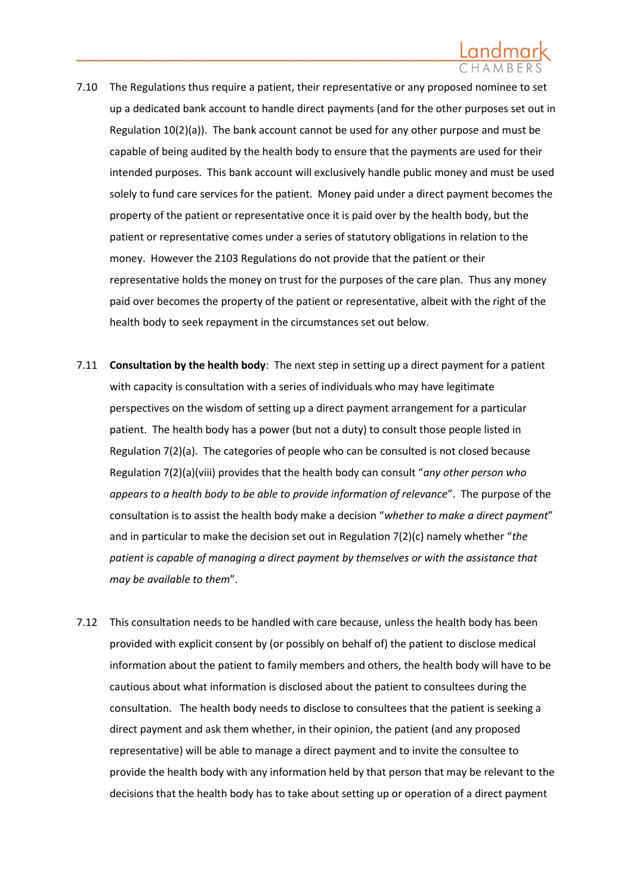7.10 The Regulations thus require a patient, their representative or any proposed nominee to set up a dedicated bank account to handle direct payments (and for the other purposes set out in Regulation 10(2)(a)). The bank account cannot be used for any other purpose and must be capable of being audited by the health body to ensure that the payments are used for their intended purposes. This bank account will exclusively handle public money and must be used solely to fund care services for the patient. Money paid under a direct payment becomes the property of the patient or representative once it is paid over by the health body, but the patient or representative comes under a series of statutory obligations in relation to the money. However the 2103 Regulations do not provide that the patient or their representative holds the money on trust for the purposes of the care plan. Thus any money paid over becomes the property of the patient or representative, albeit with the right of the health body to seek repayment in the circumstances set out below.

7.11 **Consultation by the health body**: The next step in setting up a direct payment for a patient with capacity is consultation with a series of individuals who may have legitimate perspectives on the wisdom of setting up a direct payment arrangement for a particular patient. The health body has a power (but not a duty) to consult those people listed in Regulation 7(2)(a). The categories of people who can be consulted is not closed because Regulation 7(2)(a)(viii) provides that the health body can consult "*any other person who appears to a health body to be able to provide information of relevance*". The purpose of the consultation is to assist the health body make a decision "*whether to make a direct payment*" and in particular to make the decision set out in Regulation 7(2)(c) namely whether "*the patient is capable of managing a direct payment by themselves or with the assistance that may be available to them*".

7.12 This consultation needs to be handled with care because, unless the health body has been provided with explicit consent by (or possibly on behalf of) the patient to disclose medical information about the patient to family members and others, the health body will have to be cautious about what information is disclosed about the patient to consultees during the consultation. The health body needs to disclose to consultees that the patient is seeking a direct payment and ask them whether, in their opinion, the patient (and any proposed representative) will be able to manage a direct payment and to invite the consultee to provide the health body with any information held by that person that may be relevant to the decisions that the health body has to take about setting up or operation of a direct payment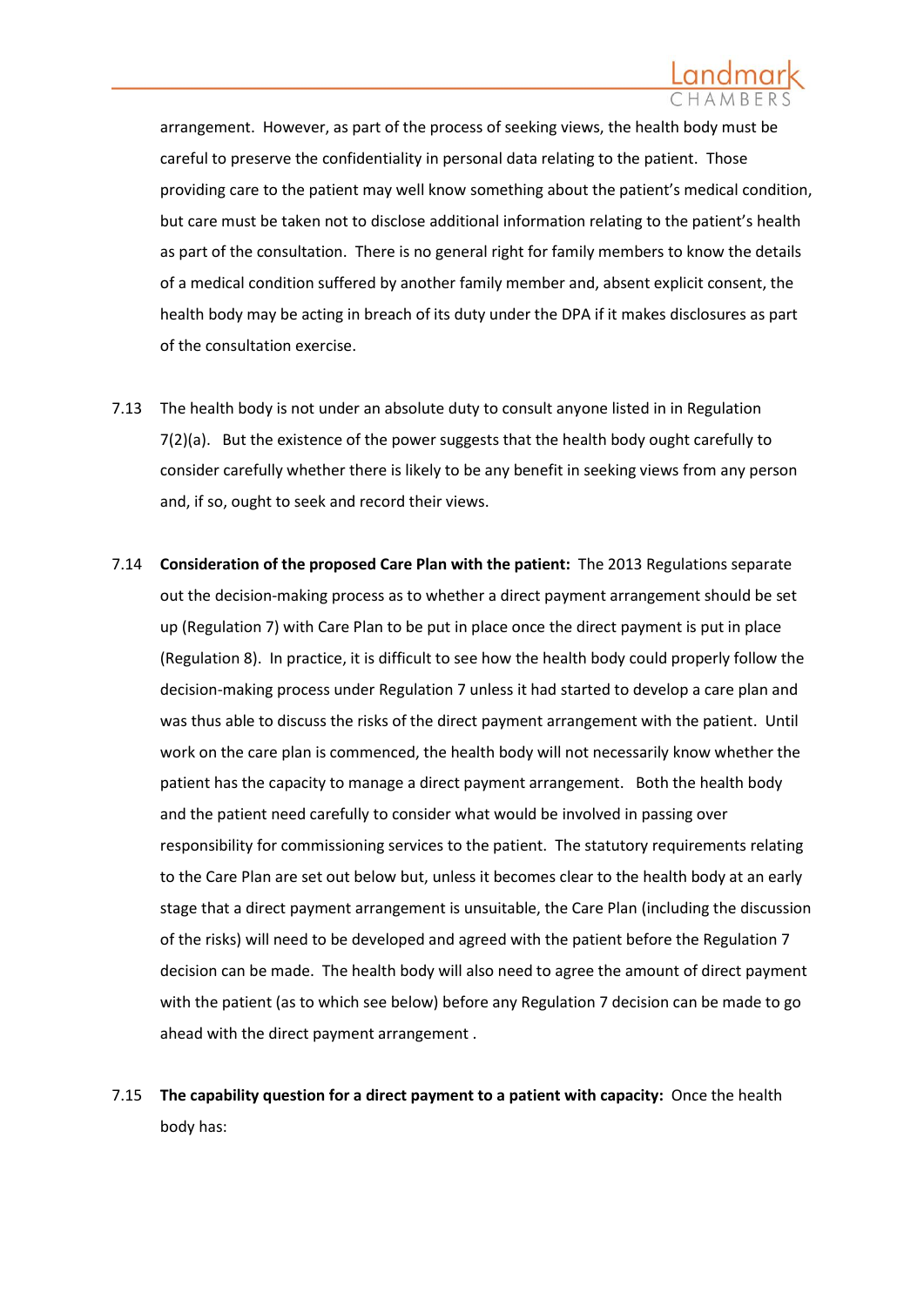arrangement. However, as part of the process of seeking views, the health body must be careful to preserve the confidentiality in personal data relating to the patient. Those providing care to the patient may well know something about the patient's medical condition, but care must be taken not to disclose additional information relating to the patient's health as part of the consultation. There is no general right for family members to know the details of a medical condition suffered by another family member and, absent explicit consent, the health body may be acting in breach of its duty under the DPA if it makes disclosures as part of the consultation exercise.

7.13 The health body is not under an absolute duty to consult anyone listed in in Regulation 7(2)(a). But the existence of the power suggests that the health body ought carefully to consider carefully whether there is likely to be any benefit in seeking views from any person and, if so, ought to seek and record their views.

7.14 **Consideration of the proposed Care Plan with the patient:** The 2013 Regulations separate out the decision-making process as to whether a direct payment arrangement should be set up (Regulation 7) with Care Plan to be put in place once the direct payment is put in place (Regulation 8). In practice, it is difficult to see how the health body could properly follow the decision-making process under Regulation 7 unless it had started to develop a care plan and was thus able to discuss the risks of the direct payment arrangement with the patient. Until work on the care plan is commenced, the health body will not necessarily know whether the patient has the capacity to manage a direct payment arrangement. Both the health body and the patient need carefully to consider what would be involved in passing over responsibility for commissioning services to the patient. The statutory requirements relating to the Care Plan are set out below but, unless it becomes clear to the health body at an early stage that a direct payment arrangement is unsuitable, the Care Plan (including the discussion of the risks) will need to be developed and agreed with the patient before the Regulation 7 decision can be made. The health body will also need to agree the amount of direct payment with the patient (as to which see below) before any Regulation 7 decision can be made to go ahead with the direct payment arrangement .

7.15 **The capability question for a direct payment to a patient with capacity:** Once the health body has: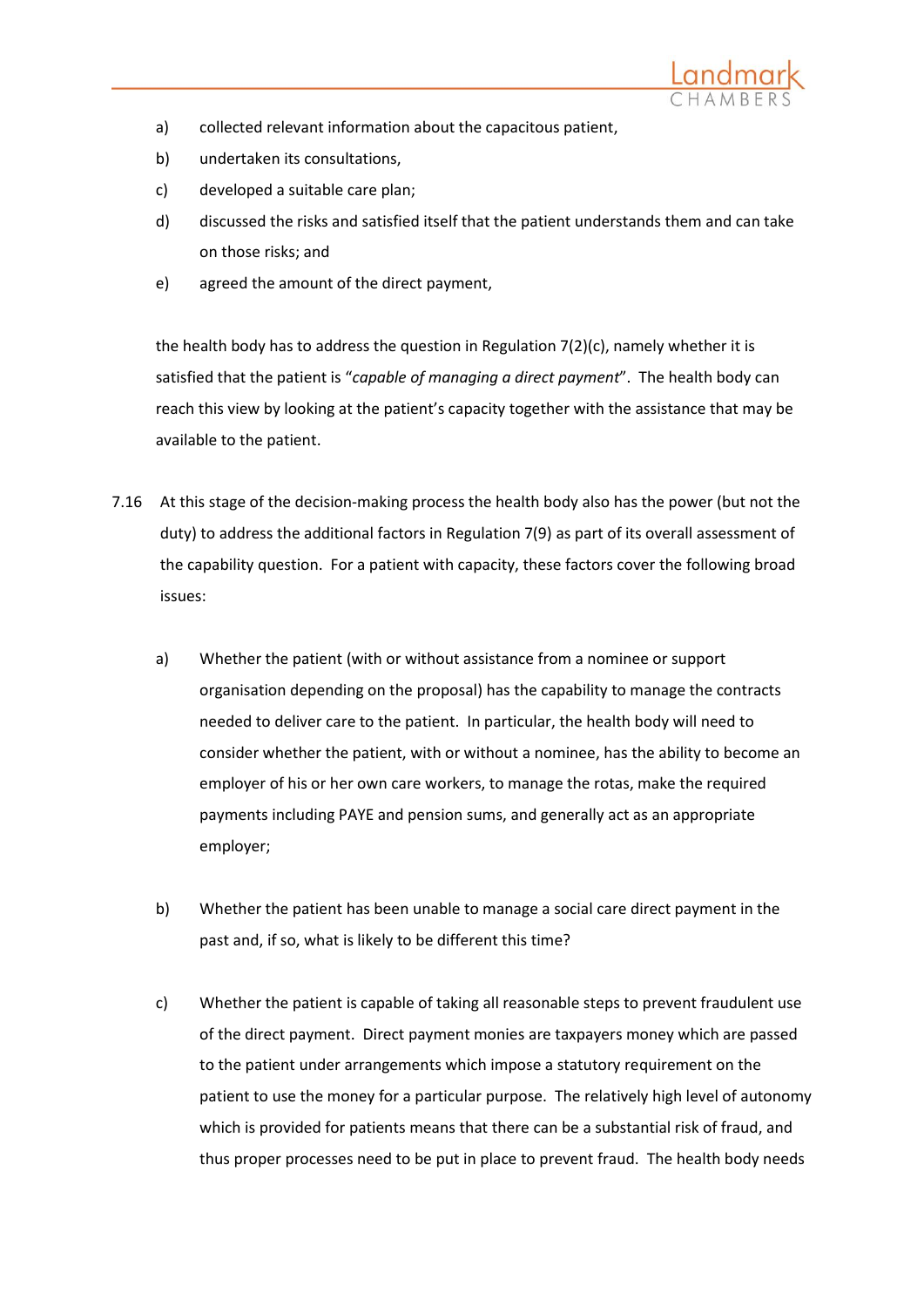a) collected relevant information about the capacitous patient,

b) undertaken its consultations,

c) developed a suitable care plan;

d) discussed the risks and satisfied itself that the patient understands them and can take on those risks; and

e) agreed the amount of the direct payment,

the health body has to address the question in Regulation 7(2)(c), namely whether it is satisfied that the patient is "*capable of managing a direct payment*". The health body can reach this view by looking at the patient's capacity together with the assistance that may be available to the patient.

7.16 At this stage of the decision-making process the health body also has the power (but not the duty) to address the additional factors in Regulation 7(9) as part of its overall assessment of the capability question. For a patient with capacity, these factors cover the following broad issues:

a) Whether the patient (with or without assistance from a nominee or support organisation depending on the proposal) has the capability to manage the contracts needed to deliver care to the patient. In particular, the health body will need to consider whether the patient, with or without a nominee, has the ability to become an employer of his or her own care workers, to manage the rotas, make the required payments including PAYE and pension sums, and generally act as an appropriate employer;

b) Whether the patient has been unable to manage a social care direct payment in the past and, if so, what is likely to be different this time?

c) Whether the patient is capable of taking all reasonable steps to prevent fraudulent use of the direct payment. Direct payment monies are taxpayers money which are passed to the patient under arrangements which impose a statutory requirement on the patient to use the money for a particular purpose. The relatively high level of autonomy which is provided for patients means that there can be a substantial risk of fraud, and thus proper processes need to be put in place to prevent fraud. The health body needs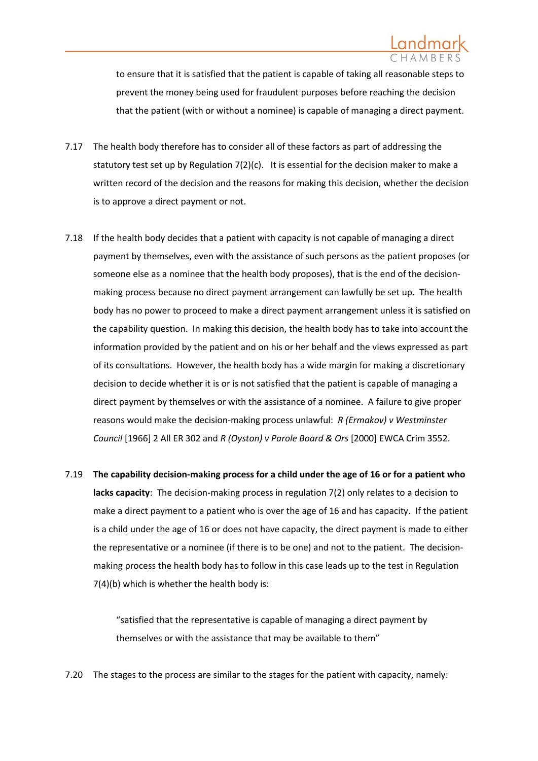to ensure that it is satisfied that the patient is capable of taking all reasonable steps to prevent the money being used for fraudulent purposes before reaching the decision that the patient (with or without a nominee) is capable of managing a direct payment.

7.17 The health body therefore has to consider all of these factors as part of addressing the statutory test set up by Regulation 7(2)(c). It is essential for the decision maker to make a written record of the decision and the reasons for making this decision, whether the decision is to approve a direct payment or not.

7.18 If the health body decides that a patient with capacity is not capable of managing a direct payment by themselves, even with the assistance of such persons as the patient proposes (or someone else as a nominee that the health body proposes), that is the end of the decision-making process because no direct payment arrangement can lawfully be set up. The health body has no power to proceed to make a direct payment arrangement unless it is satisfied on the capability question. In making this decision, the health body has to take into account the information provided by the patient and on his or her behalf and the views expressed as part of its consultations. However, the health body has a wide margin for making a discretionary decision to decide whether it is or is not satisfied that the patient is capable of managing a direct payment by themselves or with the assistance of a nominee. A failure to give proper reasons would make the decision-making process unlawful: *R (Ermakov) v Westminster Council* [1966] 2 All ER 302 and *R (Oyston) v Parole Board & Ors* [2000] EWCA Crim 3552.

7.19 **The capability decision-making process for a child under the age of 16 or for a patient who lacks capacity**: The decision-making process in regulation 7(2) only relates to a decision to make a direct payment to a patient who is over the age of 16 and has capacity. If the patient is a child under the age of 16 or does not have capacity, the direct payment is made to either the representative or a nominee (if there is to be one) and not to the patient. The decision-making process the health body has to follow in this case leads up to the test in Regulation 7(4)(b) which is whether the health body is:

> "satisfied that the representative is capable of managing a direct payment by themselves or with the assistance that may be available to them"

7.20 The stages to the process are similar to the stages for the patient with capacity, namely: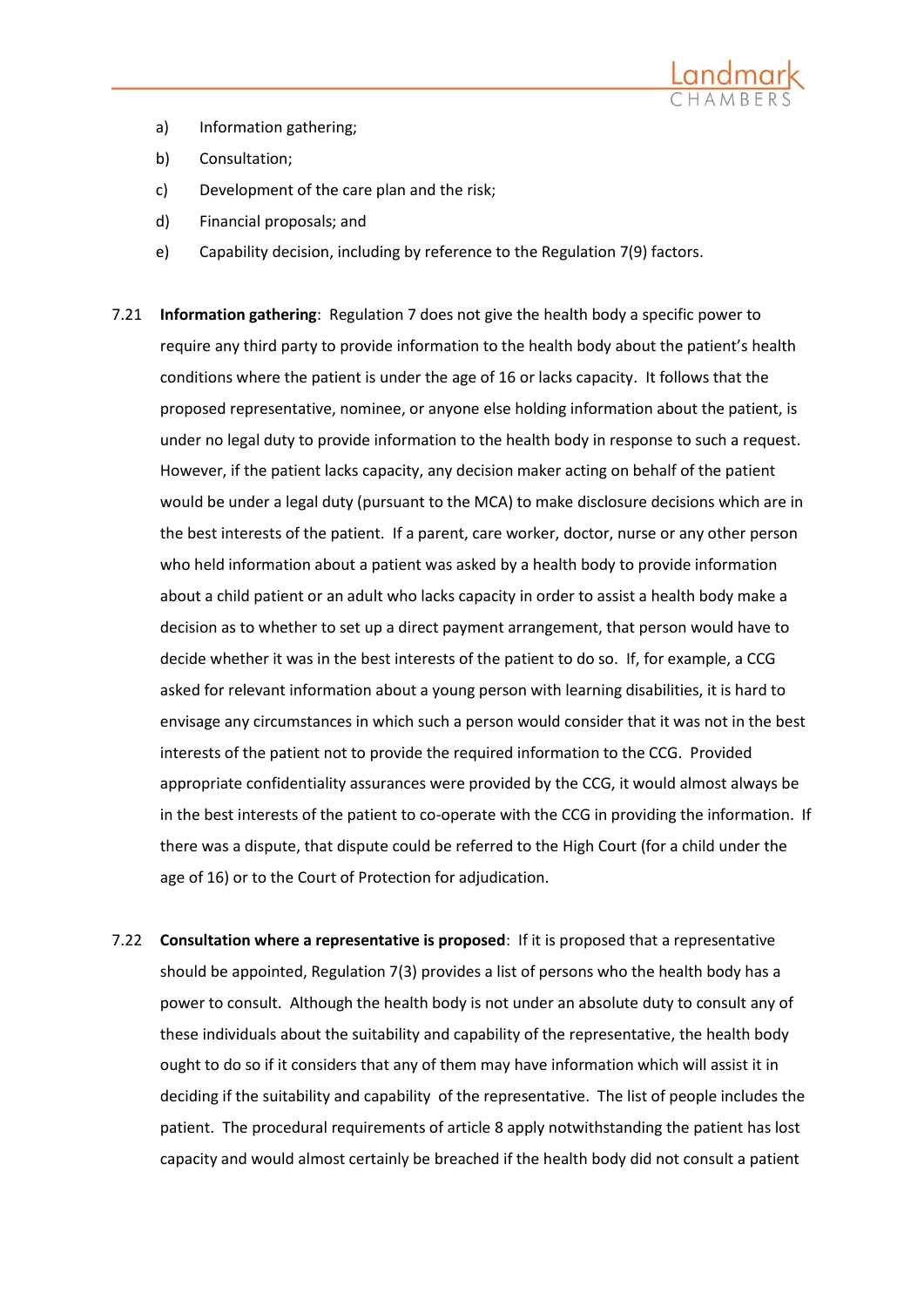a) Information gathering;

b) Consultation;

c) Development of the care plan and the risk;

d) Financial proposals; and

e) Capability decision, including by reference to the Regulation 7(9) factors.

7.21 **Information gathering**: Regulation 7 does not give the health body a specific power to require any third party to provide information to the health body about the patient's health conditions where the patient is under the age of 16 or lacks capacity. It follows that the proposed representative, nominee, or anyone else holding information about the patient, is under no legal duty to provide information to the health body in response to such a request. However, if the patient lacks capacity, any decision maker acting on behalf of the patient would be under a legal duty (pursuant to the MCA) to make disclosure decisions which are in the best interests of the patient. If a parent, care worker, doctor, nurse or any other person who held information about a patient was asked by a health body to provide information about a child patient or an adult who lacks capacity in order to assist a health body make a decision as to whether to set up a direct payment arrangement, that person would have to decide whether it was in the best interests of the patient to do so. If, for example, a CCG asked for relevant information about a young person with learning disabilities, it is hard to envisage any circumstances in which such a person would consider that it was not in the best interests of the patient not to provide the required information to the CCG. Provided appropriate confidentiality assurances were provided by the CCG, it would almost always be in the best interests of the patient to co-operate with the CCG in providing the information. If there was a dispute, that dispute could be referred to the High Court (for a child under the age of 16) or to the Court of Protection for adjudication.

7.22 **Consultation where a representative is proposed**: If it is proposed that a representative should be appointed, Regulation 7(3) provides a list of persons who the health body has a power to consult. Although the health body is not under an absolute duty to consult any of these individuals about the suitability and capability of the representative, the health body ought to do so if it considers that any of them may have information which will assist it in deciding if the suitability and capability of the representative. The list of people includes the patient. The procedural requirements of article 8 apply notwithstanding the patient has lost capacity and would almost certainly be breached if the health body did not consult a patient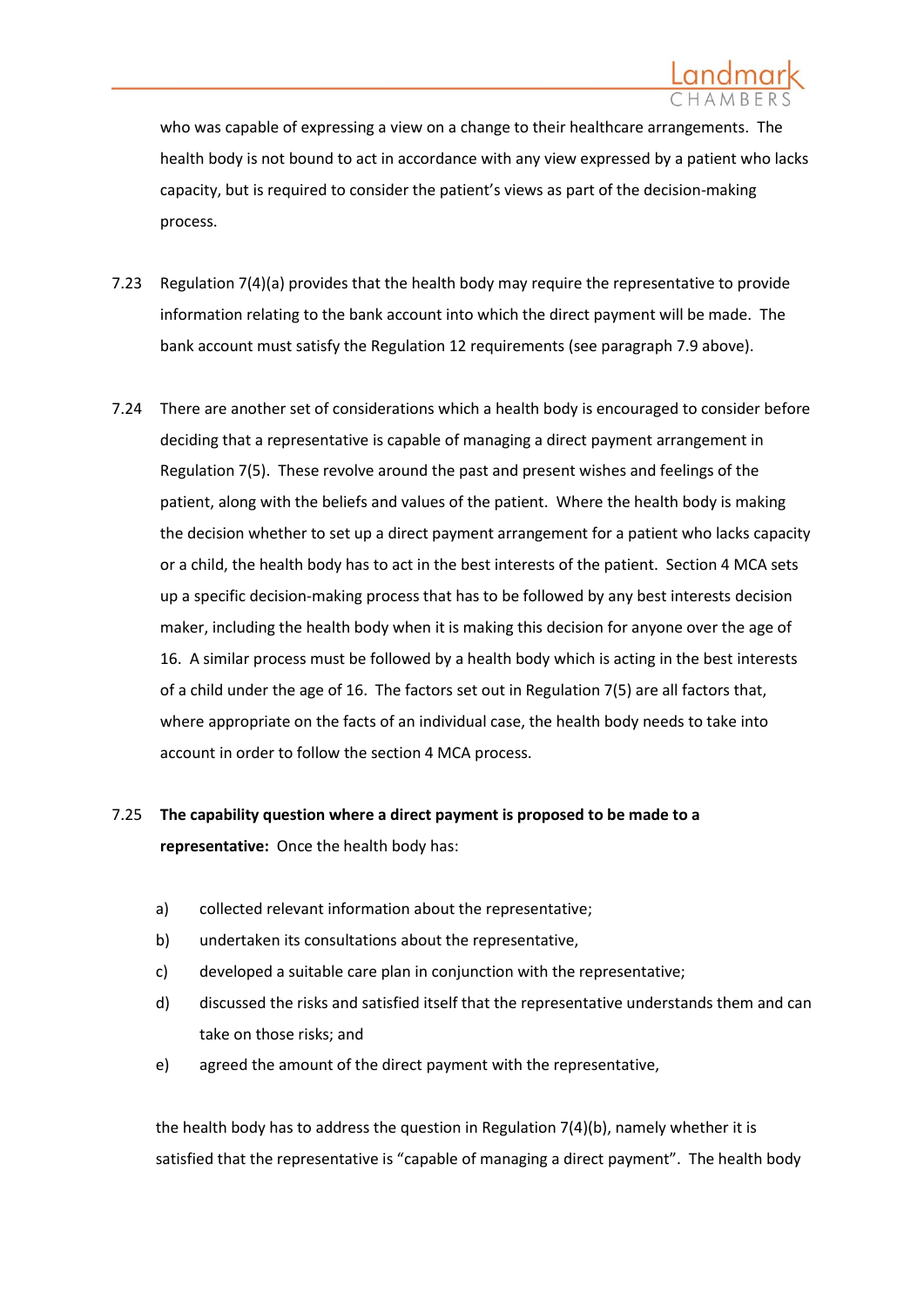who was capable of expressing a view on a change to their healthcare arrangements. The health body is not bound to act in accordance with any view expressed by a patient who lacks capacity, but is required to consider the patient's views as part of the decision-making process.

7.23 Regulation 7(4)(a) provides that the health body may require the representative to provide information relating to the bank account into which the direct payment will be made. The bank account must satisfy the Regulation 12 requirements (see paragraph 7.9 above).

7.24 There are another set of considerations which a health body is encouraged to consider before deciding that a representative is capable of managing a direct payment arrangement in Regulation 7(5). These revolve around the past and present wishes and feelings of the patient, along with the beliefs and values of the patient. Where the health body is making the decision whether to set up a direct payment arrangement for a patient who lacks capacity or a child, the health body has to act in the best interests of the patient. Section 4 MCA sets up a specific decision-making process that has to be followed by any best interests decision maker, including the health body when it is making this decision for anyone over the age of 16. A similar process must be followed by a health body which is acting in the best interests of a child under the age of 16. The factors set out in Regulation 7(5) are all factors that, where appropriate on the facts of an individual case, the health body needs to take into account in order to follow the section 4 MCA process.

7.25 **The capability question where a direct payment is proposed to be made to a representative:** Once the health body has:

a) collected relevant information about the representative;
b) undertaken its consultations about the representative,
c) developed a suitable care plan in conjunction with the representative;
d) discussed the risks and satisfied itself that the representative understands them and can take on those risks; and
e) agreed the amount of the direct payment with the representative,

the health body has to address the question in Regulation 7(4)(b), namely whether it is satisfied that the representative is "capable of managing a direct payment". The health body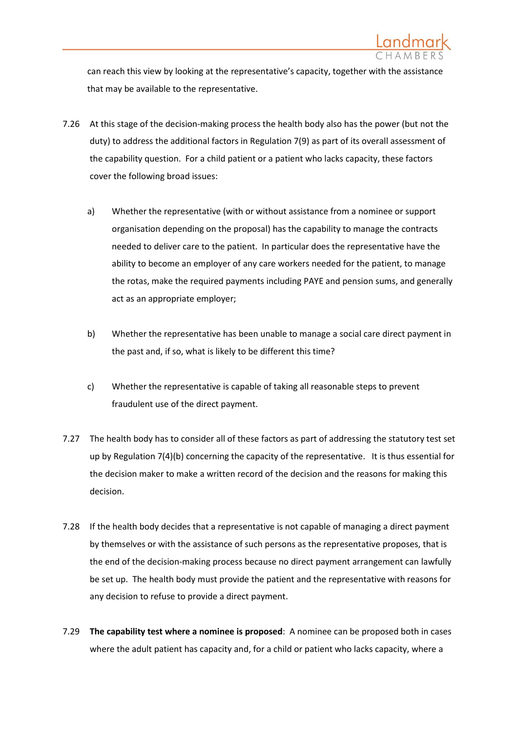can reach this view by looking at the representative's capacity, together with the assistance that may be available to the representative.

7.26 At this stage of the decision-making process the health body also has the power (but not the duty) to address the additional factors in Regulation 7(9) as part of its overall assessment of the capability question. For a child patient or a patient who lacks capacity, these factors cover the following broad issues:

a) Whether the representative (with or without assistance from a nominee or support organisation depending on the proposal) has the capability to manage the contracts needed to deliver care to the patient. In particular does the representative have the ability to become an employer of any care workers needed for the patient, to manage the rotas, make the required payments including PAYE and pension sums, and generally act as an appropriate employer;

b) Whether the representative has been unable to manage a social care direct payment in the past and, if so, what is likely to be different this time?

c) Whether the representative is capable of taking all reasonable steps to prevent fraudulent use of the direct payment.

7.27 The health body has to consider all of these factors as part of addressing the statutory test set up by Regulation 7(4)(b) concerning the capacity of the representative. It is thus essential for the decision maker to make a written record of the decision and the reasons for making this decision.

7.28 If the health body decides that a representative is not capable of managing a direct payment by themselves or with the assistance of such persons as the representative proposes, that is the end of the decision-making process because no direct payment arrangement can lawfully be set up. The health body must provide the patient and the representative with reasons for any decision to refuse to provide a direct payment.

7.29 **The capability test where a nominee is proposed**: A nominee can be proposed both in cases where the adult patient has capacity and, for a child or patient who lacks capacity, where a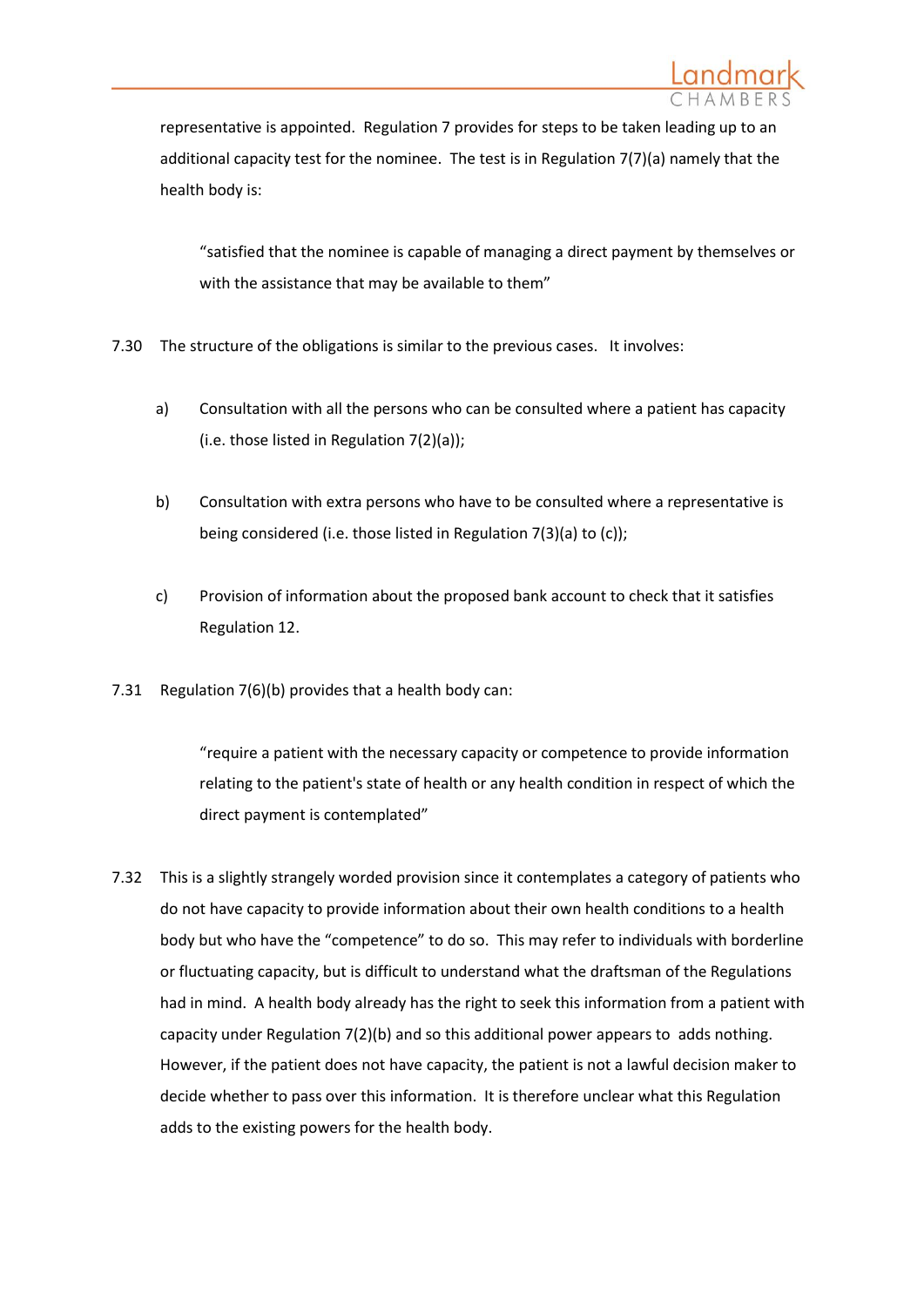representative is appointed. Regulation 7 provides for steps to be taken leading up to an additional capacity test for the nominee. The test is in Regulation 7(7)(a) namely that the health body is:

> "satisfied that the nominee is capable of managing a direct payment by themselves or with the assistance that may be available to them"

7.30 The structure of the obligations is similar to the previous cases. It involves:

a) Consultation with all the persons who can be consulted where a patient has capacity (i.e. those listed in Regulation 7(2)(a));

b) Consultation with extra persons who have to be consulted where a representative is being considered (i.e. those listed in Regulation 7(3)(a) to (c));

c) Provision of information about the proposed bank account to check that it satisfies Regulation 12.

7.31 Regulation 7(6)(b) provides that a health body can:

> "require a patient with the necessary capacity or competence to provide information relating to the patient's state of health or any health condition in respect of which the direct payment is contemplated"

7.32 This is a slightly strangely worded provision since it contemplates a category of patients who do not have capacity to provide information about their own health conditions to a health body but who have the "competence" to do so. This may refer to individuals with borderline or fluctuating capacity, but is difficult to understand what the draftsman of the Regulations had in mind. A health body already has the right to seek this information from a patient with capacity under Regulation 7(2)(b) and so this additional power appears to adds nothing. However, if the patient does not have capacity, the patient is not a lawful decision maker to decide whether to pass over this information. It is therefore unclear what this Regulation adds to the existing powers for the health body.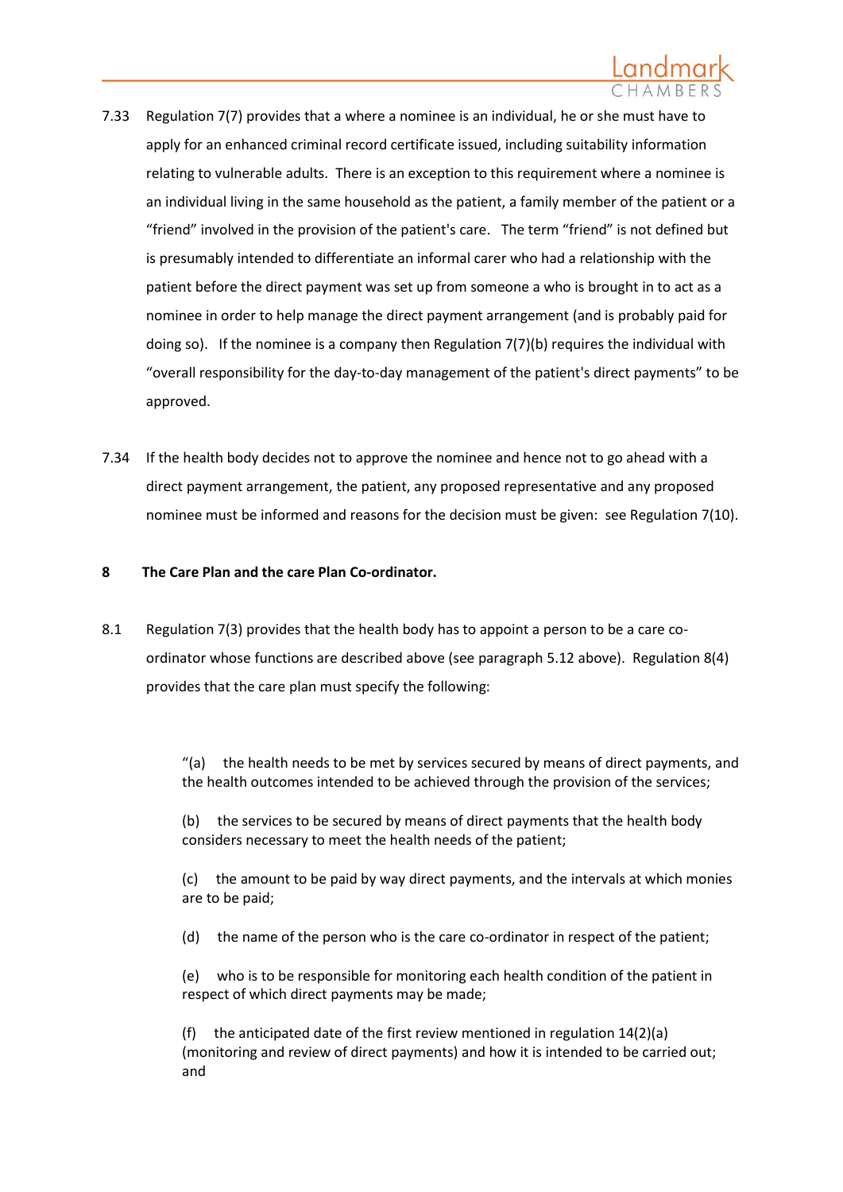7.33 Regulation 7(7) provides that a where a nominee is an individual, he or she must have to apply for an enhanced criminal record certificate issued, including suitability information relating to vulnerable adults. There is an exception to this requirement where a nominee is an individual living in the same household as the patient, a family member of the patient or a "friend" involved in the provision of the patient's care. The term "friend" is not defined but is presumably intended to differentiate an informal carer who had a relationship with the patient before the direct payment was set up from someone a who is brought in to act as a nominee in order to help manage the direct payment arrangement (and is probably paid for doing so). If the nominee is a company then Regulation 7(7)(b) requires the individual with "overall responsibility for the day-to-day management of the patient's direct payments" to be approved.

7.34 If the health body decides not to approve the nominee and hence not to go ahead with a direct payment arrangement, the patient, any proposed representative and any proposed nominee must be informed and reasons for the decision must be given: see Regulation 7(10).

**8 The Care Plan and the care Plan Co-ordinator.**

8.1 Regulation 7(3) provides that the health body has to appoint a person to be a care co-ordinator whose functions are described above (see paragraph 5.12 above). Regulation 8(4) provides that the care plan must specify the following:

> "(a) the health needs to be met by services secured by means of direct payments, and the health outcomes intended to be achieved through the provision of the services;
>
> (b) the services to be secured by means of direct payments that the health body considers necessary to meet the health needs of the patient;
>
> (c) the amount to be paid by way direct payments, and the intervals at which monies are to be paid;
>
> (d) the name of the person who is the care co-ordinator in respect of the patient;
>
> (e) who is to be responsible for monitoring each health condition of the patient in respect of which direct payments may be made;
>
> (f) the anticipated date of the first review mentioned in regulation 14(2)(a) (monitoring and review of direct payments) and how it is intended to be carried out; and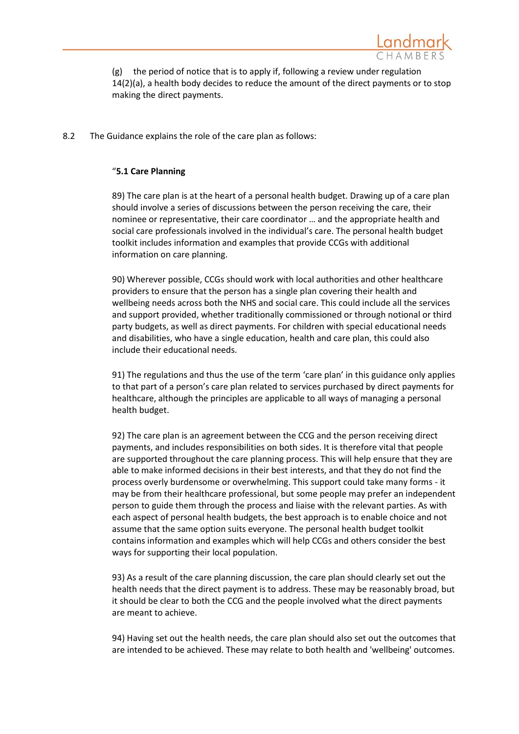(g) the period of notice that is to apply if, following a review under regulation 14(2)(a), a health body decides to reduce the amount of the direct payments or to stop making the direct payments.

8.2 The Guidance explains the role of the care plan as follows:

"**5.1 Care Planning**

89) The care plan is at the heart of a personal health budget. Drawing up of a care plan should involve a series of discussions between the person receiving the care, their nominee or representative, their care coordinator … and the appropriate health and social care professionals involved in the individual's care. The personal health budget toolkit includes information and examples that provide CCGs with additional information on care planning.

90) Wherever possible, CCGs should work with local authorities and other healthcare providers to ensure that the person has a single plan covering their health and wellbeing needs across both the NHS and social care. This could include all the services and support provided, whether traditionally commissioned or through notional or third party budgets, as well as direct payments. For children with special educational needs and disabilities, who have a single education, health and care plan, this could also include their educational needs.

91) The regulations and thus the use of the term 'care plan' in this guidance only applies to that part of a person's care plan related to services purchased by direct payments for healthcare, although the principles are applicable to all ways of managing a personal health budget.

92) The care plan is an agreement between the CCG and the person receiving direct payments, and includes responsibilities on both sides. It is therefore vital that people are supported throughout the care planning process. This will help ensure that they are able to make informed decisions in their best interests, and that they do not find the process overly burdensome or overwhelming. This support could take many forms - it may be from their healthcare professional, but some people may prefer an independent person to guide them through the process and liaise with the relevant parties. As with each aspect of personal health budgets, the best approach is to enable choice and not assume that the same option suits everyone. The personal health budget toolkit contains information and examples which will help CCGs and others consider the best ways for supporting their local population.

93) As a result of the care planning discussion, the care plan should clearly set out the health needs that the direct payment is to address. These may be reasonably broad, but it should be clear to both the CCG and the people involved what the direct payments are meant to achieve.

94) Having set out the health needs, the care plan should also set out the outcomes that are intended to be achieved. These may relate to both health and 'wellbeing' outcomes.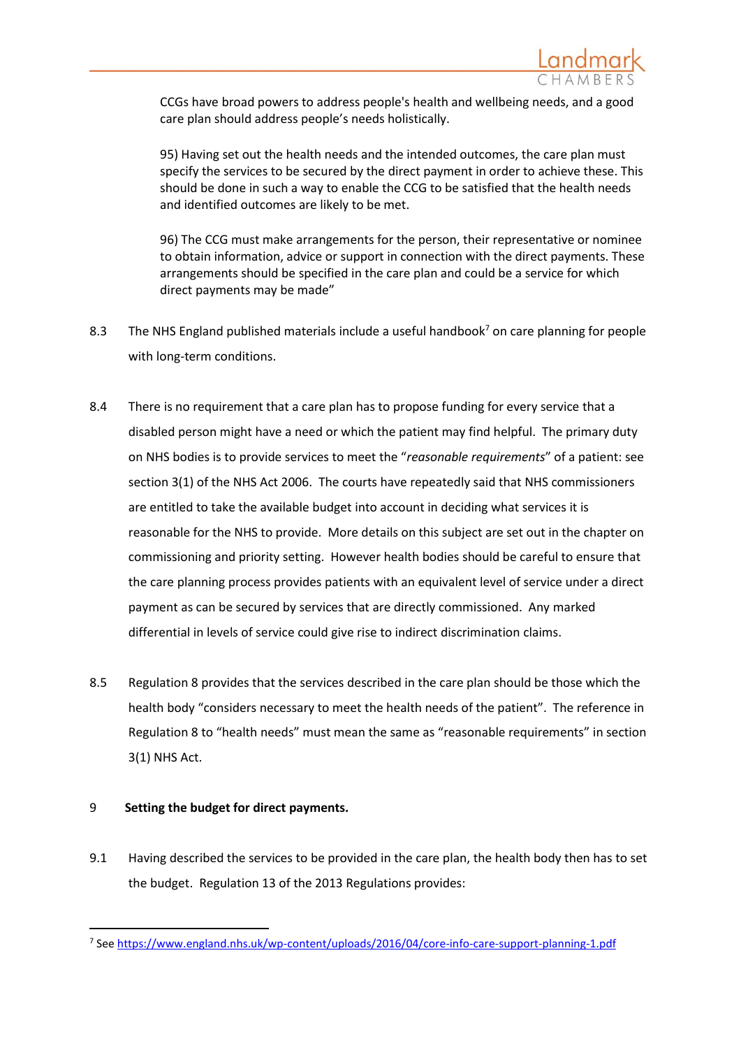CCGs have broad powers to address people's health and wellbeing needs, and a good care plan should address people's needs holistically.

> 95) Having set out the health needs and the intended outcomes, the care plan must specify the services to be secured by the direct payment in order to achieve these. This should be done in such a way to enable the CCG to be satisfied that the health needs and identified outcomes are likely to be met.
>
> 96) The CCG must make arrangements for the person, their representative or nominee to obtain information, advice or support in connection with the direct payments. These arrangements should be specified in the care plan and could be a service for which direct payments may be made"

8.3 The NHS England published materials include a useful handbook[7] on care planning for people with long-term conditions.

8.4 There is no requirement that a care plan has to propose funding for every service that a disabled person might have a need or which the patient may find helpful. The primary duty on NHS bodies is to provide services to meet the "*reasonable requirements*" of a patient: see section 3(1) of the NHS Act 2006. The courts have repeatedly said that NHS commissioners are entitled to take the available budget into account in deciding what services it is reasonable for the NHS to provide. More details on this subject are set out in the chapter on commissioning and priority setting. However health bodies should be careful to ensure that the care planning process provides patients with an equivalent level of service under a direct payment as can be secured by services that are directly commissioned. Any marked differential in levels of service could give rise to indirect discrimination claims.

8.5 Regulation 8 provides that the services described in the care plan should be those which the health body "considers necessary to meet the health needs of the patient". The reference in Regulation 8 to "health needs" must mean the same as "reasonable requirements" in section 3(1) NHS Act.

## 9 Setting the budget for direct payments.

9.1 Having described the services to be provided in the care plan, the health body then has to set the budget. Regulation 13 of the 2013 Regulations provides:

---

[7] See https://www.england.nhs.uk/wp-content/uploads/2016/04/core-info-care-support-planning-1.pdf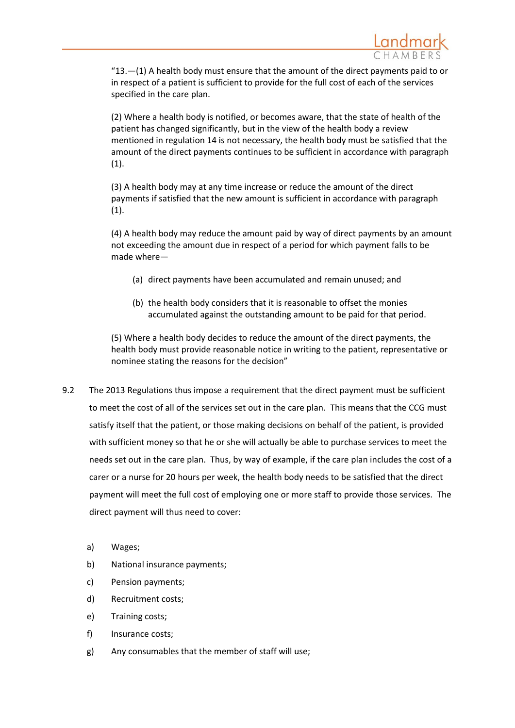"13.—(1) A health body must ensure that the amount of the direct payments paid to or in respect of a patient is sufficient to provide for the full cost of each of the services specified in the care plan.

(2) Where a health body is notified, or becomes aware, that the state of health of the patient has changed significantly, but in the view of the health body a review mentioned in regulation 14 is not necessary, the health body must be satisfied that the amount of the direct payments continues to be sufficient in accordance with paragraph (1).

(3) A health body may at any time increase or reduce the amount of the direct payments if satisfied that the new amount is sufficient in accordance with paragraph (1).

(4) A health body may reduce the amount paid by way of direct payments by an amount not exceeding the amount due in respect of a period for which payment falls to be made where—

(a) direct payments have been accumulated and remain unused; and

(b) the health body considers that it is reasonable to offset the monies accumulated against the outstanding amount to be paid for that period.

(5) Where a health body decides to reduce the amount of the direct payments, the health body must provide reasonable notice in writing to the patient, representative or nominee stating the reasons for the decision"

9.2 The 2013 Regulations thus impose a requirement that the direct payment must be sufficient to meet the cost of all of the services set out in the care plan. This means that the CCG must satisfy itself that the patient, or those making decisions on behalf of the patient, is provided with sufficient money so that he or she will actually be able to purchase services to meet the needs set out in the care plan. Thus, by way of example, if the care plan includes the cost of a carer or a nurse for 20 hours per week, the health body needs to be satisfied that the direct payment will meet the full cost of employing one or more staff to provide those services. The direct payment will thus need to cover:

a) Wages;
b) National insurance payments;
c) Pension payments;
d) Recruitment costs;
e) Training costs;
f) Insurance costs;
g) Any consumables that the member of staff will use;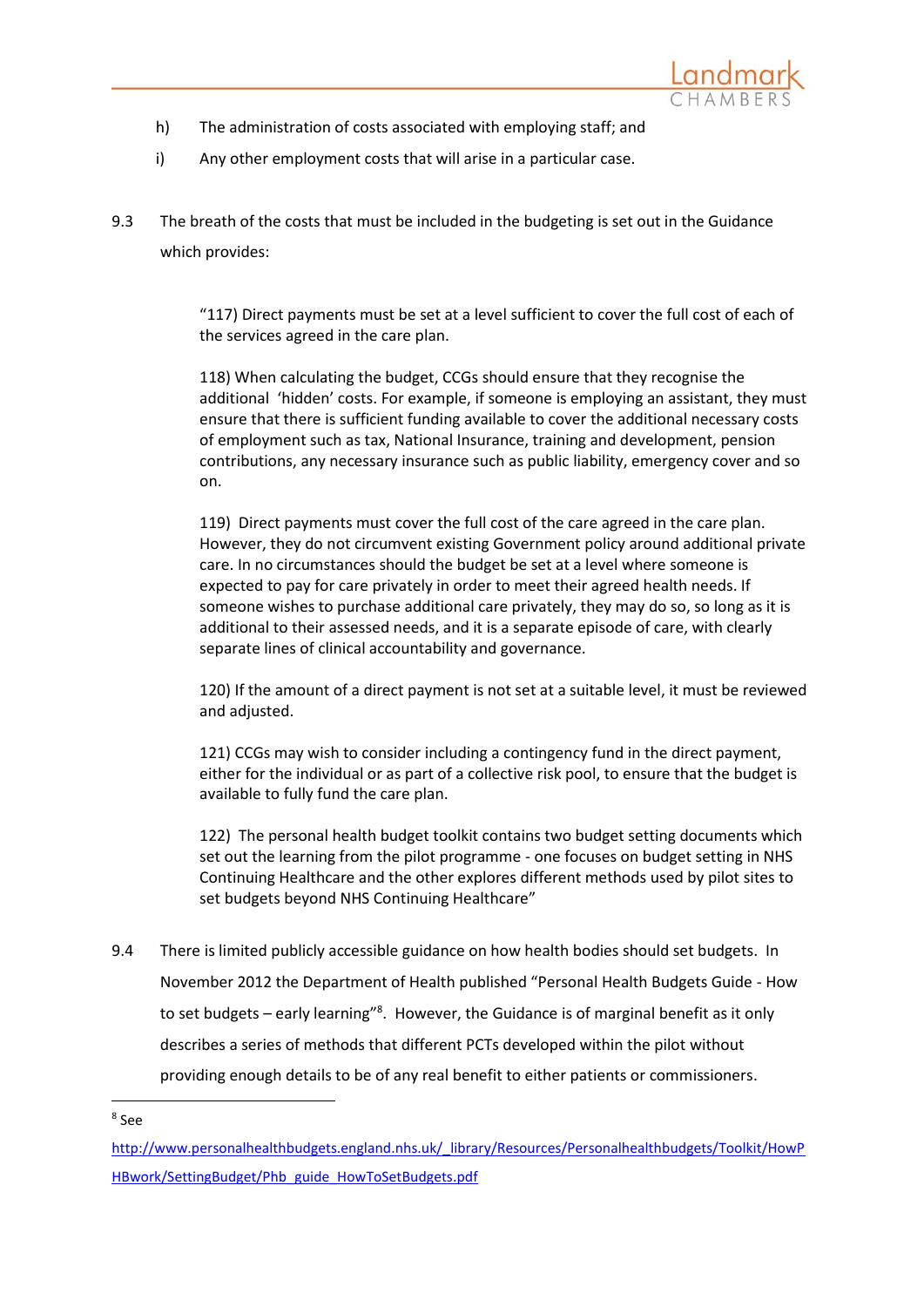h) The administration of costs associated with employing staff; and

i) Any other employment costs that will arise in a particular case.

9.3 The breath of the costs that must be included in the budgeting is set out in the Guidance which provides:

> "117) Direct payments must be set at a level sufficient to cover the full cost of each of the services agreed in the care plan.
>
> 118) When calculating the budget, CCGs should ensure that they recognise the additional 'hidden' costs. For example, if someone is employing an assistant, they must ensure that there is sufficient funding available to cover the additional necessary costs of employment such as tax, National Insurance, training and development, pension contributions, any necessary insurance such as public liability, emergency cover and so on.
>
> 119) Direct payments must cover the full cost of the care agreed in the care plan. However, they do not circumvent existing Government policy around additional private care. In no circumstances should the budget be set at a level where someone is expected to pay for care privately in order to meet their agreed health needs. If someone wishes to purchase additional care privately, they may do so, so long as it is additional to their assessed needs, and it is a separate episode of care, with clearly separate lines of clinical accountability and governance.
>
> 120) If the amount of a direct payment is not set at a suitable level, it must be reviewed and adjusted.
>
> 121) CCGs may wish to consider including a contingency fund in the direct payment, either for the individual or as part of a collective risk pool, to ensure that the budget is available to fully fund the care plan.
>
> 122) The personal health budget toolkit contains two budget setting documents which set out the learning from the pilot programme - one focuses on budget setting in NHS Continuing Healthcare and the other explores different methods used by pilot sites to set budgets beyond NHS Continuing Healthcare"

9.4 There is limited publicly accessible guidance on how health bodies should set budgets. In November 2012 the Department of Health published "Personal Health Budgets Guide - How to set budgets – early learning"[8]. However, the Guidance is of marginal benefit as it only describes a series of methods that different PCTs developed within the pilot without providing enough details to be of any real benefit to either patients or commissioners.

---

[8] See http://www.personalhealthbudgets.england.nhs.uk/_library/Resources/Personalhealthbudgets/Toolkit/HowPHBwork/SettingBudget/Phb_guide_HowToSetBudgets.pdf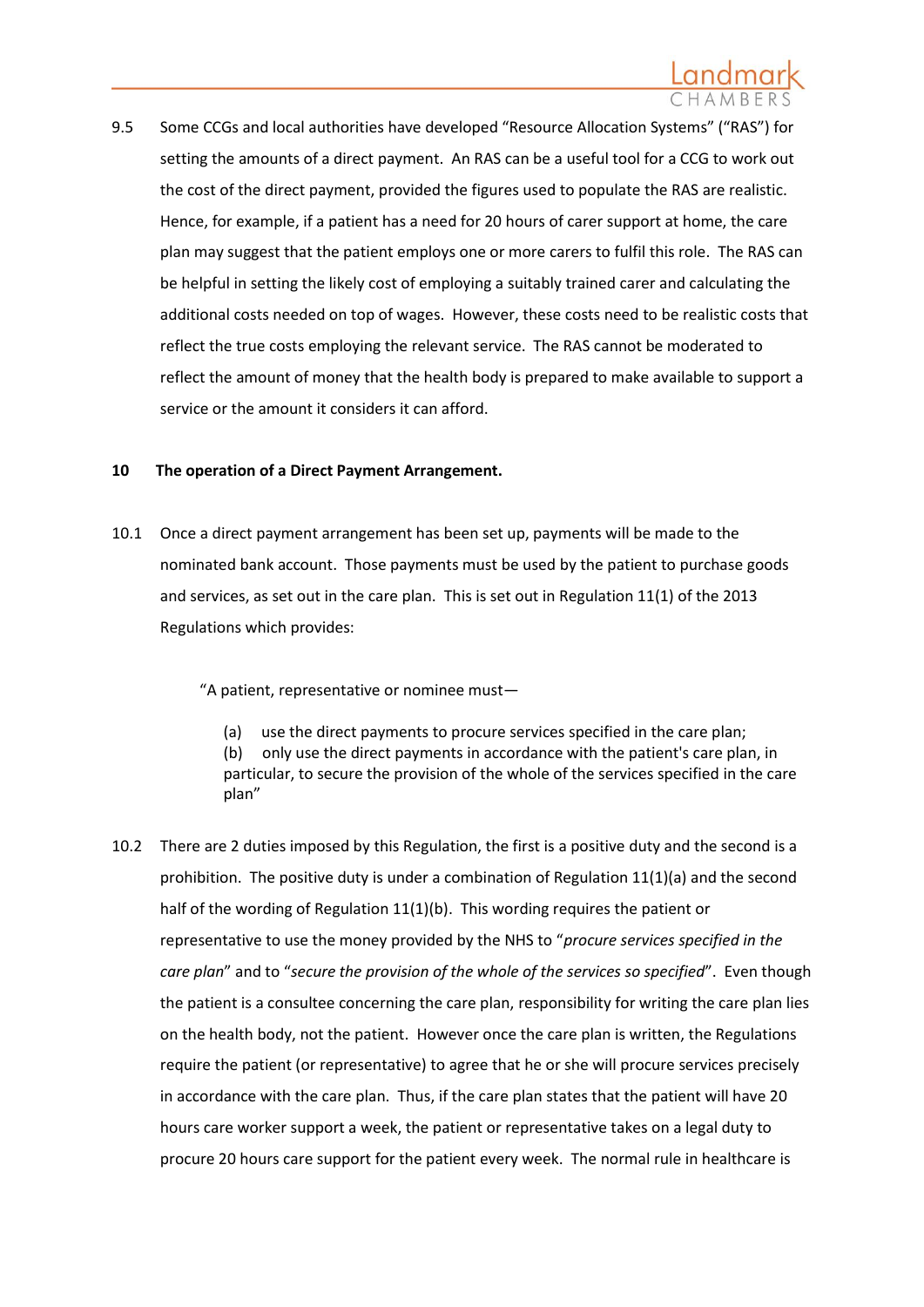9.5 Some CCGs and local authorities have developed "Resource Allocation Systems" ("RAS") for setting the amounts of a direct payment. An RAS can be a useful tool for a CCG to work out the cost of the direct payment, provided the figures used to populate the RAS are realistic. Hence, for example, if a patient has a need for 20 hours of carer support at home, the care plan may suggest that the patient employs one or more carers to fulfil this role. The RAS can be helpful in setting the likely cost of employing a suitably trained carer and calculating the additional costs needed on top of wages. However, these costs need to be realistic costs that reflect the true costs employing the relevant service. The RAS cannot be moderated to reflect the amount of money that the health body is prepared to make available to support a service or the amount it considers it can afford.

## 10 The operation of a Direct Payment Arrangement.

10.1 Once a direct payment arrangement has been set up, payments will be made to the nominated bank account. Those payments must be used by the patient to purchase goods and services, as set out in the care plan. This is set out in Regulation 11(1) of the 2013 Regulations which provides:

> "A patient, representative or nominee must—
>
> (a) use the direct payments to procure services specified in the care plan;
> (b) only use the direct payments in accordance with the patient's care plan, in particular, to secure the provision of the whole of the services specified in the care plan"

10.2 There are 2 duties imposed by this Regulation, the first is a positive duty and the second is a prohibition. The positive duty is under a combination of Regulation 11(1)(a) and the second half of the wording of Regulation 11(1)(b). This wording requires the patient or representative to use the money provided by the NHS to "*procure services specified in the care plan*" and to "*secure the provision of the whole of the services so specified*". Even though the patient is a consultee concerning the care plan, responsibility for writing the care plan lies on the health body, not the patient. However once the care plan is written, the Regulations require the patient (or representative) to agree that he or she will procure services precisely in accordance with the care plan. Thus, if the care plan states that the patient will have 20 hours care worker support a week, the patient or representative takes on a legal duty to procure 20 hours care support for the patient every week. The normal rule in healthcare is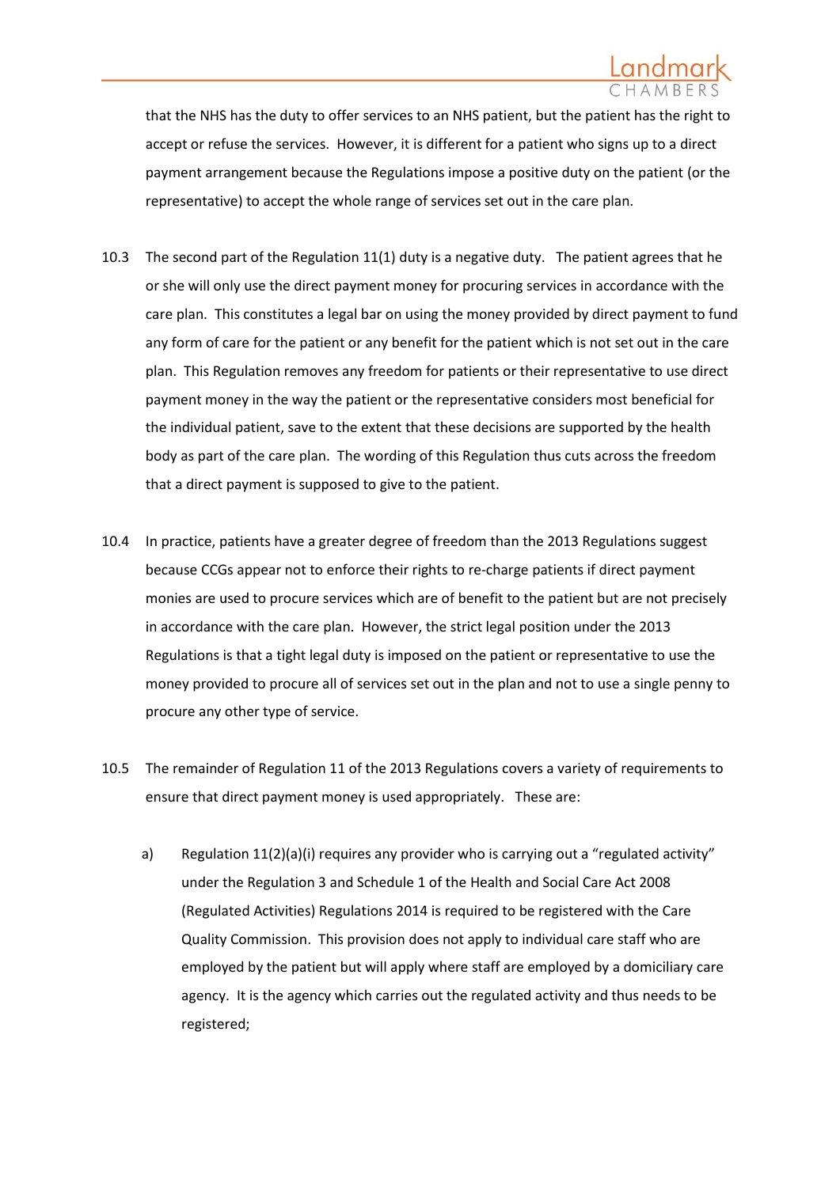that the NHS has the duty to offer services to an NHS patient, but the patient has the right to accept or refuse the services. However, it is different for a patient who signs up to a direct payment arrangement because the Regulations impose a positive duty on the patient (or the representative) to accept the whole range of services set out in the care plan.

10.3 The second part of the Regulation 11(1) duty is a negative duty. The patient agrees that he or she will only use the direct payment money for procuring services in accordance with the care plan. This constitutes a legal bar on using the money provided by direct payment to fund any form of care for the patient or any benefit for the patient which is not set out in the care plan. This Regulation removes any freedom for patients or their representative to use direct payment money in the way the patient or the representative considers most beneficial for the individual patient, save to the extent that these decisions are supported by the health body as part of the care plan. The wording of this Regulation thus cuts across the freedom that a direct payment is supposed to give to the patient.

10.4 In practice, patients have a greater degree of freedom than the 2013 Regulations suggest because CCGs appear not to enforce their rights to re-charge patients if direct payment monies are used to procure services which are of benefit to the patient but are not precisely in accordance with the care plan. However, the strict legal position under the 2013 Regulations is that a tight legal duty is imposed on the patient or representative to use the money provided to procure all of services set out in the plan and not to use a single penny to procure any other type of service.

10.5 The remainder of Regulation 11 of the 2013 Regulations covers a variety of requirements to ensure that direct payment money is used appropriately. These are:

a) Regulation 11(2)(a)(i) requires any provider who is carrying out a "regulated activity" under the Regulation 3 and Schedule 1 of the Health and Social Care Act 2008 (Regulated Activities) Regulations 2014 is required to be registered with the Care Quality Commission. This provision does not apply to individual care staff who are employed by the patient but will apply where staff are employed by a domiciliary care agency. It is the agency which carries out the regulated activity and thus needs to be registered;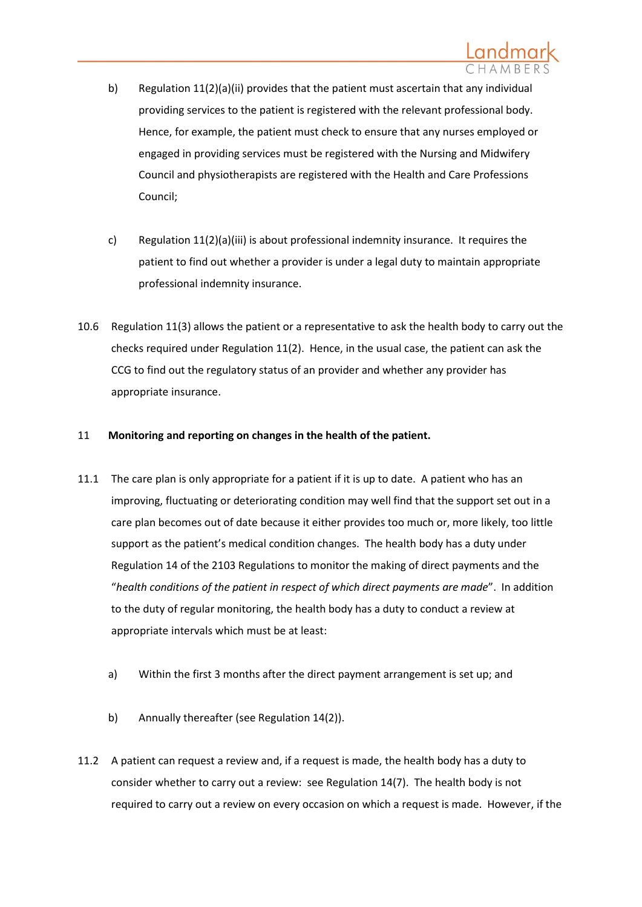b) Regulation 11(2)(a)(ii) provides that the patient must ascertain that any individual providing services to the patient is registered with the relevant professional body. Hence, for example, the patient must check to ensure that any nurses employed or engaged in providing services must be registered with the Nursing and Midwifery Council and physiotherapists are registered with the Health and Care Professions Council;

c) Regulation 11(2)(a)(iii) is about professional indemnity insurance. It requires the patient to find out whether a provider is under a legal duty to maintain appropriate professional indemnity insurance.

10.6 Regulation 11(3) allows the patient or a representative to ask the health body to carry out the checks required under Regulation 11(2). Hence, in the usual case, the patient can ask the CCG to find out the regulatory status of an provider and whether any provider has appropriate insurance.

## 11 Monitoring and reporting on changes in the health of the patient.

11.1 The care plan is only appropriate for a patient if it is up to date. A patient who has an improving, fluctuating or deteriorating condition may well find that the support set out in a care plan becomes out of date because it either provides too much or, more likely, too little support as the patient's medical condition changes. The health body has a duty under Regulation 14 of the 2103 Regulations to monitor the making of direct payments and the "*health conditions of the patient in respect of which direct payments are made*". In addition to the duty of regular monitoring, the health body has a duty to conduct a review at appropriate intervals which must be at least:

a) Within the first 3 months after the direct payment arrangement is set up; and

b) Annually thereafter (see Regulation 14(2)).

11.2 A patient can request a review and, if a request is made, the health body has a duty to consider whether to carry out a review: see Regulation 14(7). The health body is not required to carry out a review on every occasion on which a request is made. However, if the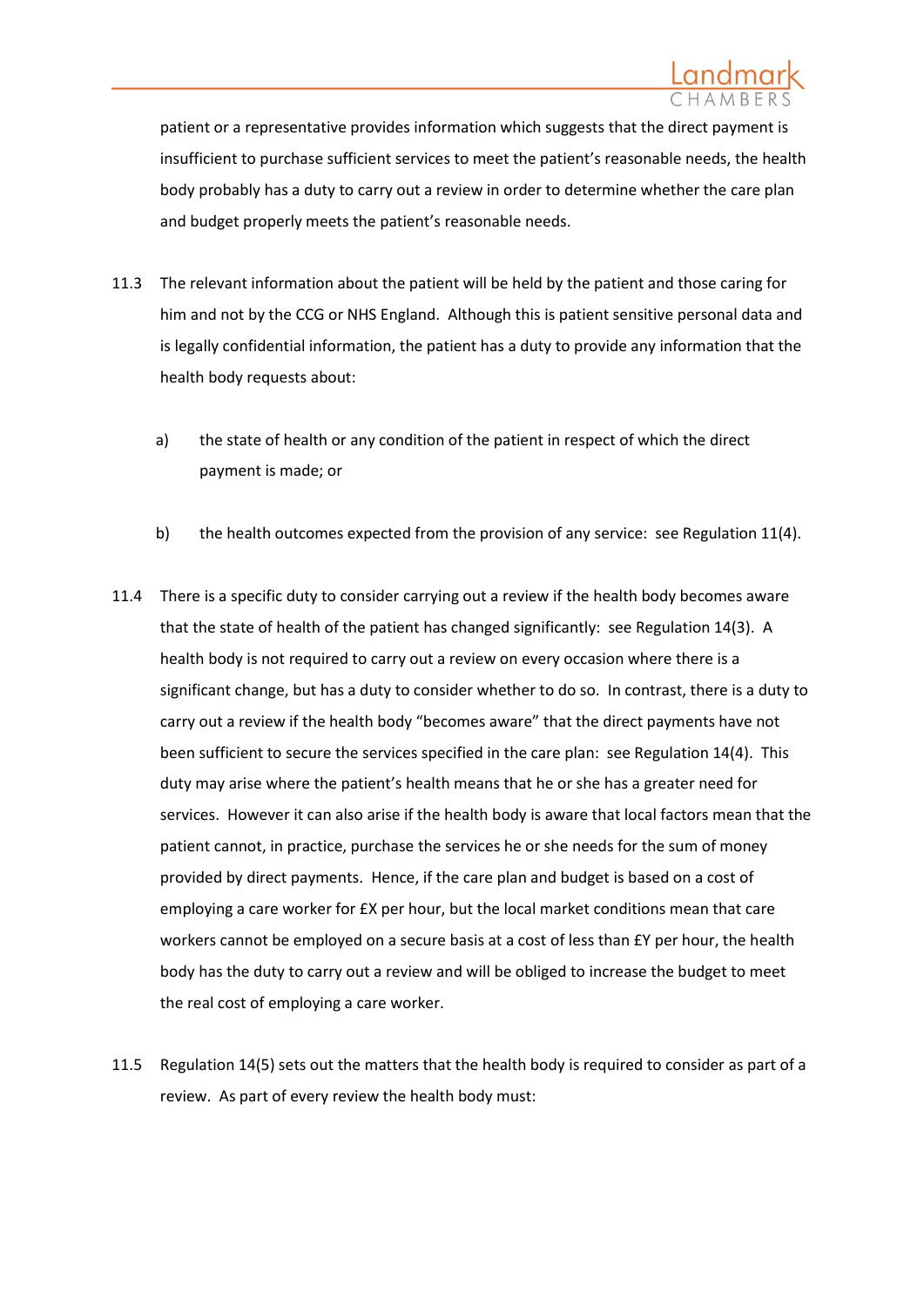patient or a representative provides information which suggests that the direct payment is insufficient to purchase sufficient services to meet the patient's reasonable needs, the health body probably has a duty to carry out a review in order to determine whether the care plan and budget properly meets the patient's reasonable needs.

11.3 The relevant information about the patient will be held by the patient and those caring for him and not by the CCG or NHS England. Although this is patient sensitive personal data and is legally confidential information, the patient has a duty to provide any information that the health body requests about:

a) the state of health or any condition of the patient in respect of which the direct payment is made; or

b) the health outcomes expected from the provision of any service: see Regulation 11(4).

11.4 There is a specific duty to consider carrying out a review if the health body becomes aware that the state of health of the patient has changed significantly: see Regulation 14(3). A health body is not required to carry out a review on every occasion where there is a significant change, but has a duty to consider whether to do so. In contrast, there is a duty to carry out a review if the health body "becomes aware" that the direct payments have not been sufficient to secure the services specified in the care plan: see Regulation 14(4). This duty may arise where the patient's health means that he or she has a greater need for services. However it can also arise if the health body is aware that local factors mean that the patient cannot, in practice, purchase the services he or she needs for the sum of money provided by direct payments. Hence, if the care plan and budget is based on a cost of employing a care worker for £X per hour, but the local market conditions mean that care workers cannot be employed on a secure basis at a cost of less than £Y per hour, the health body has the duty to carry out a review and will be obliged to increase the budget to meet the real cost of employing a care worker.

11.5 Regulation 14(5) sets out the matters that the health body is required to consider as part of a review. As part of every review the health body must: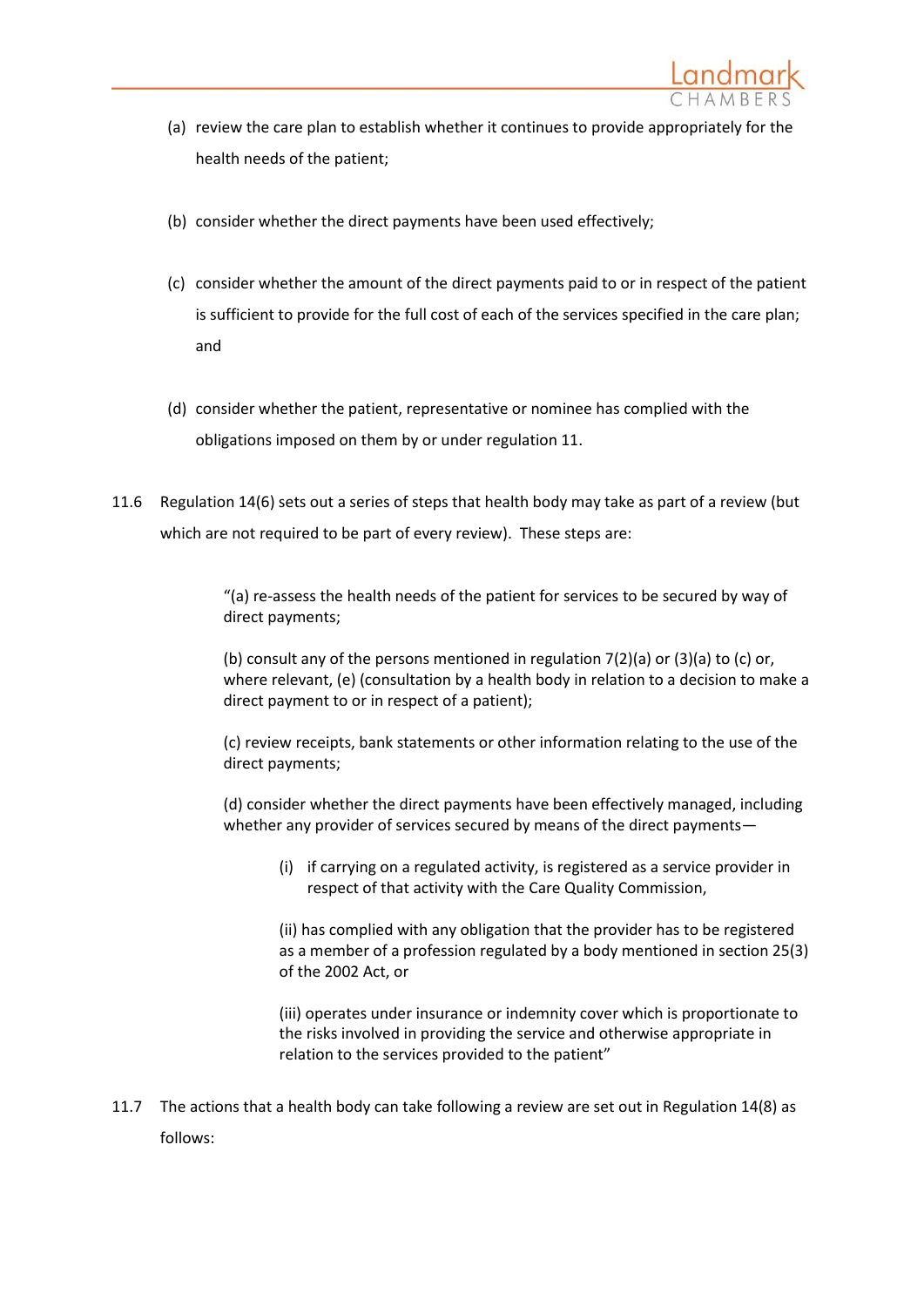(a) review the care plan to establish whether it continues to provide appropriately for the health needs of the patient;

(b) consider whether the direct payments have been used effectively;

(c) consider whether the amount of the direct payments paid to or in respect of the patient is sufficient to provide for the full cost of each of the services specified in the care plan; and

(d) consider whether the patient, representative or nominee has complied with the obligations imposed on them by or under regulation 11.

11.6 Regulation 14(6) sets out a series of steps that health body may take as part of a review (but which are not required to be part of every review). These steps are:

> "(a) re-assess the health needs of the patient for services to be secured by way of direct payments;
>
> (b) consult any of the persons mentioned in regulation 7(2)(a) or (3)(a) to (c) or, where relevant, (e) (consultation by a health body in relation to a decision to make a direct payment to or in respect of a patient);
>
> (c) review receipts, bank statements or other information relating to the use of the direct payments;
>
> (d) consider whether the direct payments have been effectively managed, including whether any provider of services secured by means of the direct payments—
>
> > (i) if carrying on a regulated activity, is registered as a service provider in respect of that activity with the Care Quality Commission,
> >
> > (ii) has complied with any obligation that the provider has to be registered as a member of a profession regulated by a body mentioned in section 25(3) of the 2002 Act, or
> >
> > (iii) operates under insurance or indemnity cover which is proportionate to the risks involved in providing the service and otherwise appropriate in relation to the services provided to the patient"

11.7 The actions that a health body can take following a review are set out in Regulation 14(8) as follows: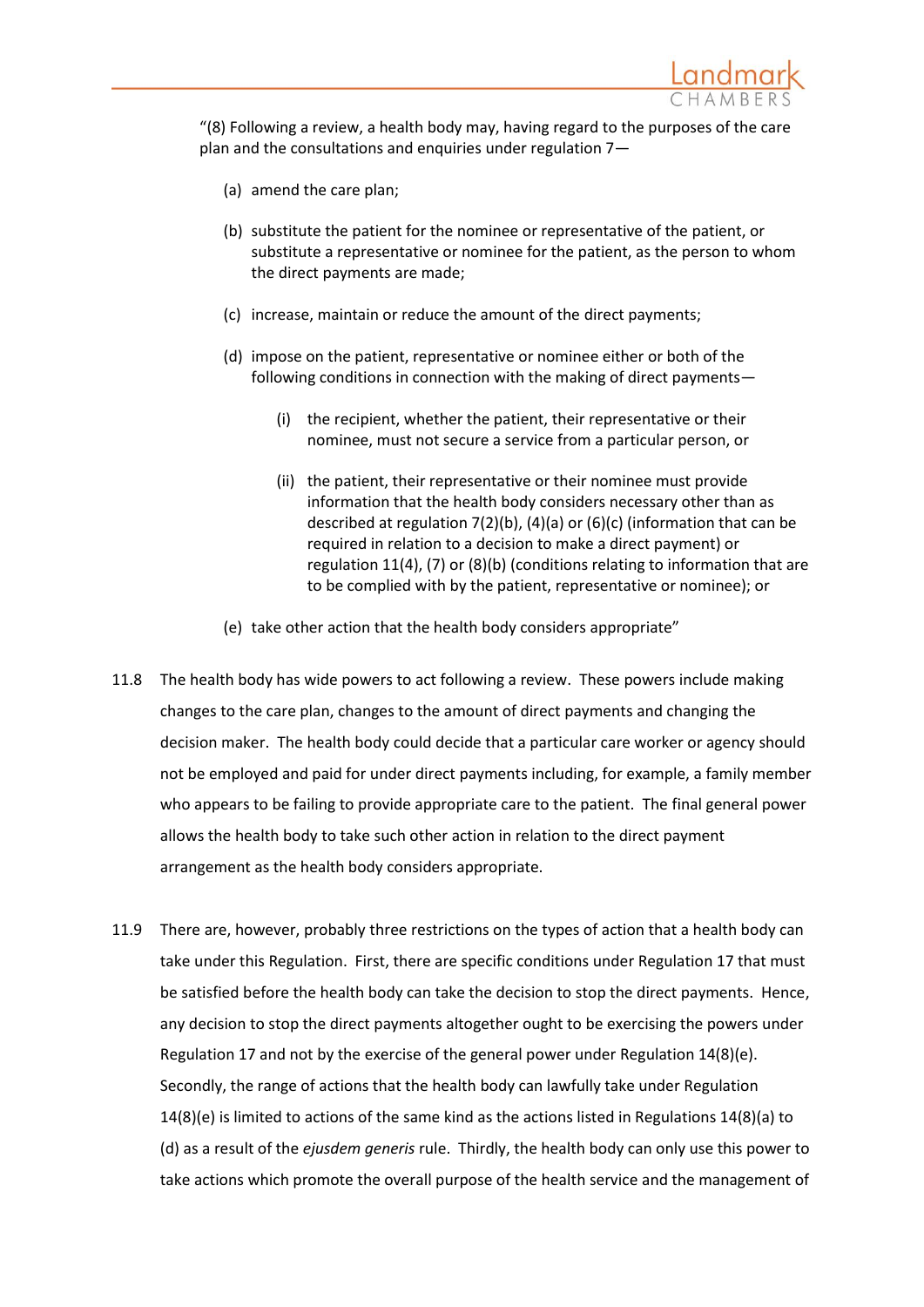"(8) Following a review, a health body may, having regard to the purposes of the care plan and the consultations and enquiries under regulation 7—

(a) amend the care plan;

(b) substitute the patient for the nominee or representative of the patient, or substitute a representative or nominee for the patient, as the person to whom the direct payments are made;

(c) increase, maintain or reduce the amount of the direct payments;

(d) impose on the patient, representative or nominee either or both of the following conditions in connection with the making of direct payments—

> (i) the recipient, whether the patient, their representative or their nominee, must not secure a service from a particular person, or
>
> (ii) the patient, their representative or their nominee must provide information that the health body considers necessary other than as described at regulation 7(2)(b), (4)(a) or (6)(c) (information that can be required in relation to a decision to make a direct payment) or regulation 11(4), (7) or (8)(b) (conditions relating to information that are to be complied with by the patient, representative or nominee); or

(e) take other action that the health body considers appropriate"

11.8 The health body has wide powers to act following a review. These powers include making changes to the care plan, changes to the amount of direct payments and changing the decision maker. The health body could decide that a particular care worker or agency should not be employed and paid for under direct payments including, for example, a family member who appears to be failing to provide appropriate care to the patient. The final general power allows the health body to take such other action in relation to the direct payment arrangement as the health body considers appropriate.

11.9 There are, however, probably three restrictions on the types of action that a health body can take under this Regulation. First, there are specific conditions under Regulation 17 that must be satisfied before the health body can take the decision to stop the direct payments. Hence, any decision to stop the direct payments altogether ought to be exercising the powers under Regulation 17 and not by the exercise of the general power under Regulation 14(8)(e). Secondly, the range of actions that the health body can lawfully take under Regulation 14(8)(e) is limited to actions of the same kind as the actions listed in Regulations 14(8)(a) to (d) as a result of the *ejusdem generis* rule. Thirdly, the health body can only use this power to take actions which promote the overall purpose of the health service and the management of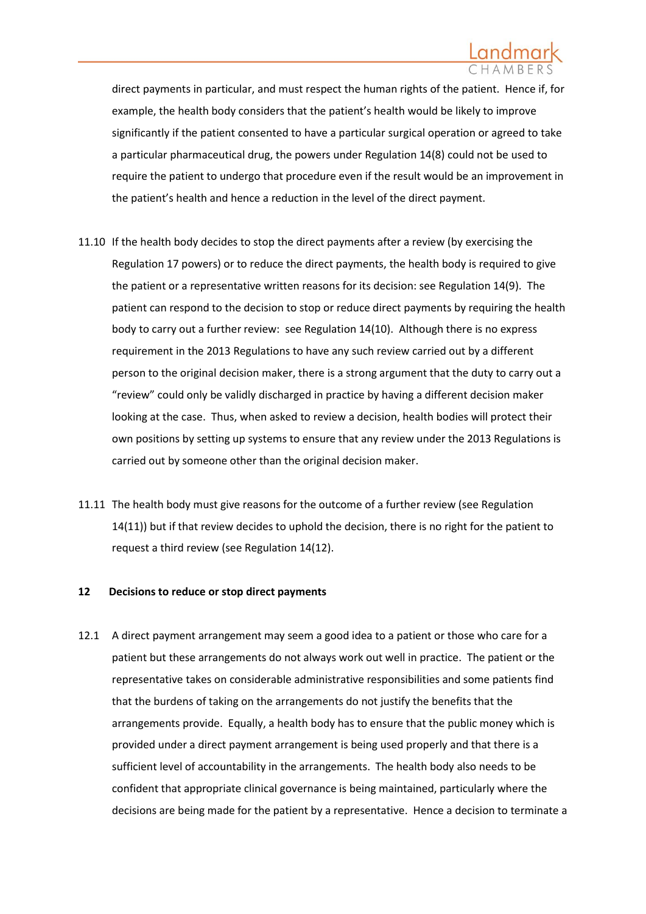direct payments in particular, and must respect the human rights of the patient. Hence if, for example, the health body considers that the patient's health would be likely to improve significantly if the patient consented to have a particular surgical operation or agreed to take a particular pharmaceutical drug, the powers under Regulation 14(8) could not be used to require the patient to undergo that procedure even if the result would be an improvement in the patient's health and hence a reduction in the level of the direct payment.

11.10 If the health body decides to stop the direct payments after a review (by exercising the Regulation 17 powers) or to reduce the direct payments, the health body is required to give the patient or a representative written reasons for its decision: see Regulation 14(9). The patient can respond to the decision to stop or reduce direct payments by requiring the health body to carry out a further review: see Regulation 14(10). Although there is no express requirement in the 2013 Regulations to have any such review carried out by a different person to the original decision maker, there is a strong argument that the duty to carry out a "review" could only be validly discharged in practice by having a different decision maker looking at the case. Thus, when asked to review a decision, health bodies will protect their own positions by setting up systems to ensure that any review under the 2013 Regulations is carried out by someone other than the original decision maker.

11.11 The health body must give reasons for the outcome of a further review (see Regulation 14(11)) but if that review decides to uphold the decision, there is no right for the patient to request a third review (see Regulation 14(12).

## 12 Decisions to reduce or stop direct payments

12.1 A direct payment arrangement may seem a good idea to a patient or those who care for a patient but these arrangements do not always work out well in practice. The patient or the representative takes on considerable administrative responsibilities and some patients find that the burdens of taking on the arrangements do not justify the benefits that the arrangements provide. Equally, a health body has to ensure that the public money which is provided under a direct payment arrangement is being used properly and that there is a sufficient level of accountability in the arrangements. The health body also needs to be confident that appropriate clinical governance is being maintained, particularly where the decisions are being made for the patient by a representative. Hence a decision to terminate a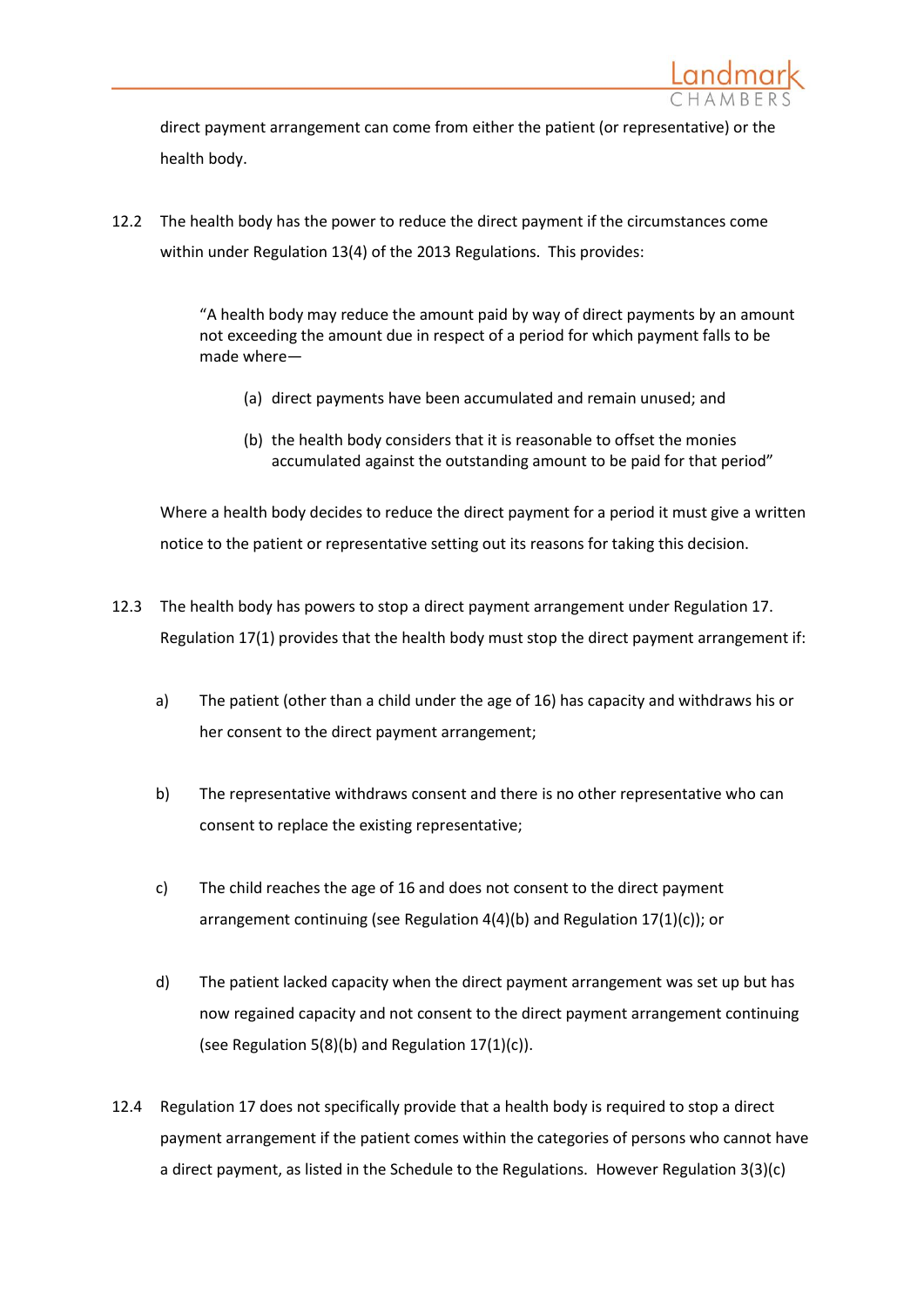direct payment arrangement can come from either the patient (or representative) or the health body.

12.2 The health body has the power to reduce the direct payment if the circumstances come within under Regulation 13(4) of the 2013 Regulations. This provides:

> "A health body may reduce the amount paid by way of direct payments by an amount not exceeding the amount due in respect of a period for which payment falls to be made where—
>
> (a) direct payments have been accumulated and remain unused; and
>
> (b) the health body considers that it is reasonable to offset the monies accumulated against the outstanding amount to be paid for that period"

Where a health body decides to reduce the direct payment for a period it must give a written notice to the patient or representative setting out its reasons for taking this decision.

12.3 The health body has powers to stop a direct payment arrangement under Regulation 17. Regulation 17(1) provides that the health body must stop the direct payment arrangement if:

a) The patient (other than a child under the age of 16) has capacity and withdraws his or her consent to the direct payment arrangement;

b) The representative withdraws consent and there is no other representative who can consent to replace the existing representative;

c) The child reaches the age of 16 and does not consent to the direct payment arrangement continuing (see Regulation 4(4)(b) and Regulation 17(1)(c)); or

d) The patient lacked capacity when the direct payment arrangement was set up but has now regained capacity and not consent to the direct payment arrangement continuing (see Regulation 5(8)(b) and Regulation 17(1)(c)).

12.4 Regulation 17 does not specifically provide that a health body is required to stop a direct payment arrangement if the patient comes within the categories of persons who cannot have a direct payment, as listed in the Schedule to the Regulations. However Regulation 3(3)(c)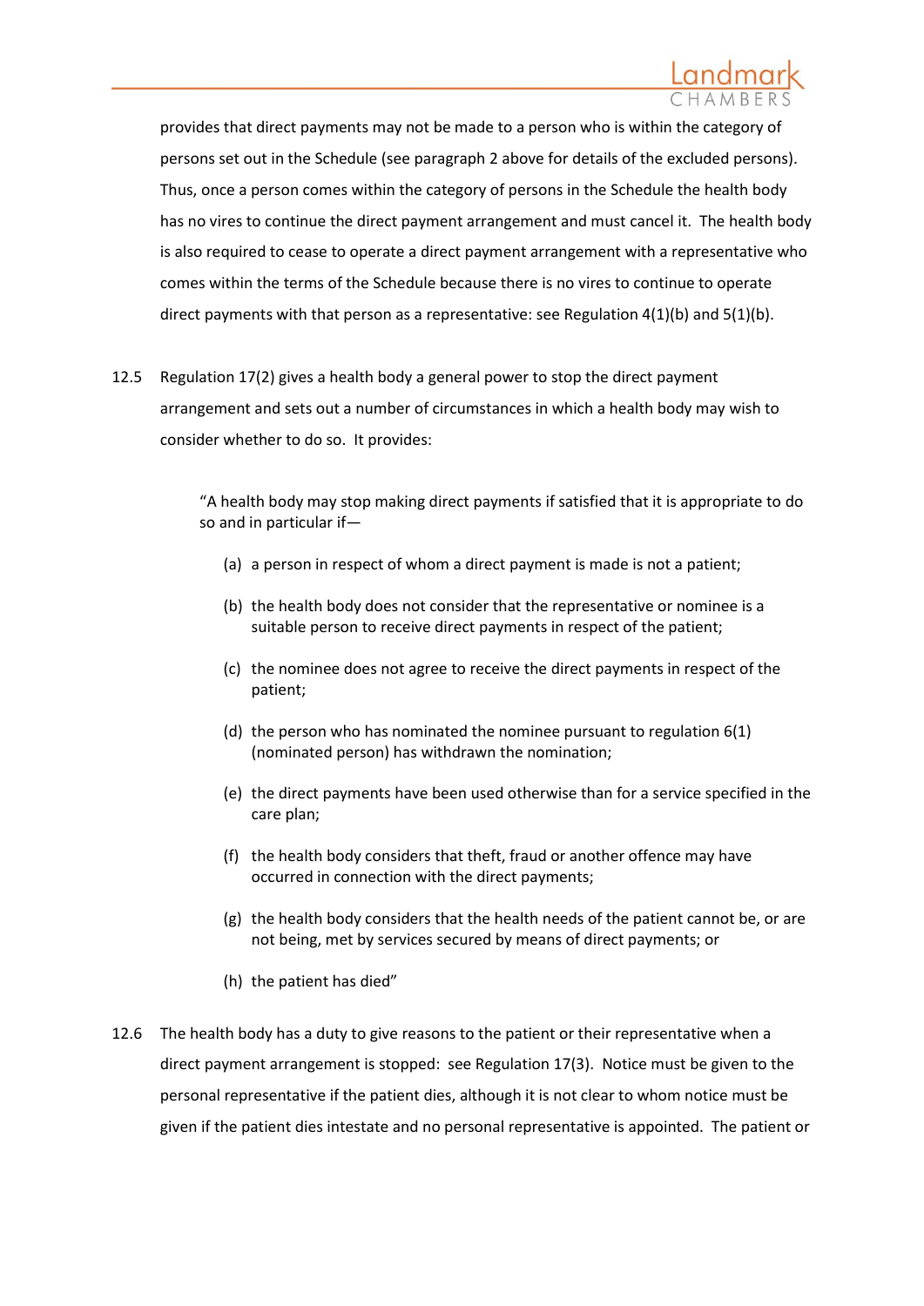provides that direct payments may not be made to a person who is within the category of persons set out in the Schedule (see paragraph 2 above for details of the excluded persons). Thus, once a person comes within the category of persons in the Schedule the health body has no vires to continue the direct payment arrangement and must cancel it. The health body is also required to cease to operate a direct payment arrangement with a representative who comes within the terms of the Schedule because there is no vires to continue to operate direct payments with that person as a representative: see Regulation 4(1)(b) and 5(1)(b).

12.5 Regulation 17(2) gives a health body a general power to stop the direct payment arrangement and sets out a number of circumstances in which a health body may wish to consider whether to do so. It provides:

> "A health body may stop making direct payments if satisfied that it is appropriate to do so and in particular if—
>
> (a) a person in respect of whom a direct payment is made is not a patient;
>
> (b) the health body does not consider that the representative or nominee is a suitable person to receive direct payments in respect of the patient;
>
> (c) the nominee does not agree to receive the direct payments in respect of the patient;
>
> (d) the person who has nominated the nominee pursuant to regulation 6(1) (nominated person) has withdrawn the nomination;
>
> (e) the direct payments have been used otherwise than for a service specified in the care plan;
>
> (f) the health body considers that theft, fraud or another offence may have occurred in connection with the direct payments;
>
> (g) the health body considers that the health needs of the patient cannot be, or are not being, met by services secured by means of direct payments; or
>
> (h) the patient has died"

12.6 The health body has a duty to give reasons to the patient or their representative when a direct payment arrangement is stopped: see Regulation 17(3). Notice must be given to the personal representative if the patient dies, although it is not clear to whom notice must be given if the patient dies intestate and no personal representative is appointed. The patient or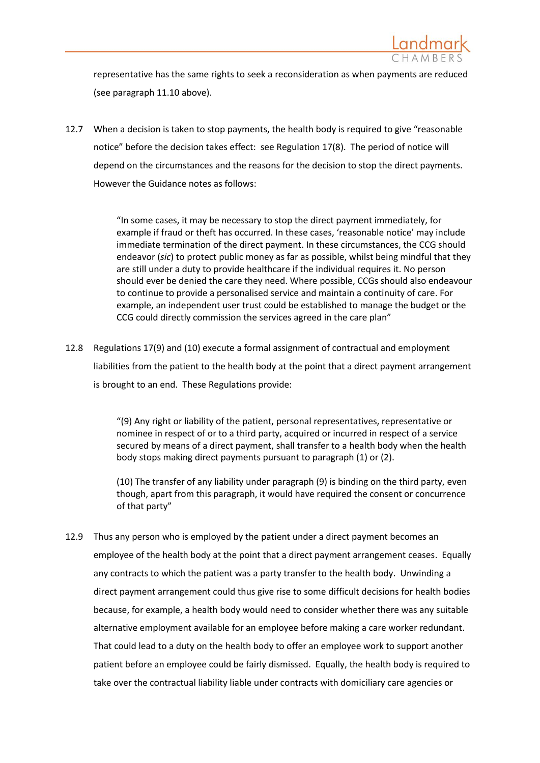representative has the same rights to seek a reconsideration as when payments are reduced (see paragraph 11.10 above).

12.7 When a decision is taken to stop payments, the health body is required to give "reasonable notice" before the decision takes effect: see Regulation 17(8). The period of notice will depend on the circumstances and the reasons for the decision to stop the direct payments. However the Guidance notes as follows:

> "In some cases, it may be necessary to stop the direct payment immediately, for example if fraud or theft has occurred. In these cases, 'reasonable notice' may include immediate termination of the direct payment. In these circumstances, the CCG should endeavor (*sic*) to protect public money as far as possible, whilst being mindful that they are still under a duty to provide healthcare if the individual requires it. No person should ever be denied the care they need. Where possible, CCGs should also endeavour to continue to provide a personalised service and maintain a continuity of care. For example, an independent user trust could be established to manage the budget or the CCG could directly commission the services agreed in the care plan"

12.8 Regulations 17(9) and (10) execute a formal assignment of contractual and employment liabilities from the patient to the health body at the point that a direct payment arrangement is brought to an end. These Regulations provide:

> "(9) Any right or liability of the patient, personal representatives, representative or nominee in respect of or to a third party, acquired or incurred in respect of a service secured by means of a direct payment, shall transfer to a health body when the health body stops making direct payments pursuant to paragraph (1) or (2).
>
> (10) The transfer of any liability under paragraph (9) is binding on the third party, even though, apart from this paragraph, it would have required the consent or concurrence of that party"

12.9 Thus any person who is employed by the patient under a direct payment becomes an employee of the health body at the point that a direct payment arrangement ceases. Equally any contracts to which the patient was a party transfer to the health body. Unwinding a direct payment arrangement could thus give rise to some difficult decisions for health bodies because, for example, a health body would need to consider whether there was any suitable alternative employment available for an employee before making a care worker redundant. That could lead to a duty on the health body to offer an employee work to support another patient before an employee could be fairly dismissed. Equally, the health body is required to take over the contractual liability liable under contracts with domiciliary care agencies or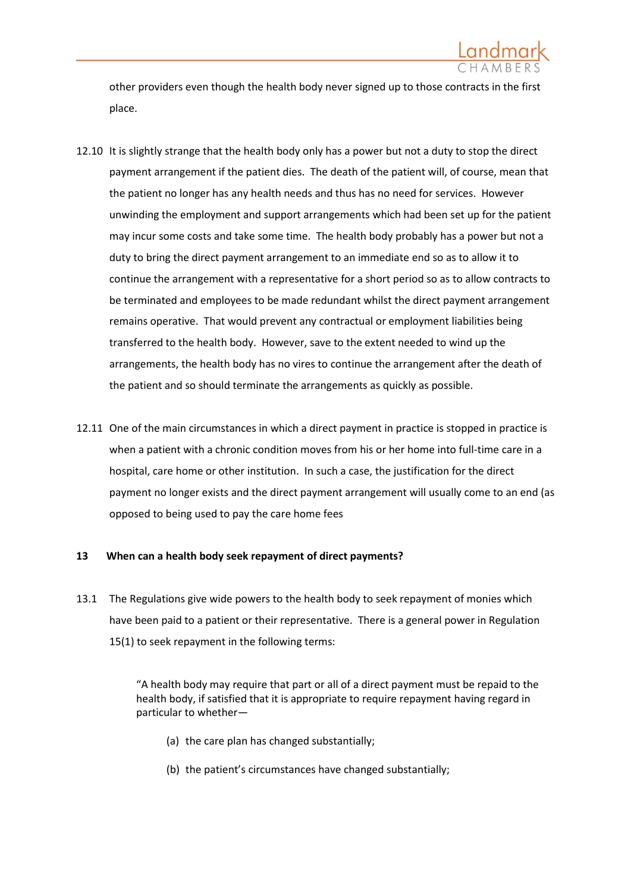other providers even though the health body never signed up to those contracts in the first place.

12.10 It is slightly strange that the health body only has a power but not a duty to stop the direct payment arrangement if the patient dies. The death of the patient will, of course, mean that the patient no longer has any health needs and thus has no need for services. However unwinding the employment and support arrangements which had been set up for the patient may incur some costs and take some time. The health body probably has a power but not a duty to bring the direct payment arrangement to an immediate end so as to allow it to continue the arrangement with a representative for a short period so as to allow contracts to be terminated and employees to be made redundant whilst the direct payment arrangement remains operative. That would prevent any contractual or employment liabilities being transferred to the health body. However, save to the extent needed to wind up the arrangements, the health body has no vires to continue the arrangement after the death of the patient and so should terminate the arrangements as quickly as possible.

12.11 One of the main circumstances in which a direct payment in practice is stopped in practice is when a patient with a chronic condition moves from his or her home into full-time care in a hospital, care home or other institution. In such a case, the justification for the direct payment no longer exists and the direct payment arrangement will usually come to an end (as opposed to being used to pay the care home fees

## 13 When can a health body seek repayment of direct payments?

13.1 The Regulations give wide powers to the health body to seek repayment of monies which have been paid to a patient or their representative. There is a general power in Regulation 15(1) to seek repayment in the following terms:

> "A health body may require that part or all of a direct payment must be repaid to the health body, if satisfied that it is appropriate to require repayment having regard in particular to whether—
>
> (a) the care plan has changed substantially;
>
> (b) the patient's circumstances have changed substantially;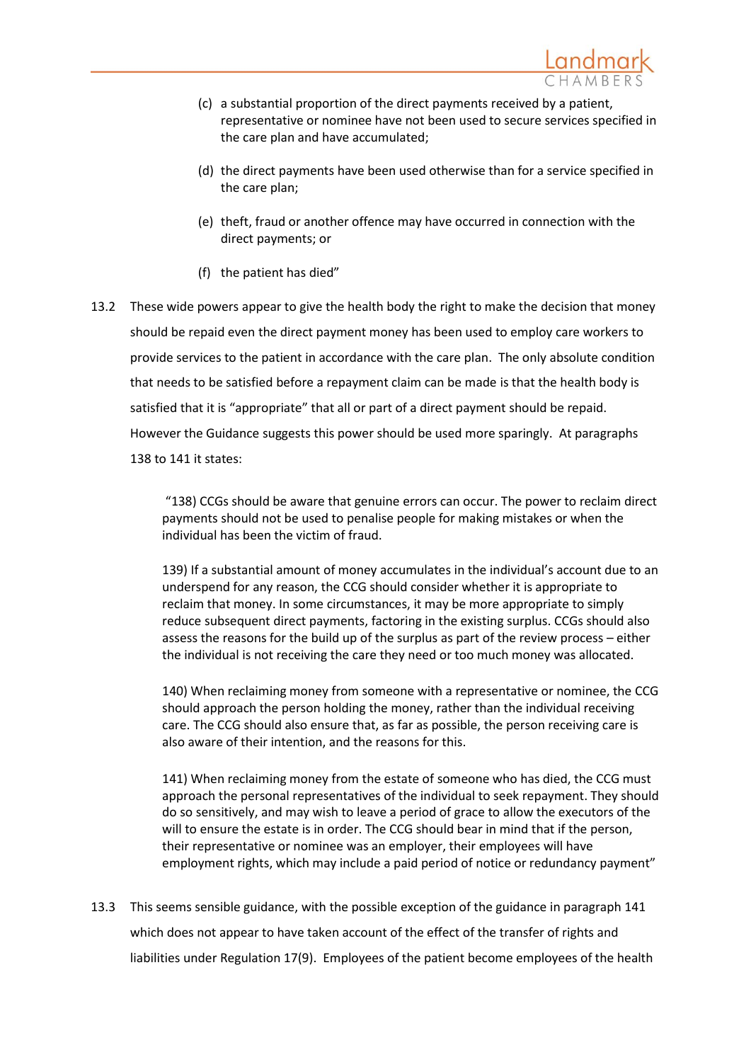(c) a substantial proportion of the direct payments received by a patient, representative or nominee have not been used to secure services specified in the care plan and have accumulated;

(d) the direct payments have been used otherwise than for a service specified in the care plan;

(e) theft, fraud or another offence may have occurred in connection with the direct payments; or

(f) the patient has died"

13.2 These wide powers appear to give the health body the right to make the decision that money should be repaid even the direct payment money has been used to employ care workers to provide services to the patient in accordance with the care plan. The only absolute condition that needs to be satisfied before a repayment claim can be made is that the health body is satisfied that it is "appropriate" that all or part of a direct payment should be repaid. However the Guidance suggests this power should be used more sparingly. At paragraphs 138 to 141 it states:

> "138) CCGs should be aware that genuine errors can occur. The power to reclaim direct payments should not be used to penalise people for making mistakes or when the individual has been the victim of fraud.
>
> 139) If a substantial amount of money accumulates in the individual's account due to an underspend for any reason, the CCG should consider whether it is appropriate to reclaim that money. In some circumstances, it may be more appropriate to simply reduce subsequent direct payments, factoring in the existing surplus. CCGs should also assess the reasons for the build up of the surplus as part of the review process – either the individual is not receiving the care they need or too much money was allocated.
>
> 140) When reclaiming money from someone with a representative or nominee, the CCG should approach the person holding the money, rather than the individual receiving care. The CCG should also ensure that, as far as possible, the person receiving care is also aware of their intention, and the reasons for this.
>
> 141) When reclaiming money from the estate of someone who has died, the CCG must approach the personal representatives of the individual to seek repayment. They should do so sensitively, and may wish to leave a period of grace to allow the executors of the will to ensure the estate is in order. The CCG should bear in mind that if the person, their representative or nominee was an employer, their employees will have employment rights, which may include a paid period of notice or redundancy payment"

13.3 This seems sensible guidance, with the possible exception of the guidance in paragraph 141 which does not appear to have taken account of the effect of the transfer of rights and liabilities under Regulation 17(9). Employees of the patient become employees of the health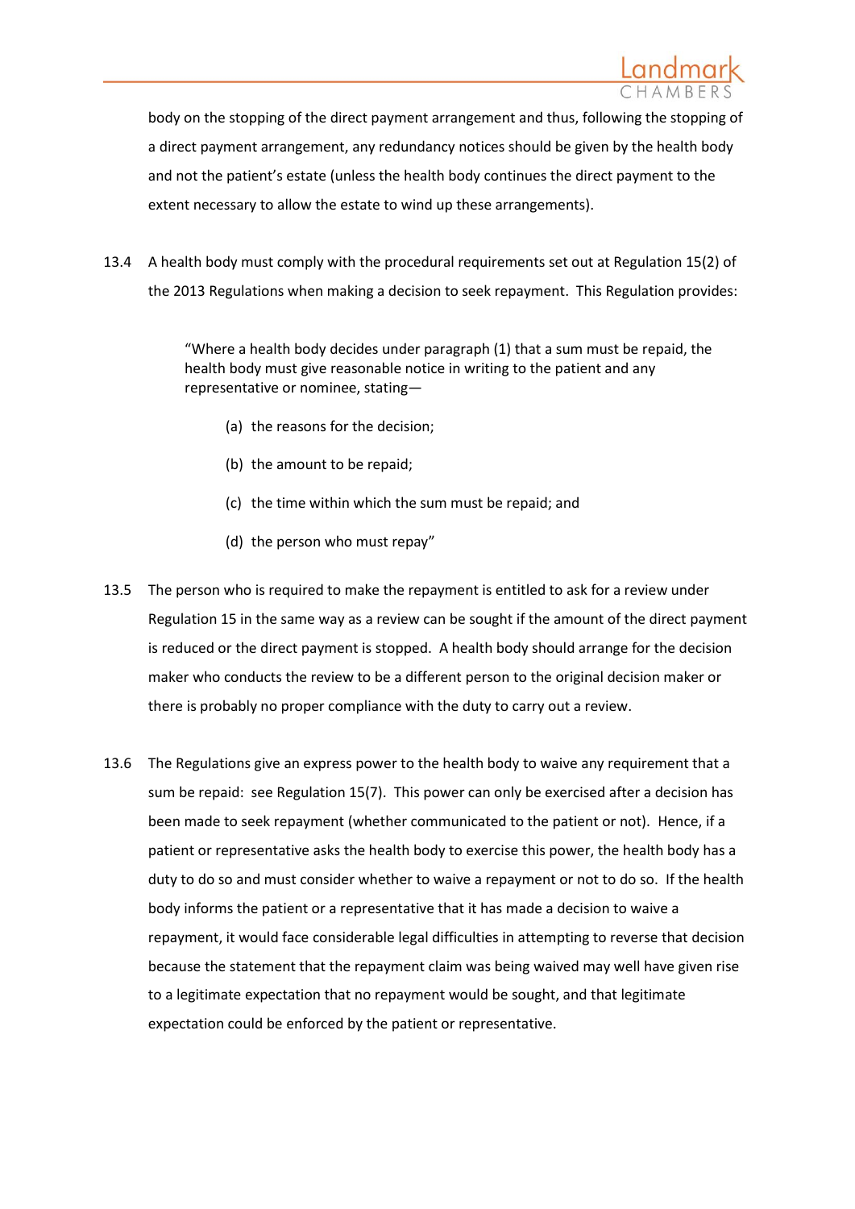body on the stopping of the direct payment arrangement and thus, following the stopping of a direct payment arrangement, any redundancy notices should be given by the health body and not the patient's estate (unless the health body continues the direct payment to the extent necessary to allow the estate to wind up these arrangements).

13.4 A health body must comply with the procedural requirements set out at Regulation 15(2) of the 2013 Regulations when making a decision to seek repayment. This Regulation provides:

> "Where a health body decides under paragraph (1) that a sum must be repaid, the health body must give reasonable notice in writing to the patient and any representative or nominee, stating—
>
> (a) the reasons for the decision;
>
> (b) the amount to be repaid;
>
> (c) the time within which the sum must be repaid; and
>
> (d) the person who must repay"

13.5 The person who is required to make the repayment is entitled to ask for a review under Regulation 15 in the same way as a review can be sought if the amount of the direct payment is reduced or the direct payment is stopped. A health body should arrange for the decision maker who conducts the review to be a different person to the original decision maker or there is probably no proper compliance with the duty to carry out a review.

13.6 The Regulations give an express power to the health body to waive any requirement that a sum be repaid: see Regulation 15(7). This power can only be exercised after a decision has been made to seek repayment (whether communicated to the patient or not). Hence, if a patient or representative asks the health body to exercise this power, the health body has a duty to do so and must consider whether to waive a repayment or not to do so. If the health body informs the patient or a representative that it has made a decision to waive a repayment, it would face considerable legal difficulties in attempting to reverse that decision because the statement that the repayment claim was being waived may well have given rise to a legitimate expectation that no repayment would be sought, and that legitimate expectation could be enforced by the patient or representative.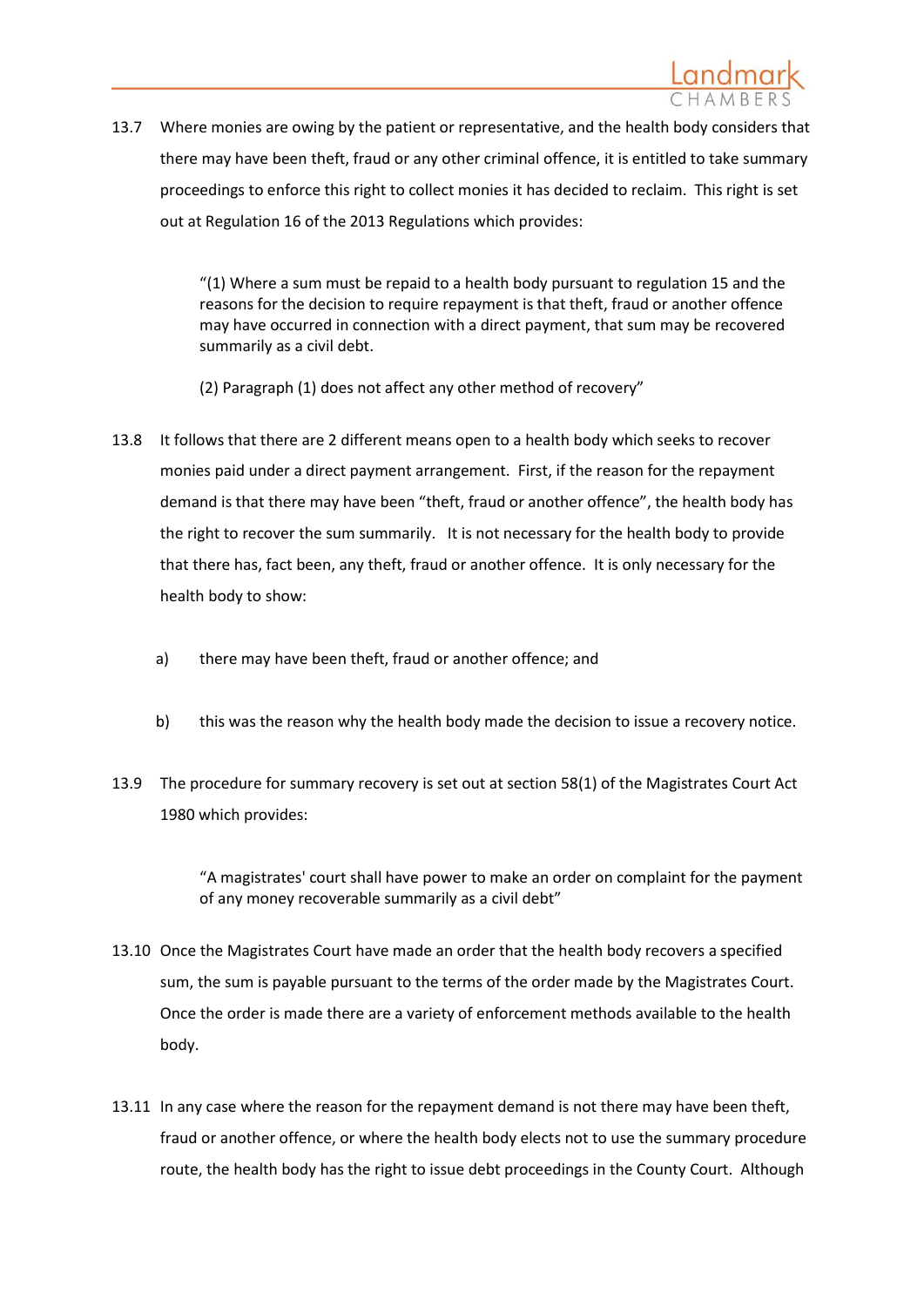13.7 Where monies are owing by the patient or representative, and the health body considers that there may have been theft, fraud or any other criminal offence, it is entitled to take summary proceedings to enforce this right to collect monies it has decided to reclaim. This right is set out at Regulation 16 of the 2013 Regulations which provides:

> "(1) Where a sum must be repaid to a health body pursuant to regulation 15 and the reasons for the decision to require repayment is that theft, fraud or another offence may have occurred in connection with a direct payment, that sum may be recovered summarily as a civil debt.
>
> (2) Paragraph (1) does not affect any other method of recovery"

13.8 It follows that there are 2 different means open to a health body which seeks to recover monies paid under a direct payment arrangement. First, if the reason for the repayment demand is that there may have been "theft, fraud or another offence", the health body has the right to recover the sum summarily. It is not necessary for the health body to provide that there has, fact been, any theft, fraud or another offence. It is only necessary for the health body to show:

a) there may have been theft, fraud or another offence; and

b) this was the reason why the health body made the decision to issue a recovery notice.

13.9 The procedure for summary recovery is set out at section 58(1) of the Magistrates Court Act 1980 which provides:

> "A magistrates' court shall have power to make an order on complaint for the payment of any money recoverable summarily as a civil debt"

13.10 Once the Magistrates Court have made an order that the health body recovers a specified sum, the sum is payable pursuant to the terms of the order made by the Magistrates Court. Once the order is made there are a variety of enforcement methods available to the health body.

13.11 In any case where the reason for the repayment demand is not there may have been theft, fraud or another offence, or where the health body elects not to use the summary procedure route, the health body has the right to issue debt proceedings in the County Court. Although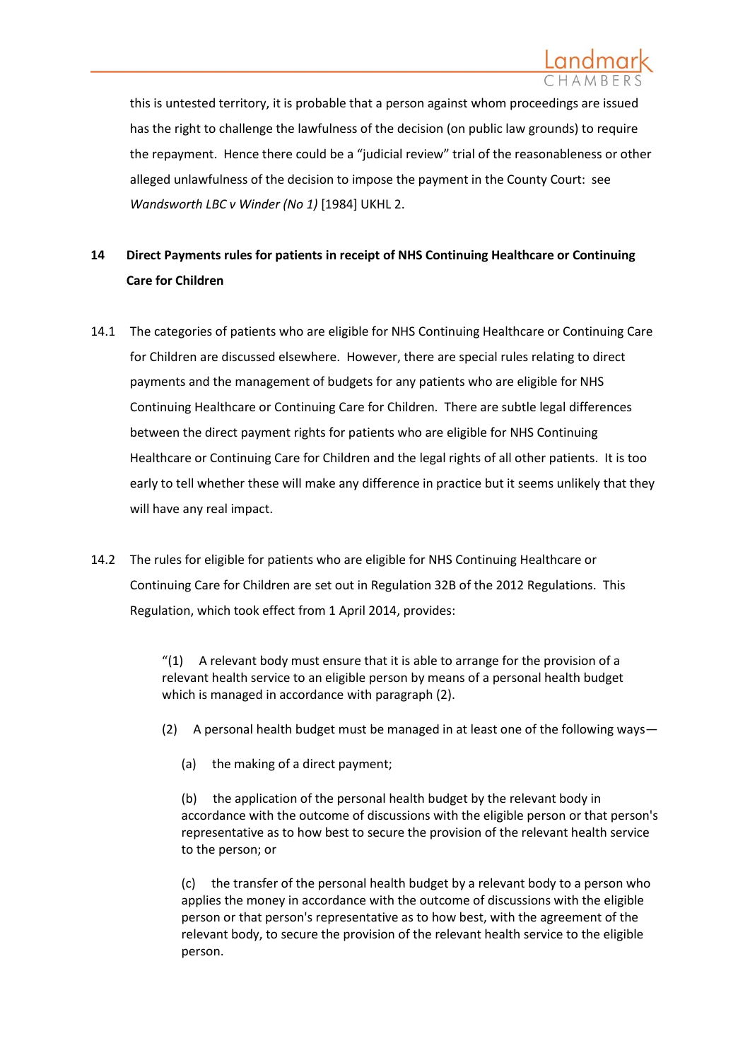this is untested territory, it is probable that a person against whom proceedings are issued has the right to challenge the lawfulness of the decision (on public law grounds) to require the repayment. Hence there could be a "judicial review" trial of the reasonableness or other alleged unlawfulness of the decision to impose the payment in the County Court: see *Wandsworth LBC v Winder (No 1)* [1984] UKHL 2.

## 14 Direct Payments rules for patients in receipt of NHS Continuing Healthcare or Continuing Care for Children

14.1 The categories of patients who are eligible for NHS Continuing Healthcare or Continuing Care for Children are discussed elsewhere. However, there are special rules relating to direct payments and the management of budgets for any patients who are eligible for NHS Continuing Healthcare or Continuing Care for Children. There are subtle legal differences between the direct payment rights for patients who are eligible for NHS Continuing Healthcare or Continuing Care for Children and the legal rights of all other patients. It is too early to tell whether these will make any difference in practice but it seems unlikely that they will have any real impact.

14.2 The rules for eligible for patients who are eligible for NHS Continuing Healthcare or Continuing Care for Children are set out in Regulation 32B of the 2012 Regulations. This Regulation, which took effect from 1 April 2014, provides:

> "(1) A relevant body must ensure that it is able to arrange for the provision of a relevant health service to an eligible person by means of a personal health budget which is managed in accordance with paragraph (2).
>
> (2) A personal health budget must be managed in at least one of the following ways—
>
> (a) the making of a direct payment;
>
> (b) the application of the personal health budget by the relevant body in accordance with the outcome of discussions with the eligible person or that person's representative as to how best to secure the provision of the relevant health service to the person; or
>
> (c) the transfer of the personal health budget by a relevant body to a person who applies the money in accordance with the outcome of discussions with the eligible person or that person's representative as to how best, with the agreement of the relevant body, to secure the provision of the relevant health service to the eligible person.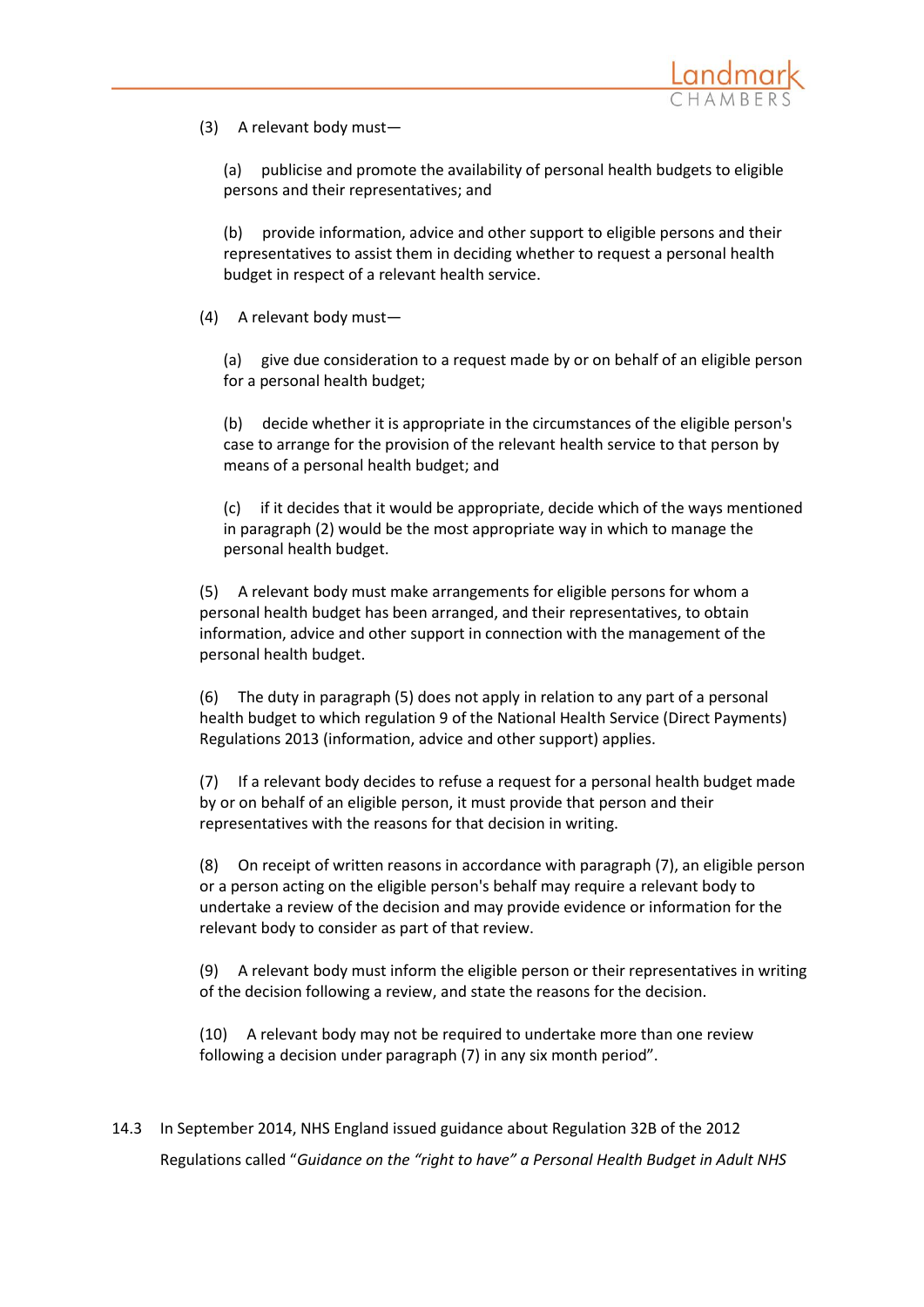(3) A relevant body must—

(a) publicise and promote the availability of personal health budgets to eligible persons and their representatives; and

(b) provide information, advice and other support to eligible persons and their representatives to assist them in deciding whether to request a personal health budget in respect of a relevant health service.

(4) A relevant body must—

(a) give due consideration to a request made by or on behalf of an eligible person for a personal health budget;

(b) decide whether it is appropriate in the circumstances of the eligible person's case to arrange for the provision of the relevant health service to that person by means of a personal health budget; and

(c) if it decides that it would be appropriate, decide which of the ways mentioned in paragraph (2) would be the most appropriate way in which to manage the personal health budget.

(5) A relevant body must make arrangements for eligible persons for whom a personal health budget has been arranged, and their representatives, to obtain information, advice and other support in connection with the management of the personal health budget.

(6) The duty in paragraph (5) does not apply in relation to any part of a personal health budget to which regulation 9 of the National Health Service (Direct Payments) Regulations 2013 (information, advice and other support) applies.

(7) If a relevant body decides to refuse a request for a personal health budget made by or on behalf of an eligible person, it must provide that person and their representatives with the reasons for that decision in writing.

(8) On receipt of written reasons in accordance with paragraph (7), an eligible person or a person acting on the eligible person's behalf may require a relevant body to undertake a review of the decision and may provide evidence or information for the relevant body to consider as part of that review.

(9) A relevant body must inform the eligible person or their representatives in writing of the decision following a review, and state the reasons for the decision.

(10) A relevant body may not be required to undertake more than one review following a decision under paragraph (7) in any six month period".

14.3 In September 2014, NHS England issued guidance about Regulation 32B of the 2012 Regulations called "*Guidance on the "right to have" a Personal Health Budget in Adult NHS*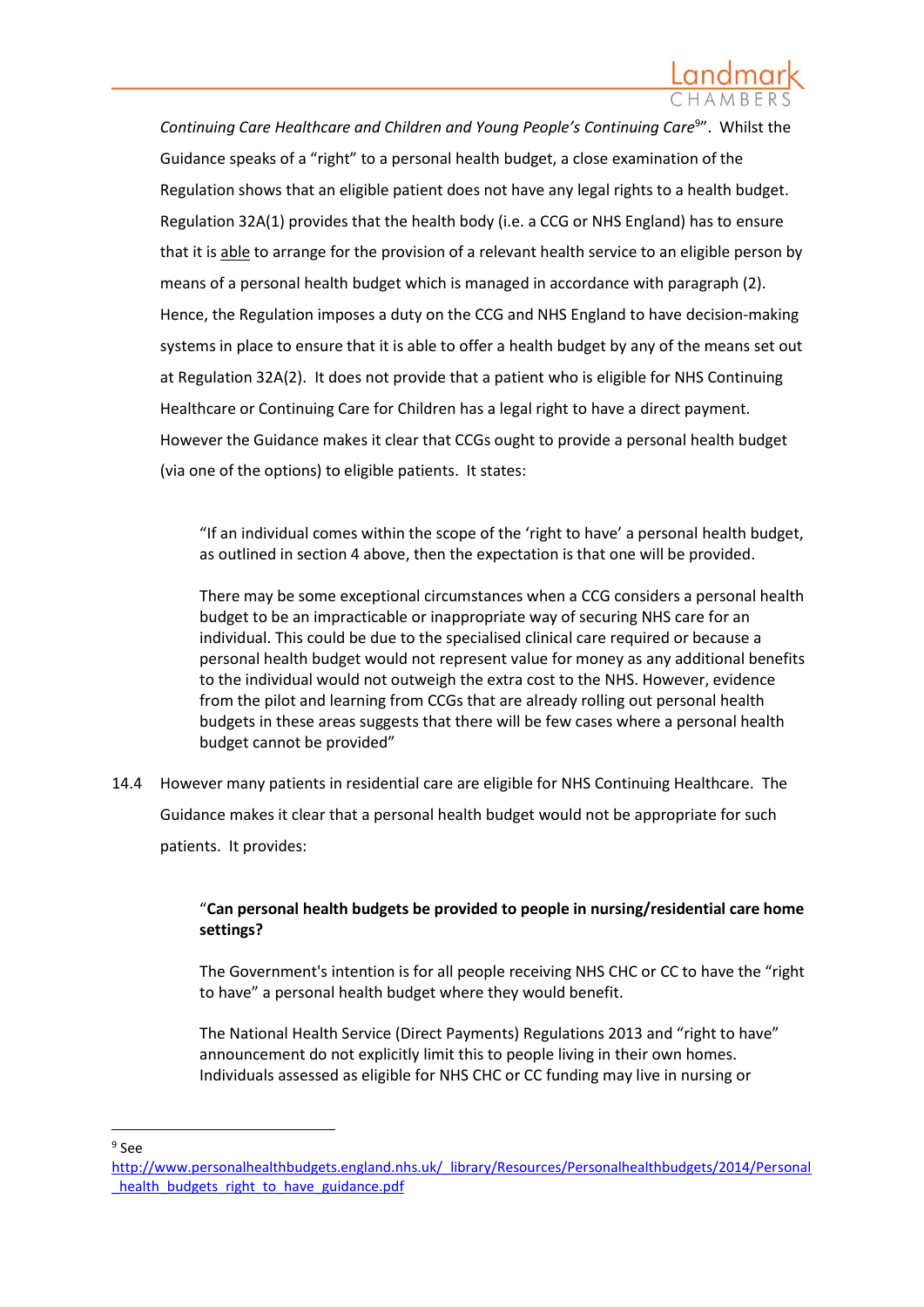*Continuing Care Healthcare and Children and Young People's Continuing Care*[9]". Whilst the Guidance speaks of a "right" to a personal health budget, a close examination of the Regulation shows that an eligible patient does not have any legal rights to a health budget. Regulation 32A(1) provides that the health body (i.e. a CCG or NHS England) has to ensure that it is able to arrange for the provision of a relevant health service to an eligible person by means of a personal health budget which is managed in accordance with paragraph (2). Hence, the Regulation imposes a duty on the CCG and NHS England to have decision-making systems in place to ensure that it is able to offer a health budget by any of the means set out at Regulation 32A(2). It does not provide that a patient who is eligible for NHS Continuing Healthcare or Continuing Care for Children has a legal right to have a direct payment. However the Guidance makes it clear that CCGs ought to provide a personal health budget (via one of the options) to eligible patients. It states:

> "If an individual comes within the scope of the 'right to have' a personal health budget, as outlined in section 4 above, then the expectation is that one will be provided.
>
> There may be some exceptional circumstances when a CCG considers a personal health budget to be an impracticable or inappropriate way of securing NHS care for an individual. This could be due to the specialised clinical care required or because a personal health budget would not represent value for money as any additional benefits to the individual would not outweigh the extra cost to the NHS. However, evidence from the pilot and learning from CCGs that are already rolling out personal health budgets in these areas suggests that there will be few cases where a personal health budget cannot be provided"

14.4 However many patients in residential care are eligible for NHS Continuing Healthcare. The Guidance makes it clear that a personal health budget would not be appropriate for such patients. It provides:

> "**Can personal health budgets be provided to people in nursing/residential care home settings?**
>
> The Government's intention is for all people receiving NHS CHC or CC to have the "right to have" a personal health budget where they would benefit.
>
> The National Health Service (Direct Payments) Regulations 2013 and "right to have" announcement do not explicitly limit this to people living in their own homes. Individuals assessed as eligible for NHS CHC or CC funding may live in nursing or

---

[9] See http://www.personalhealthbudgets.england.nhs.uk/_library/Resources/Personalhealthbudgets/2014/Personal_health_budgets_right_to_have_guidance.pdf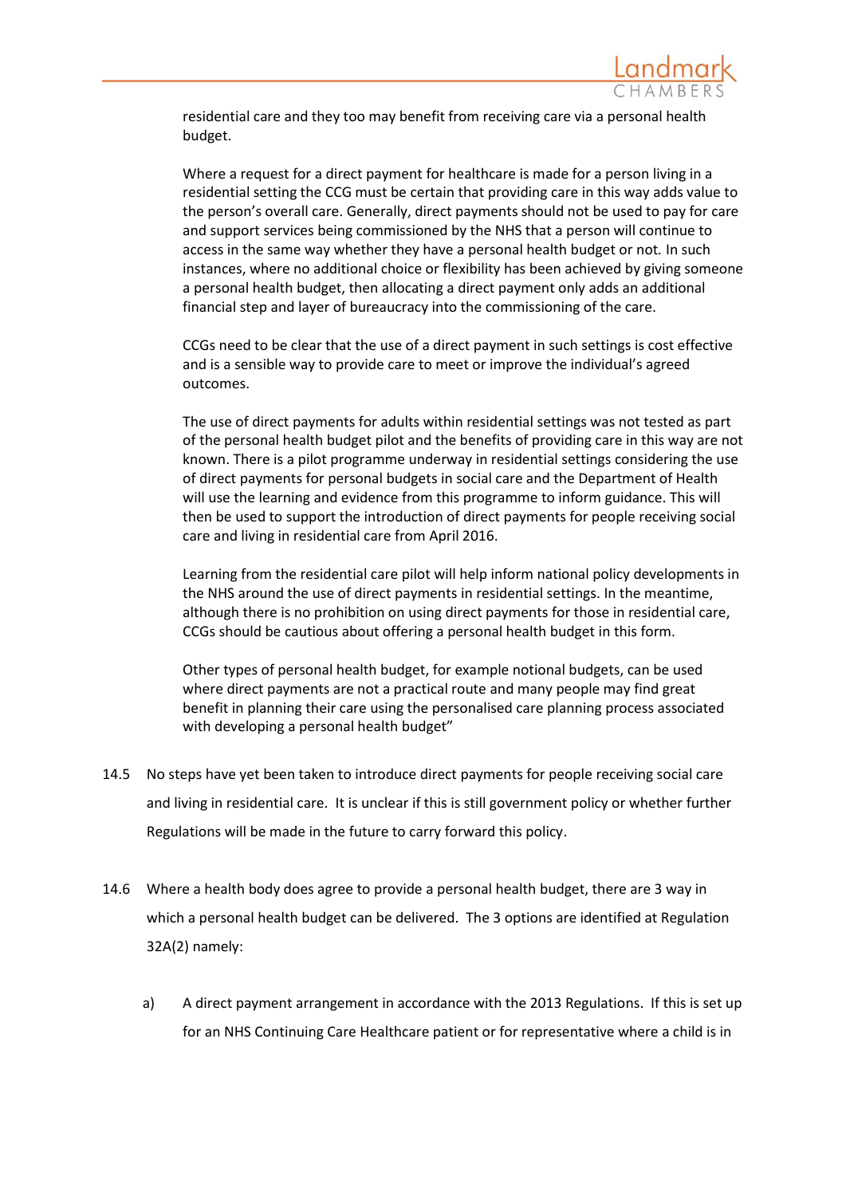residential care and they too may benefit from receiving care via a personal health budget.

Where a request for a direct payment for healthcare is made for a person living in a residential setting the CCG must be certain that providing care in this way adds value to the person's overall care. Generally, direct payments should not be used to pay for care and support services being commissioned by the NHS that a person will continue to access in the same way whether they have a personal health budget or not. In such instances, where no additional choice or flexibility has been achieved by giving someone a personal health budget, then allocating a direct payment only adds an additional financial step and layer of bureaucracy into the commissioning of the care.

CCGs need to be clear that the use of a direct payment in such settings is cost effective and is a sensible way to provide care to meet or improve the individual's agreed outcomes.

The use of direct payments for adults within residential settings was not tested as part of the personal health budget pilot and the benefits of providing care in this way are not known. There is a pilot programme underway in residential settings considering the use of direct payments for personal budgets in social care and the Department of Health will use the learning and evidence from this programme to inform guidance. This will then be used to support the introduction of direct payments for people receiving social care and living in residential care from April 2016.

Learning from the residential care pilot will help inform national policy developments in the NHS around the use of direct payments in residential settings. In the meantime, although there is no prohibition on using direct payments for those in residential care, CCGs should be cautious about offering a personal health budget in this form.

Other types of personal health budget, for example notional budgets, can be used where direct payments are not a practical route and many people may find great benefit in planning their care using the personalised care planning process associated with developing a personal health budget"

14.5 No steps have yet been taken to introduce direct payments for people receiving social care and living in residential care. It is unclear if this is still government policy or whether further Regulations will be made in the future to carry forward this policy.

14.6 Where a health body does agree to provide a personal health budget, there are 3 way in which a personal health budget can be delivered. The 3 options are identified at Regulation 32A(2) namely:

a) A direct payment arrangement in accordance with the 2013 Regulations. If this is set up for an NHS Continuing Care Healthcare patient or for representative where a child is in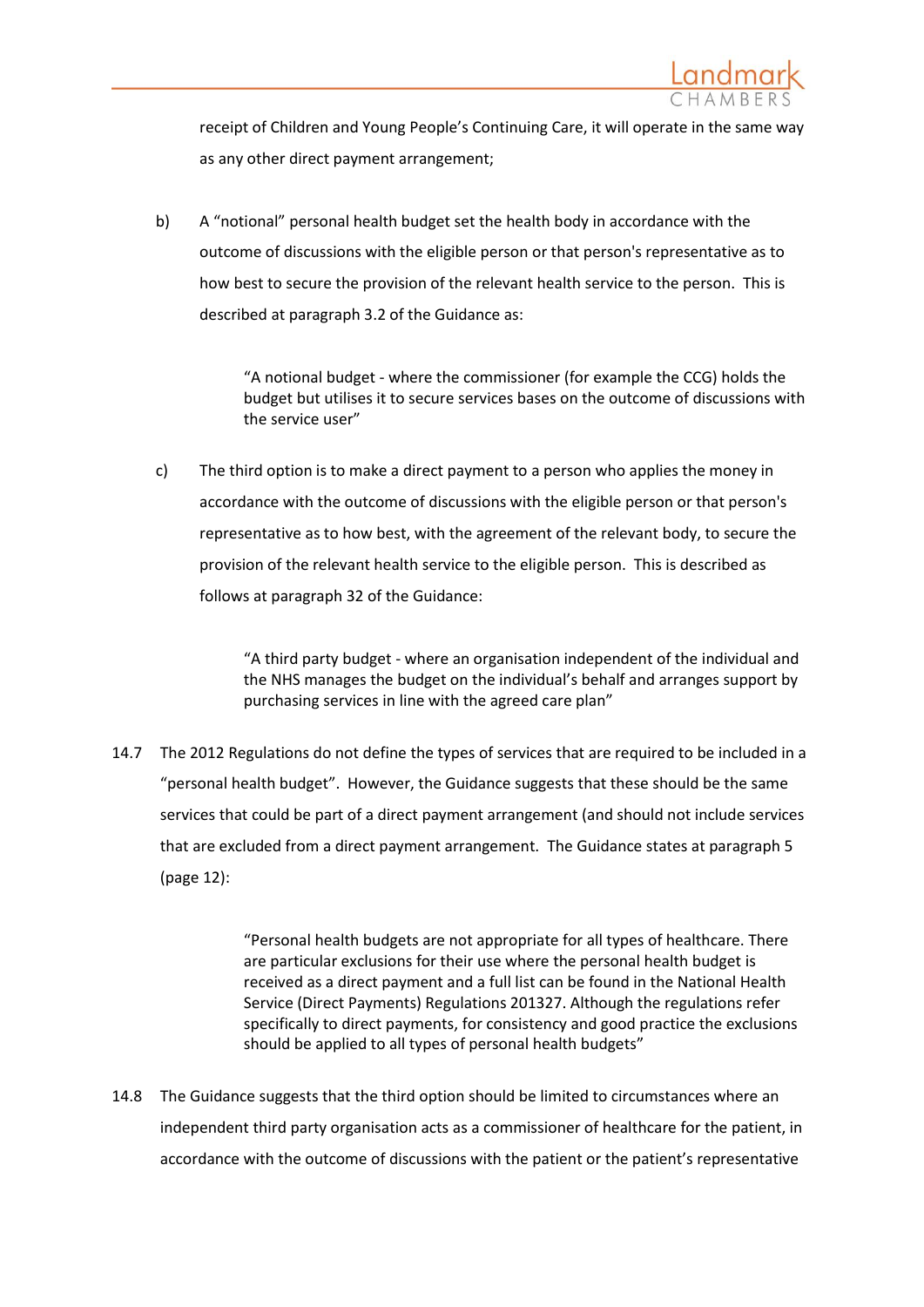receipt of Children and Young People's Continuing Care, it will operate in the same way as any other direct payment arrangement;

b) A "notional" personal health budget set the health body in accordance with the outcome of discussions with the eligible person or that person's representative as to how best to secure the provision of the relevant health service to the person. This is described at paragraph 3.2 of the Guidance as:

> "A notional budget - where the commissioner (for example the CCG) holds the budget but utilises it to secure services bases on the outcome of discussions with the service user"

c) The third option is to make a direct payment to a person who applies the money in accordance with the outcome of discussions with the eligible person or that person's representative as to how best, with the agreement of the relevant body, to secure the provision of the relevant health service to the eligible person. This is described as follows at paragraph 32 of the Guidance:

> "A third party budget - where an organisation independent of the individual and the NHS manages the budget on the individual's behalf and arranges support by purchasing services in line with the agreed care plan"

14.7 The 2012 Regulations do not define the types of services that are required to be included in a "personal health budget". However, the Guidance suggests that these should be the same services that could be part of a direct payment arrangement (and should not include services that are excluded from a direct payment arrangement. The Guidance states at paragraph 5 (page 12):

> "Personal health budgets are not appropriate for all types of healthcare. There are particular exclusions for their use where the personal health budget is received as a direct payment and a full list can be found in the National Health Service (Direct Payments) Regulations 2013[27]. Although the regulations refer specifically to direct payments, for consistency and good practice the exclusions should be applied to all types of personal health budgets"

14.8 The Guidance suggests that the third option should be limited to circumstances where an independent third party organisation acts as a commissioner of healthcare for the patient, in accordance with the outcome of discussions with the patient or the patient's representative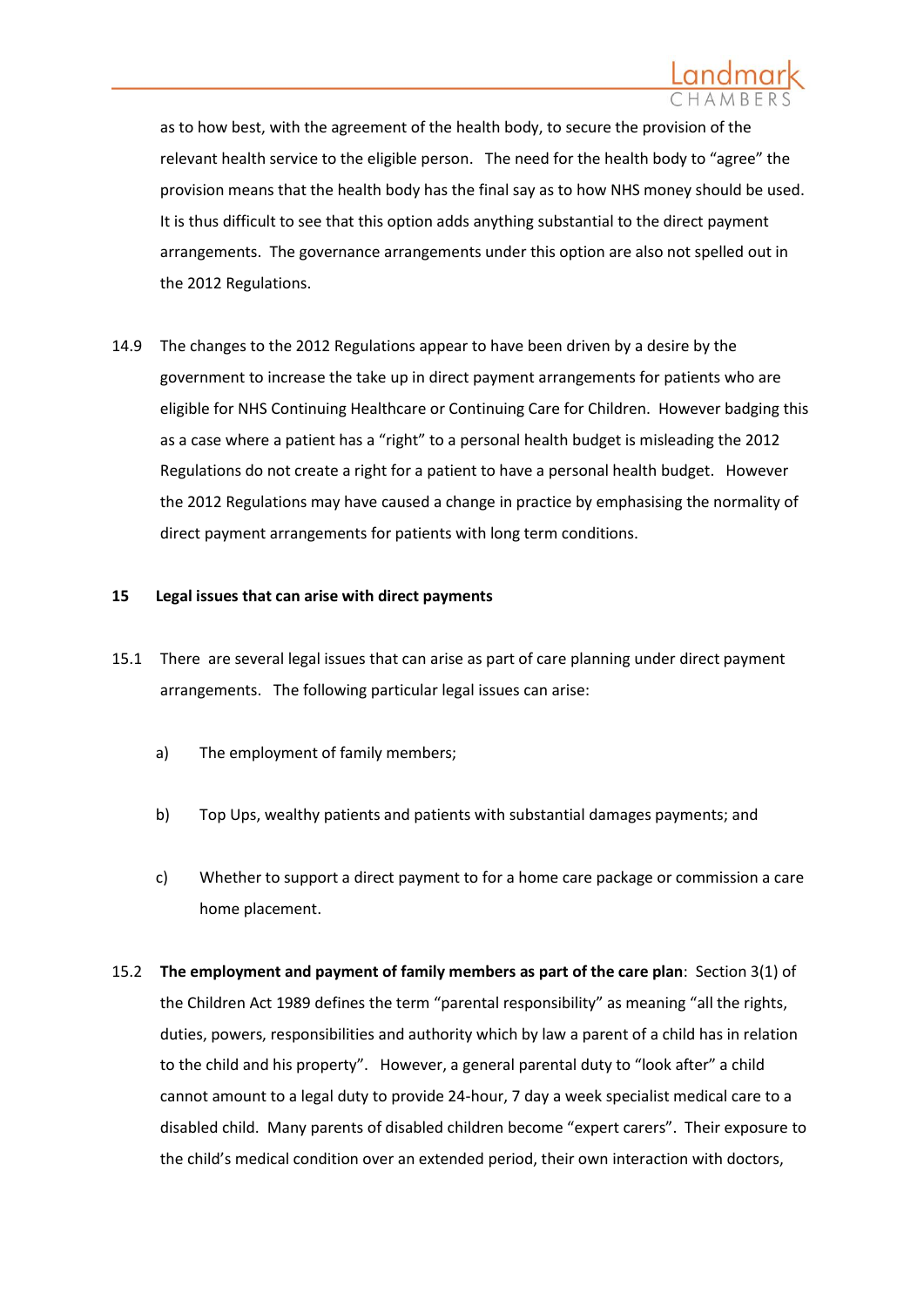as to how best, with the agreement of the health body, to secure the provision of the relevant health service to the eligible person. The need for the health body to "agree" the provision means that the health body has the final say as to how NHS money should be used. It is thus difficult to see that this option adds anything substantial to the direct payment arrangements. The governance arrangements under this option are also not spelled out in the 2012 Regulations.

14.9 The changes to the 2012 Regulations appear to have been driven by a desire by the government to increase the take up in direct payment arrangements for patients who are eligible for NHS Continuing Healthcare or Continuing Care for Children. However badging this as a case where a patient has a "right" to a personal health budget is misleading the 2012 Regulations do not create a right for a patient to have a personal health budget. However the 2012 Regulations may have caused a change in practice by emphasising the normality of direct payment arrangements for patients with long term conditions.

## 15 Legal issues that can arise with direct payments

15.1 There are several legal issues that can arise as part of care planning under direct payment arrangements. The following particular legal issues can arise:

a) The employment of family members;

b) Top Ups, wealthy patients and patients with substantial damages payments; and

c) Whether to support a direct payment to for a home care package or commission a care home placement.

15.2 **The employment and payment of family members as part of the care plan**: Section 3(1) of the Children Act 1989 defines the term "parental responsibility" as meaning "all the rights, duties, powers, responsibilities and authority which by law a parent of a child has in relation to the child and his property". However, a general parental duty to "look after" a child cannot amount to a legal duty to provide 24-hour, 7 day a week specialist medical care to a disabled child. Many parents of disabled children become "expert carers". Their exposure to the child's medical condition over an extended period, their own interaction with doctors,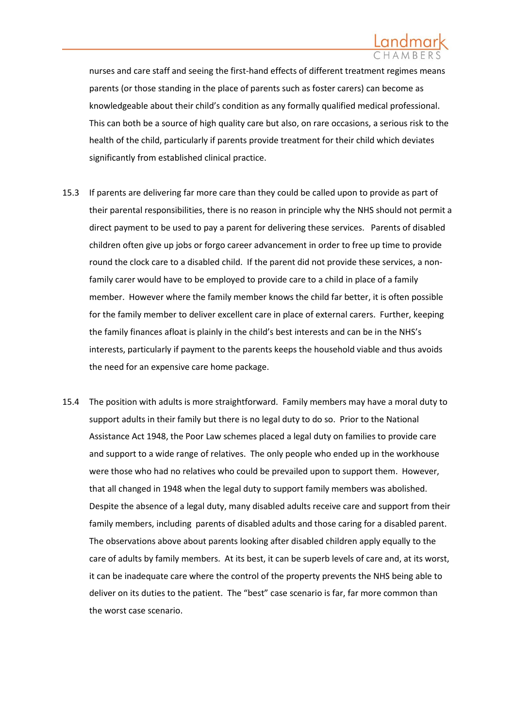nurses and care staff and seeing the first-hand effects of different treatment regimes means parents (or those standing in the place of parents such as foster carers) can become as knowledgeable about their child's condition as any formally qualified medical professional. This can both be a source of high quality care but also, on rare occasions, a serious risk to the health of the child, particularly if parents provide treatment for their child which deviates significantly from established clinical practice.

15.3 If parents are delivering far more care than they could be called upon to provide as part of their parental responsibilities, there is no reason in principle why the NHS should not permit a direct payment to be used to pay a parent for delivering these services. Parents of disabled children often give up jobs or forgo career advancement in order to free up time to provide round the clock care to a disabled child. If the parent did not provide these services, a non-family carer would have to be employed to provide care to a child in place of a family member. However where the family member knows the child far better, it is often possible for the family member to deliver excellent care in place of external carers. Further, keeping the family finances afloat is plainly in the child's best interests and can be in the NHS's interests, particularly if payment to the parents keeps the household viable and thus avoids the need for an expensive care home package.

15.4 The position with adults is more straightforward. Family members may have a moral duty to support adults in their family but there is no legal duty to do so. Prior to the National Assistance Act 1948, the Poor Law schemes placed a legal duty on families to provide care and support to a wide range of relatives. The only people who ended up in the workhouse were those who had no relatives who could be prevailed upon to support them. However, that all changed in 1948 when the legal duty to support family members was abolished. Despite the absence of a legal duty, many disabled adults receive care and support from their family members, including parents of disabled adults and those caring for a disabled parent. The observations above about parents looking after disabled children apply equally to the care of adults by family members. At its best, it can be superb levels of care and, at its worst, it can be inadequate care where the control of the property prevents the NHS being able to deliver on its duties to the patient. The "best" case scenario is far, far more common than the worst case scenario.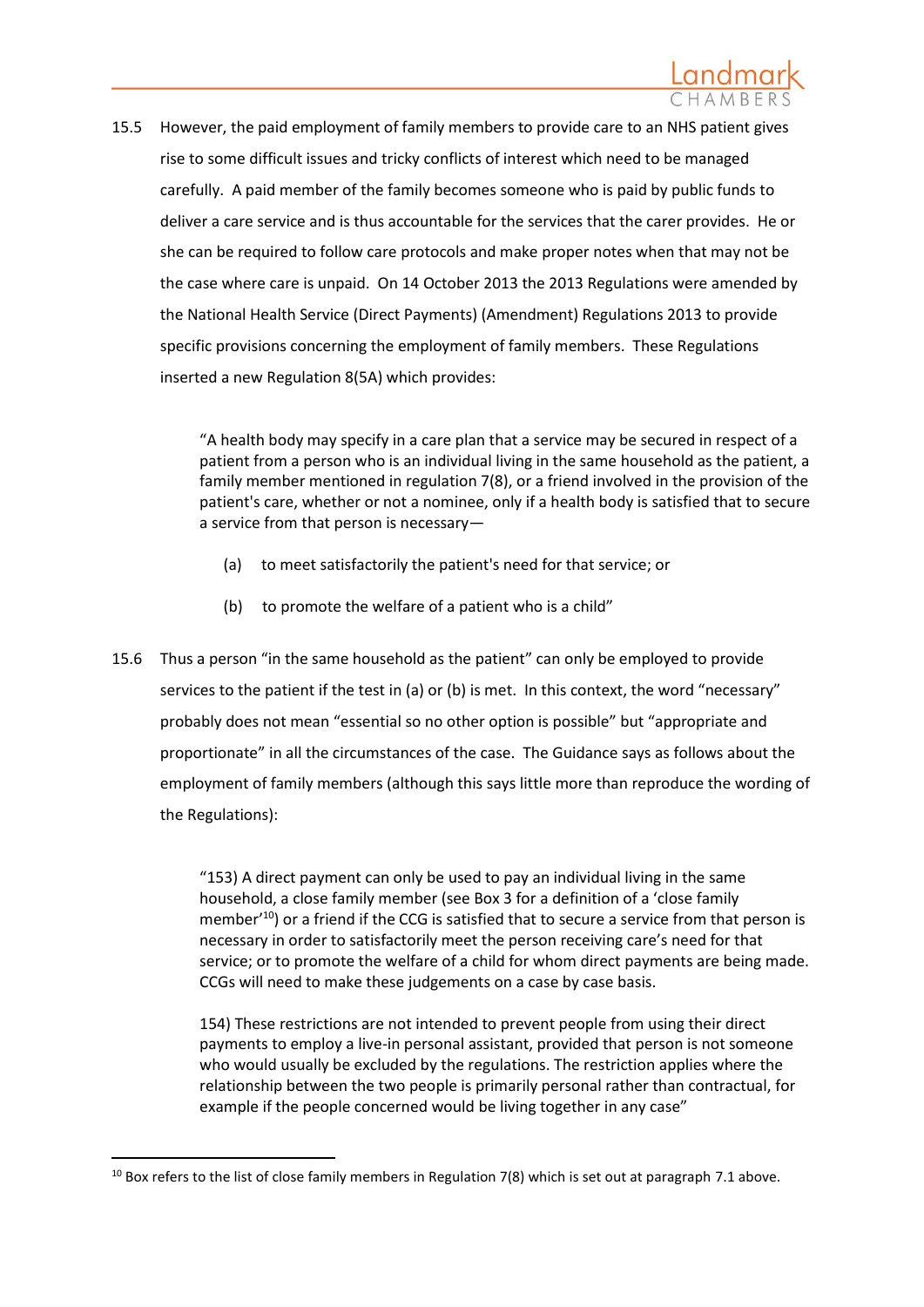15.5 However, the paid employment of family members to provide care to an NHS patient gives rise to some difficult issues and tricky conflicts of interest which need to be managed carefully. A paid member of the family becomes someone who is paid by public funds to deliver a care service and is thus accountable for the services that the carer provides. He or she can be required to follow care protocols and make proper notes when that may not be the case where care is unpaid. On 14 October 2013 the 2013 Regulations were amended by the National Health Service (Direct Payments) (Amendment) Regulations 2013 to provide specific provisions concerning the employment of family members. These Regulations inserted a new Regulation 8(5A) which provides:

> "A health body may specify in a care plan that a service may be secured in respect of a patient from a person who is an individual living in the same household as the patient, a family member mentioned in regulation 7(8), or a friend involved in the provision of the patient's care, whether or not a nominee, only if a health body is satisfied that to secure a service from that person is necessary—
>
> (a) to meet satisfactorily the patient's need for that service; or
>
> (b) to promote the welfare of a patient who is a child"

15.6 Thus a person "in the same household as the patient" can only be employed to provide services to the patient if the test in (a) or (b) is met. In this context, the word "necessary" probably does not mean "essential so no other option is possible" but "appropriate and proportionate" in all the circumstances of the case. The Guidance says as follows about the employment of family members (although this says little more than reproduce the wording of the Regulations):

> "153) A direct payment can only be used to pay an individual living in the same household, a close family member (see Box 3 for a definition of a 'close family member'[10]) or a friend if the CCG is satisfied that to secure a service from that person is necessary in order to satisfactorily meet the person receiving care's need for that service; or to promote the welfare of a child for whom direct payments are being made. CCGs will need to make these judgements on a case by case basis.
>
> 154) These restrictions are not intended to prevent people from using their direct payments to employ a live-in personal assistant, provided that person is not someone who would usually be excluded by the regulations. The restriction applies where the relationship between the two people is primarily personal rather than contractual, for example if the people concerned would be living together in any case"

[10] Box refers to the list of close family members in Regulation 7(8) which is set out at paragraph 7.1 above.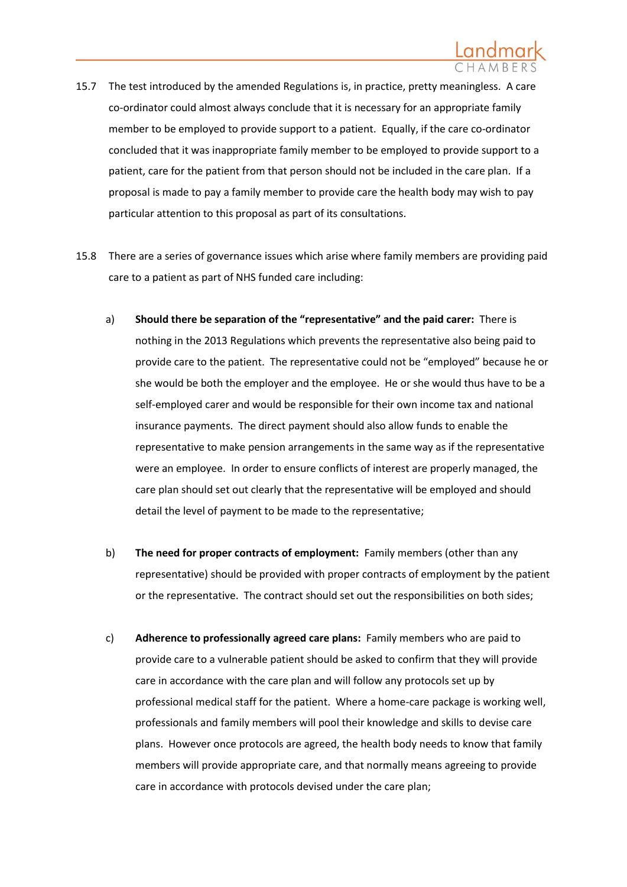15.7 The test introduced by the amended Regulations is, in practice, pretty meaningless. A care co-ordinator could almost always conclude that it is necessary for an appropriate family member to be employed to provide support to a patient. Equally, if the care co-ordinator concluded that it was inappropriate family member to be employed to provide support to a patient, care for the patient from that person should not be included in the care plan. If a proposal is made to pay a family member to provide care the health body may wish to pay particular attention to this proposal as part of its consultations.

15.8 There are a series of governance issues which arise where family members are providing paid care to a patient as part of NHS funded care including:

a) **Should there be separation of the "representative" and the paid carer:** There is nothing in the 2013 Regulations which prevents the representative also being paid to provide care to the patient. The representative could not be "employed" because he or she would be both the employer and the employee. He or she would thus have to be a self-employed carer and would be responsible for their own income tax and national insurance payments. The direct payment should also allow funds to enable the representative to make pension arrangements in the same way as if the representative were an employee. In order to ensure conflicts of interest are properly managed, the care plan should set out clearly that the representative will be employed and should detail the level of payment to be made to the representative;

b) **The need for proper contracts of employment:** Family members (other than any representative) should be provided with proper contracts of employment by the patient or the representative. The contract should set out the responsibilities on both sides;

c) **Adherence to professionally agreed care plans:** Family members who are paid to provide care to a vulnerable patient should be asked to confirm that they will provide care in accordance with the care plan and will follow any protocols set up by professional medical staff for the patient. Where a home-care package is working well, professionals and family members will pool their knowledge and skills to devise care plans. However once protocols are agreed, the health body needs to know that family members will provide appropriate care, and that normally means agreeing to provide care in accordance with protocols devised under the care plan;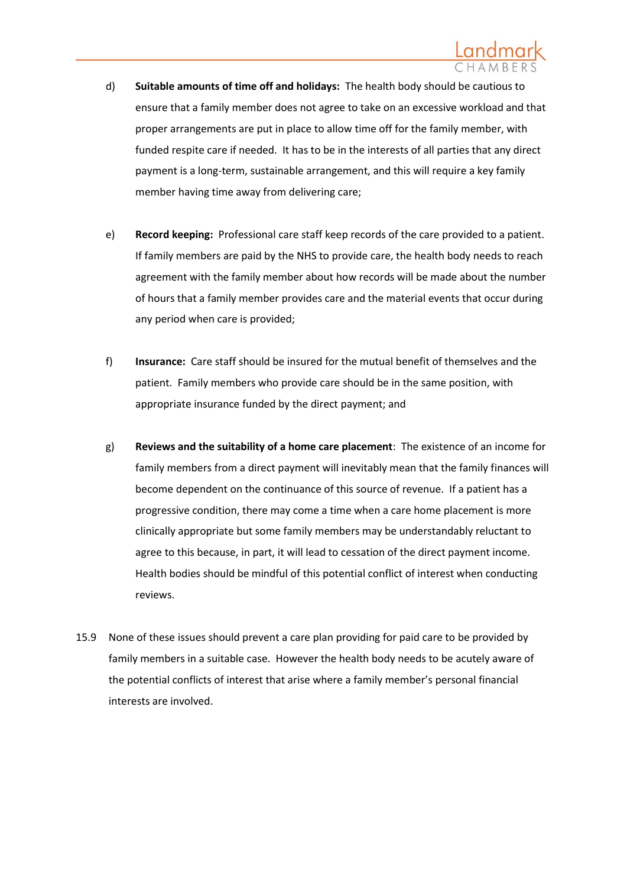d) **Suitable amounts of time off and holidays:** The health body should be cautious to ensure that a family member does not agree to take on an excessive workload and that proper arrangements are put in place to allow time off for the family member, with funded respite care if needed. It has to be in the interests of all parties that any direct payment is a long-term, sustainable arrangement, and this will require a key family member having time away from delivering care;

e) **Record keeping:** Professional care staff keep records of the care provided to a patient. If family members are paid by the NHS to provide care, the health body needs to reach agreement with the family member about how records will be made about the number of hours that a family member provides care and the material events that occur during any period when care is provided;

f) **Insurance:** Care staff should be insured for the mutual benefit of themselves and the patient. Family members who provide care should be in the same position, with appropriate insurance funded by the direct payment; and

g) **Reviews and the suitability of a home care placement**: The existence of an income for family members from a direct payment will inevitably mean that the family finances will become dependent on the continuance of this source of revenue. If a patient has a progressive condition, there may come a time when a care home placement is more clinically appropriate but some family members may be understandably reluctant to agree to this because, in part, it will lead to cessation of the direct payment income. Health bodies should be mindful of this potential conflict of interest when conducting reviews.

15.9 None of these issues should prevent a care plan providing for paid care to be provided by family members in a suitable case. However the health body needs to be acutely aware of the potential conflicts of interest that arise where a family member's personal financial interests are involved.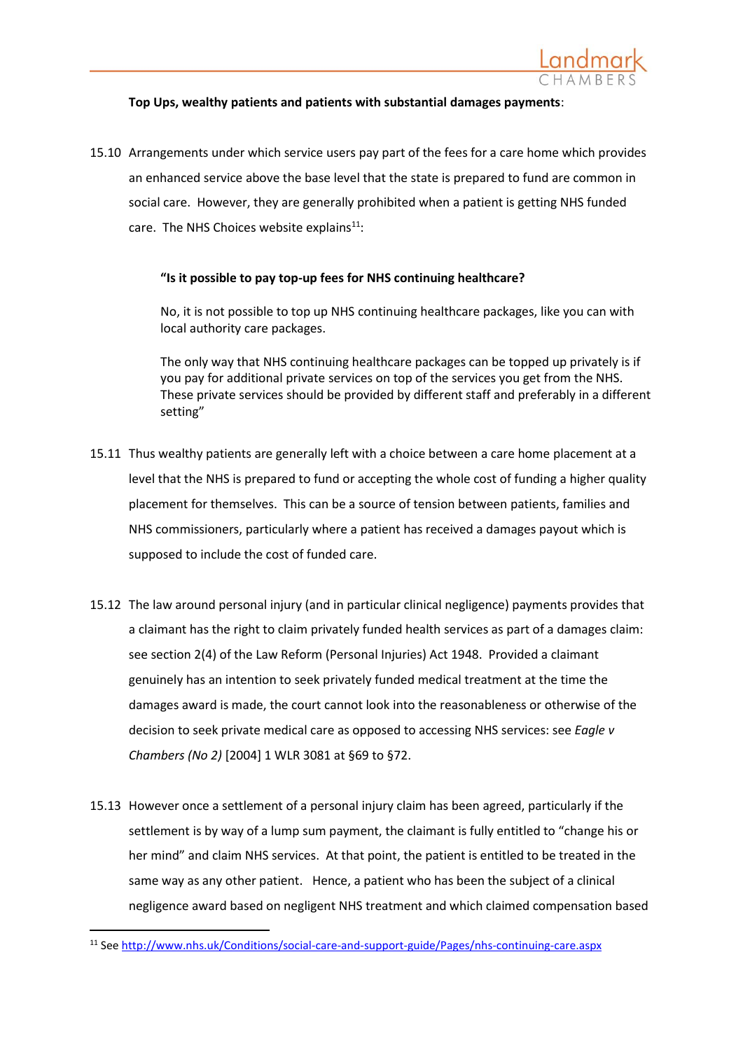**Top Ups, wealthy patients and patients with substantial damages payments**:

15.10 Arrangements under which service users pay part of the fees for a care home which provides an enhanced service above the base level that the state is prepared to fund are common in social care. However, they are generally prohibited when a patient is getting NHS funded care. The NHS Choices website explains[11]:

> **"Is it possible to pay top-up fees for NHS continuing healthcare?**
>
> No, it is not possible to top up NHS continuing healthcare packages, like you can with local authority care packages.
>
> The only way that NHS continuing healthcare packages can be topped up privately is if you pay for additional private services on top of the services you get from the NHS. These private services should be provided by different staff and preferably in a different setting"

15.11 Thus wealthy patients are generally left with a choice between a care home placement at a level that the NHS is prepared to fund or accepting the whole cost of funding a higher quality placement for themselves. This can be a source of tension between patients, families and NHS commissioners, particularly where a patient has received a damages payout which is supposed to include the cost of funded care.

15.12 The law around personal injury (and in particular clinical negligence) payments provides that a claimant has the right to claim privately funded health services as part of a damages claim: see section 2(4) of the Law Reform (Personal Injuries) Act 1948. Provided a claimant genuinely has an intention to seek privately funded medical treatment at the time the damages award is made, the court cannot look into the reasonableness or otherwise of the decision to seek private medical care as opposed to accessing NHS services: see *Eagle v Chambers (No 2)* [2004] 1 WLR 3081 at §69 to §72.

15.13 However once a settlement of a personal injury claim has been agreed, particularly if the settlement is by way of a lump sum payment, the claimant is fully entitled to "change his or her mind" and claim NHS services. At that point, the patient is entitled to be treated in the same way as any other patient. Hence, a patient who has been the subject of a clinical negligence award based on negligent NHS treatment and which claimed compensation based

[11] See http://www.nhs.uk/Conditions/social-care-and-support-guide/Pages/nhs-continuing-care.aspx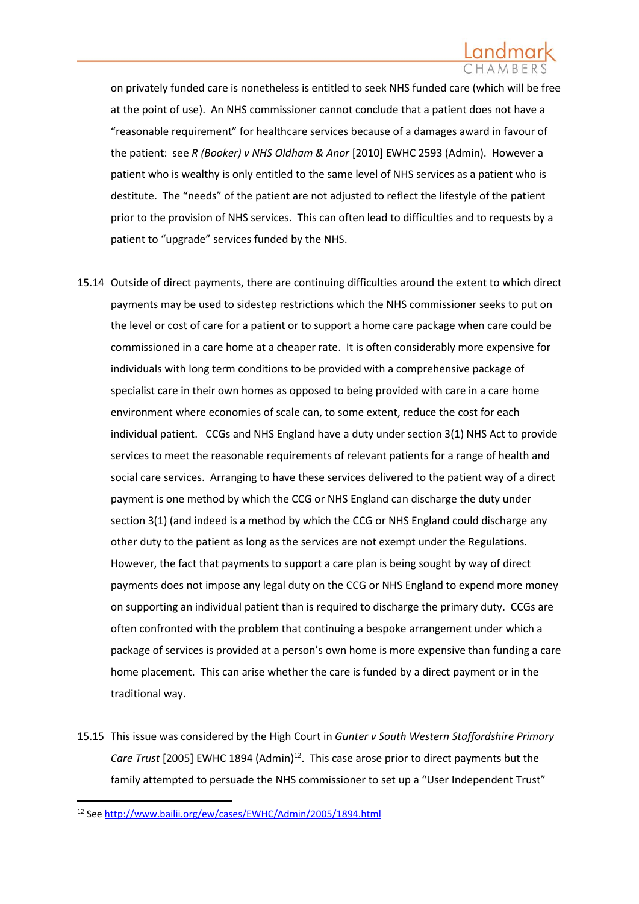on privately funded care is nonetheless is entitled to seek NHS funded care (which will be free at the point of use). An NHS commissioner cannot conclude that a patient does not have a "reasonable requirement" for healthcare services because of a damages award in favour of the patient: see *R (Booker) v NHS Oldham & Anor* [2010] EWHC 2593 (Admin). However a patient who is wealthy is only entitled to the same level of NHS services as a patient who is destitute. The "needs" of the patient are not adjusted to reflect the lifestyle of the patient prior to the provision of NHS services. This can often lead to difficulties and to requests by a patient to "upgrade" services funded by the NHS.

15.14 Outside of direct payments, there are continuing difficulties around the extent to which direct payments may be used to sidestep restrictions which the NHS commissioner seeks to put on the level or cost of care for a patient or to support a home care package when care could be commissioned in a care home at a cheaper rate. It is often considerably more expensive for individuals with long term conditions to be provided with a comprehensive package of specialist care in their own homes as opposed to being provided with care in a care home environment where economies of scale can, to some extent, reduce the cost for each individual patient. CCGs and NHS England have a duty under section 3(1) NHS Act to provide services to meet the reasonable requirements of relevant patients for a range of health and social care services. Arranging to have these services delivered to the patient way of a direct payment is one method by which the CCG or NHS England can discharge the duty under section 3(1) (and indeed is a method by which the CCG or NHS England could discharge any other duty to the patient as long as the services are not exempt under the Regulations. However, the fact that payments to support a care plan is being sought by way of direct payments does not impose any legal duty on the CCG or NHS England to expend more money on supporting an individual patient than is required to discharge the primary duty. CCGs are often confronted with the problem that continuing a bespoke arrangement under which a package of services is provided at a person's own home is more expensive than funding a care home placement. This can arise whether the care is funded by a direct payment or in the traditional way.

15.15 This issue was considered by the High Court in *Gunter v South Western Staffordshire Primary Care Trust* [2005] EWHC 1894 (Admin)[12]. This case arose prior to direct payments but the family attempted to persuade the NHS commissioner to set up a "User Independent Trust"

[12] See http://www.bailii.org/ew/cases/EWHC/Admin/2005/1894.html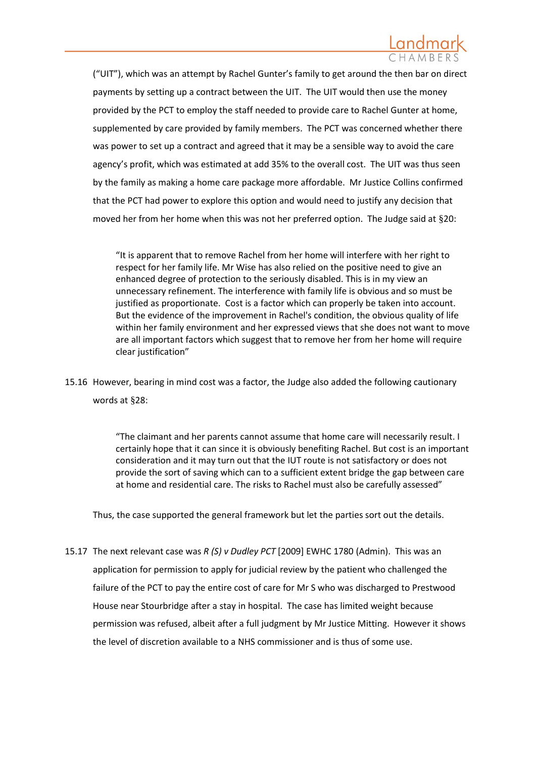("UIT"), which was an attempt by Rachel Gunter's family to get around the then bar on direct payments by setting up a contract between the UIT. The UIT would then use the money provided by the PCT to employ the staff needed to provide care to Rachel Gunter at home, supplemented by care provided by family members. The PCT was concerned whether there was power to set up a contract and agreed that it may be a sensible way to avoid the care agency's profit, which was estimated at add 35% to the overall cost. The UIT was thus seen by the family as making a home care package more affordable. Mr Justice Collins confirmed that the PCT had power to explore this option and would need to justify any decision that moved her from her home when this was not her preferred option. The Judge said at §20:

> "It is apparent that to remove Rachel from her home will interfere with her right to respect for her family life. Mr Wise has also relied on the positive need to give an enhanced degree of protection to the seriously disabled. This is in my view an unnecessary refinement. The interference with family life is obvious and so must be justified as proportionate. Cost is a factor which can properly be taken into account. But the evidence of the improvement in Rachel's condition, the obvious quality of life within her family environment and her expressed views that she does not want to move are all important factors which suggest that to remove her from her home will require clear justification"

15.16 However, bearing in mind cost was a factor, the Judge also added the following cautionary words at §28:

> "The claimant and her parents cannot assume that home care will necessarily result. I certainly hope that it can since it is obviously benefiting Rachel. But cost is an important consideration and it may turn out that the IUT route is not satisfactory or does not provide the sort of saving which can to a sufficient extent bridge the gap between care at home and residential care. The risks to Rachel must also be carefully assessed"

Thus, the case supported the general framework but let the parties sort out the details.

15.17 The next relevant case was *R (S) v Dudley PCT* [2009] EWHC 1780 (Admin). This was an application for permission to apply for judicial review by the patient who challenged the failure of the PCT to pay the entire cost of care for Mr S who was discharged to Prestwood House near Stourbridge after a stay in hospital. The case has limited weight because permission was refused, albeit after a full judgment by Mr Justice Mitting. However it shows the level of discretion available to a NHS commissioner and is thus of some use.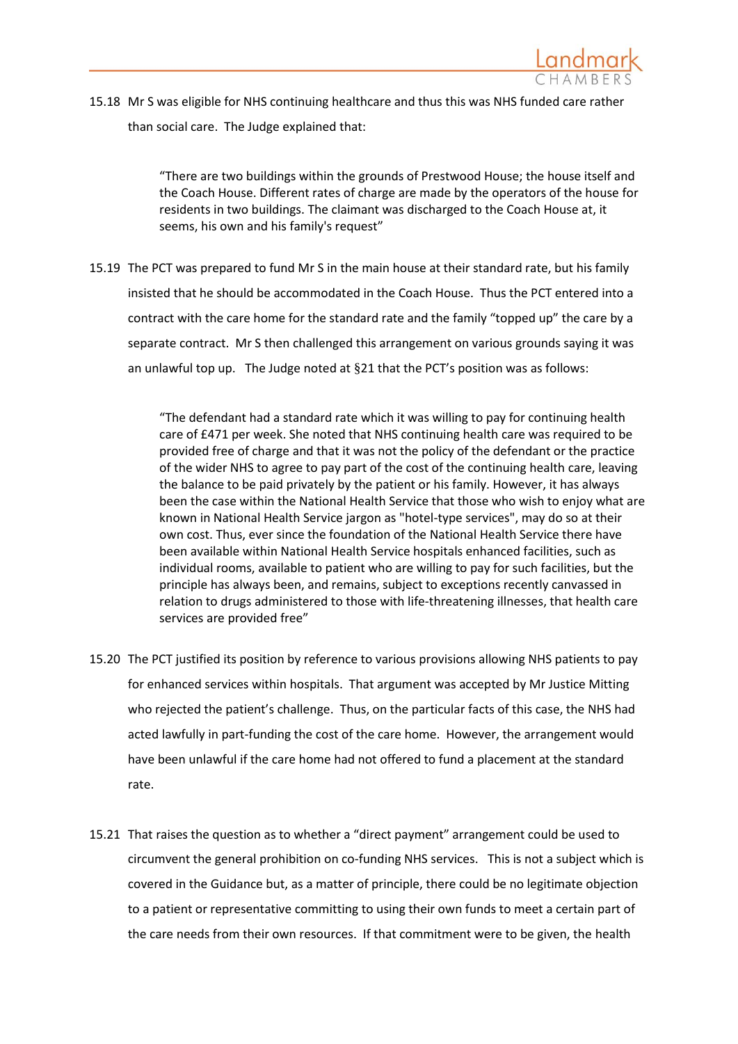15.18 Mr S was eligible for NHS continuing healthcare and thus this was NHS funded care rather than social care. The Judge explained that:

> "There are two buildings within the grounds of Prestwood House; the house itself and the Coach House. Different rates of charge are made by the operators of the house for residents in two buildings. The claimant was discharged to the Coach House at, it seems, his own and his family's request"

15.19 The PCT was prepared to fund Mr S in the main house at their standard rate, but his family insisted that he should be accommodated in the Coach House. Thus the PCT entered into a contract with the care home for the standard rate and the family "topped up" the care by a separate contract. Mr S then challenged this arrangement on various grounds saying it was an unlawful top up. The Judge noted at §21 that the PCT's position was as follows:

> "The defendant had a standard rate which it was willing to pay for continuing health care of £471 per week. She noted that NHS continuing health care was required to be provided free of charge and that it was not the policy of the defendant or the practice of the wider NHS to agree to pay part of the cost of the continuing health care, leaving the balance to be paid privately by the patient or his family. However, it has always been the case within the National Health Service that those who wish to enjoy what are known in National Health Service jargon as "hotel-type services", may do so at their own cost. Thus, ever since the foundation of the National Health Service there have been available within National Health Service hospitals enhanced facilities, such as individual rooms, available to patient who are willing to pay for such facilities, but the principle has always been, and remains, subject to exceptions recently canvassed in relation to drugs administered to those with life-threatening illnesses, that health care services are provided free"

15.20 The PCT justified its position by reference to various provisions allowing NHS patients to pay for enhanced services within hospitals. That argument was accepted by Mr Justice Mitting who rejected the patient's challenge. Thus, on the particular facts of this case, the NHS had acted lawfully in part-funding the cost of the care home. However, the arrangement would have been unlawful if the care home had not offered to fund a placement at the standard rate.

15.21 That raises the question as to whether a "direct payment" arrangement could be used to circumvent the general prohibition on co-funding NHS services. This is not a subject which is covered in the Guidance but, as a matter of principle, there could be no legitimate objection to a patient or representative committing to using their own funds to meet a certain part of the care needs from their own resources. If that commitment were to be given, the health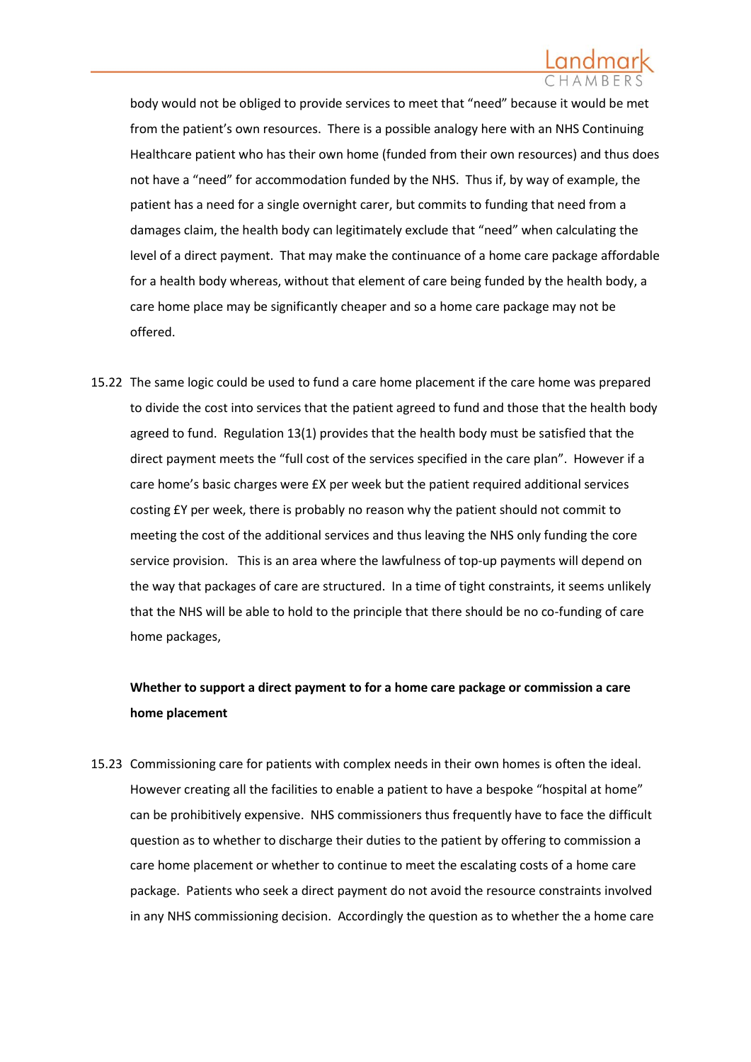body would not be obliged to provide services to meet that "need" because it would be met from the patient's own resources. There is a possible analogy here with an NHS Continuing Healthcare patient who has their own home (funded from their own resources) and thus does not have a "need" for accommodation funded by the NHS. Thus if, by way of example, the patient has a need for a single overnight carer, but commits to funding that need from a damages claim, the health body can legitimately exclude that "need" when calculating the level of a direct payment. That may make the continuance of a home care package affordable for a health body whereas, without that element of care being funded by the health body, a care home place may be significantly cheaper and so a home care package may not be offered.

15.22 The same logic could be used to fund a care home placement if the care home was prepared to divide the cost into services that the patient agreed to fund and those that the health body agreed to fund. Regulation 13(1) provides that the health body must be satisfied that the direct payment meets the "full cost of the services specified in the care plan". However if a care home's basic charges were £X per week but the patient required additional services costing £Y per week, there is probably no reason why the patient should not commit to meeting the cost of the additional services and thus leaving the NHS only funding the core service provision. This is an area where the lawfulness of top-up payments will depend on the way that packages of care are structured. In a time of tight constraints, it seems unlikely that the NHS will be able to hold to the principle that there should be no co-funding of care home packages,

**Whether to support a direct payment to for a home care package or commission a care home placement**

15.23 Commissioning care for patients with complex needs in their own homes is often the ideal. However creating all the facilities to enable a patient to have a bespoke "hospital at home" can be prohibitively expensive. NHS commissioners thus frequently have to face the difficult question as to whether to discharge their duties to the patient by offering to commission a care home placement or whether to continue to meet the escalating costs of a home care package. Patients who seek a direct payment do not avoid the resource constraints involved in any NHS commissioning decision. Accordingly the question as to whether the a home care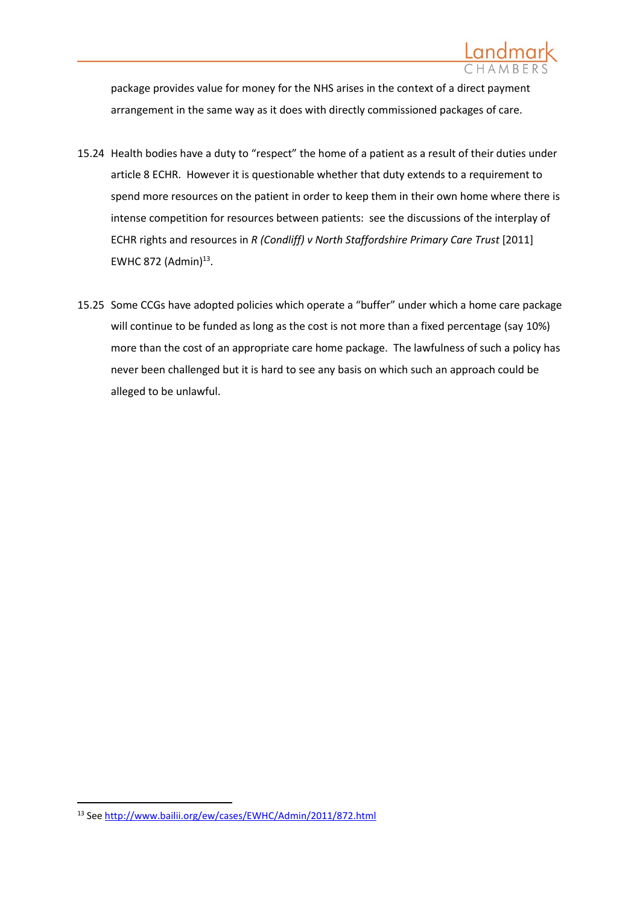package provides value for money for the NHS arises in the context of a direct payment arrangement in the same way as it does with directly commissioned packages of care.

15.24 Health bodies have a duty to "respect" the home of a patient as a result of their duties under article 8 ECHR. However it is questionable whether that duty extends to a requirement to spend more resources on the patient in order to keep them in their own home where there is intense competition for resources between patients: see the discussions of the interplay of ECHR rights and resources in *R (Condliff) v North Staffordshire Primary Care Trust* [2011] EWHC 872 (Admin)[13].

15.25 Some CCGs have adopted policies which operate a "buffer" under which a home care package will continue to be funded as long as the cost is not more than a fixed percentage (say 10%) more than the cost of an appropriate care home package. The lawfulness of such a policy has never been challenged but it is hard to see any basis on which such an approach could be alleged to be unlawful.

[13] See http://www.bailii.org/ew/cases/EWHC/Admin/2011/872.html